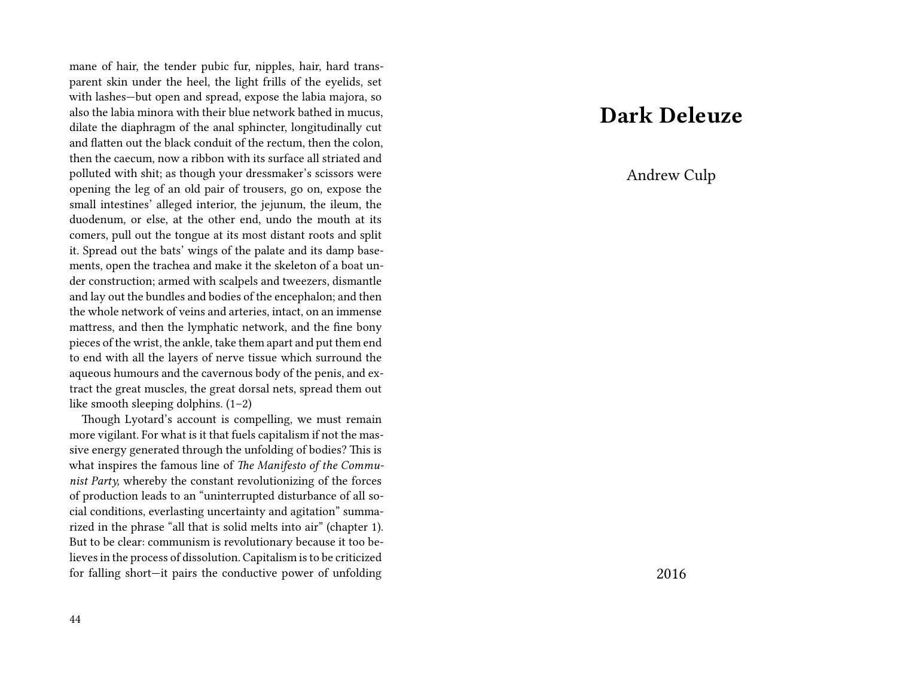mane of hair, the tender pubic fur, nipples, hair, hard transparent skin under the heel, the light frills of the eyelids, set with lashes—but open and spread, expose the labia majora, so also the labia minora with their blue network bathed in mucus, dilate the diaphragm of the anal sphincter, longitudinally cut and flatten out the black conduit of the rectum, then the colon, then the caecum, now a ribbon with its surface all striated and polluted with shit; as though your dressmaker's scissors were opening the leg of an old pair of trousers, go on, expose the small intestines' alleged interior, the jejunum, the ileum, the duodenum, or else, at the other end, undo the mouth at its comers, pull out the tongue at its most distant roots and split it. Spread out the bats' wings of the palate and its damp basements, open the trachea and make it the skeleton of a boat under construction; armed with scalpels and tweezers, dismantle and lay out the bundles and bodies of the encephalon; and then the whole network of veins and arteries, intact, on an immense mattress, and then the lymphatic network, and the fine bony pieces of the wrist, the ankle, take them apart and put them end to end with all the layers of nerve tissue which surround the aqueous humours and the cavernous body of the penis, and extract the great muscles, the great dorsal nets, spread them out like smooth sleeping dolphins. (1–2)

Though Lyotard's account is compelling, we must remain more vigilant. For what is it that fuels capitalism if not the massive energy generated through the unfolding of bodies? This is what inspires the famous line of *The Manifesto of the Communist Party,* whereby the constant revolutionizing of the forces of production leads to an "uninterrupted disturbance of all social conditions, everlasting uncertainty and agitation" summarized in the phrase "all that is solid melts into air" (chapter 1). But to be clear: communism is revolutionary because it too believes in the process of dissolution. Capitalism is to be criticized for falling short—it pairs the conductive power of unfolding

# Dark Deleuze

Andrew Culp

2016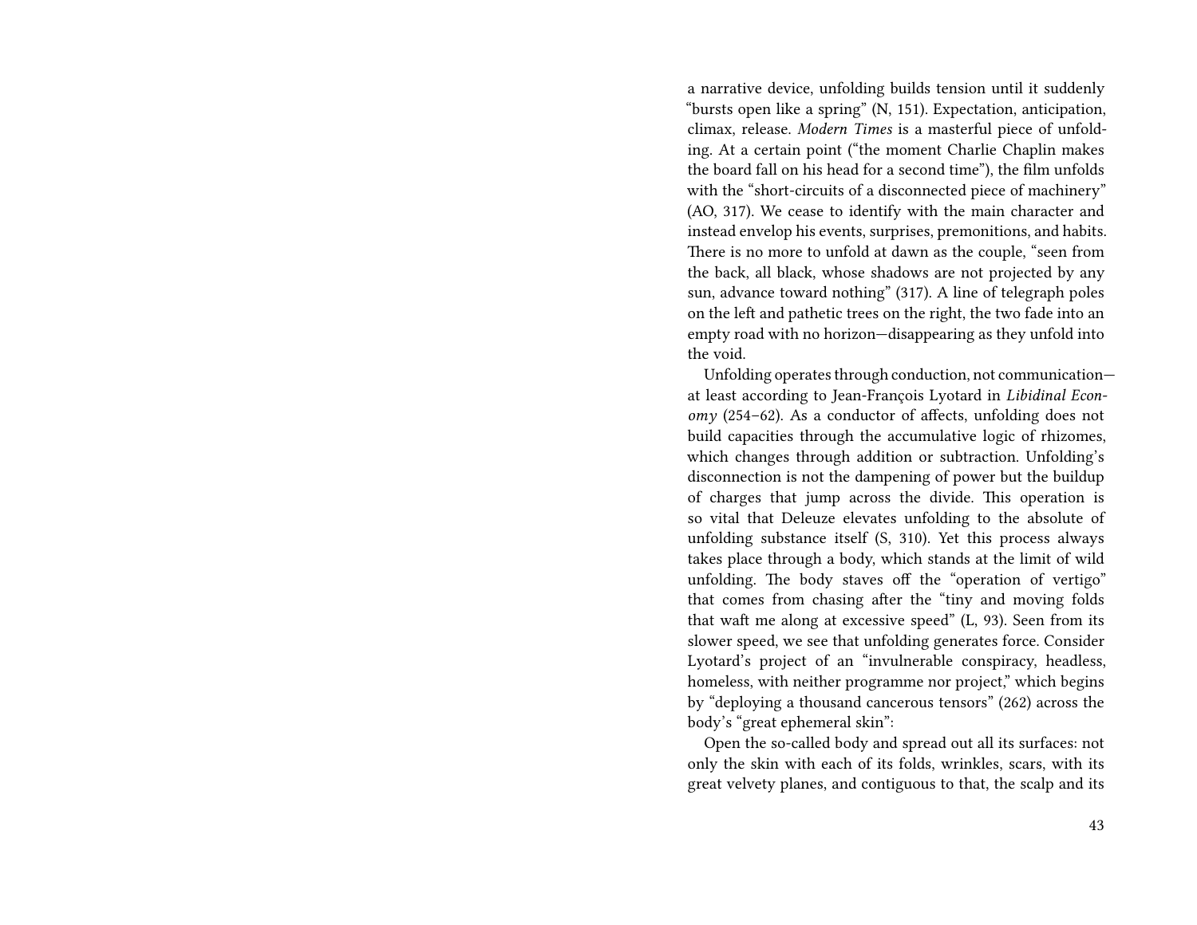a narrative device, unfolding builds tension until it suddenly "bursts open like a spring" (N, 151). Expectation, anticipation, climax, release. *Modern Times* is a masterful piece of unfolding. At a certain point ("the moment Charlie Chaplin makes the board fall on his head for a second time"), the film unfolds with the "short-circuits of a disconnected piece of machinery" (AO, 317). We cease to identify with the main character and instead envelop his events, surprises, premonitions, and habits. There is no more to unfold at dawn as the couple, "seen from the back, all black, whose shadows are not projected by any sun, advance toward nothing" (317). A line of telegraph poles on the left and pathetic trees on the right, the two fade into an empty road with no horizon—disappearing as they unfold into the void.

Unfolding operates through conduction, not communication—at least according to Jean-François Lyotard in *Libidinal Economy* (254–62). As a conductor of affects, unfolding does not build capacities through the accumulative logic of rhizomes, which changes through addition or subtraction. Unfolding's disconnection is not the dampening of power but the buildup of charges that jump across the divide. This operation is so vital that Deleuze elevates unfolding to the absolute of unfolding substance itself (S, 310). Yet this process always takes place through a body, which stands at the limit of wild unfolding. The body staves off the "operation of vertigo" that comes from chasing after the "tiny and moving folds that waft me along at excessive speed" (L, 93). Seen from its slower speed, we see that unfolding generates force. Consider Lyotard's project of an "invulnerable conspiracy, headless, homeless, with neither programme nor project," which begins by "deploying a thousand cancerous tensors" (262) across the body's "great ephemeral skin":

Open the so-called body and spread out all its surfaces: not only the skin with each of its folds, wrinkles, scars, with its great velvety planes, and contiguous to that, the scalp and its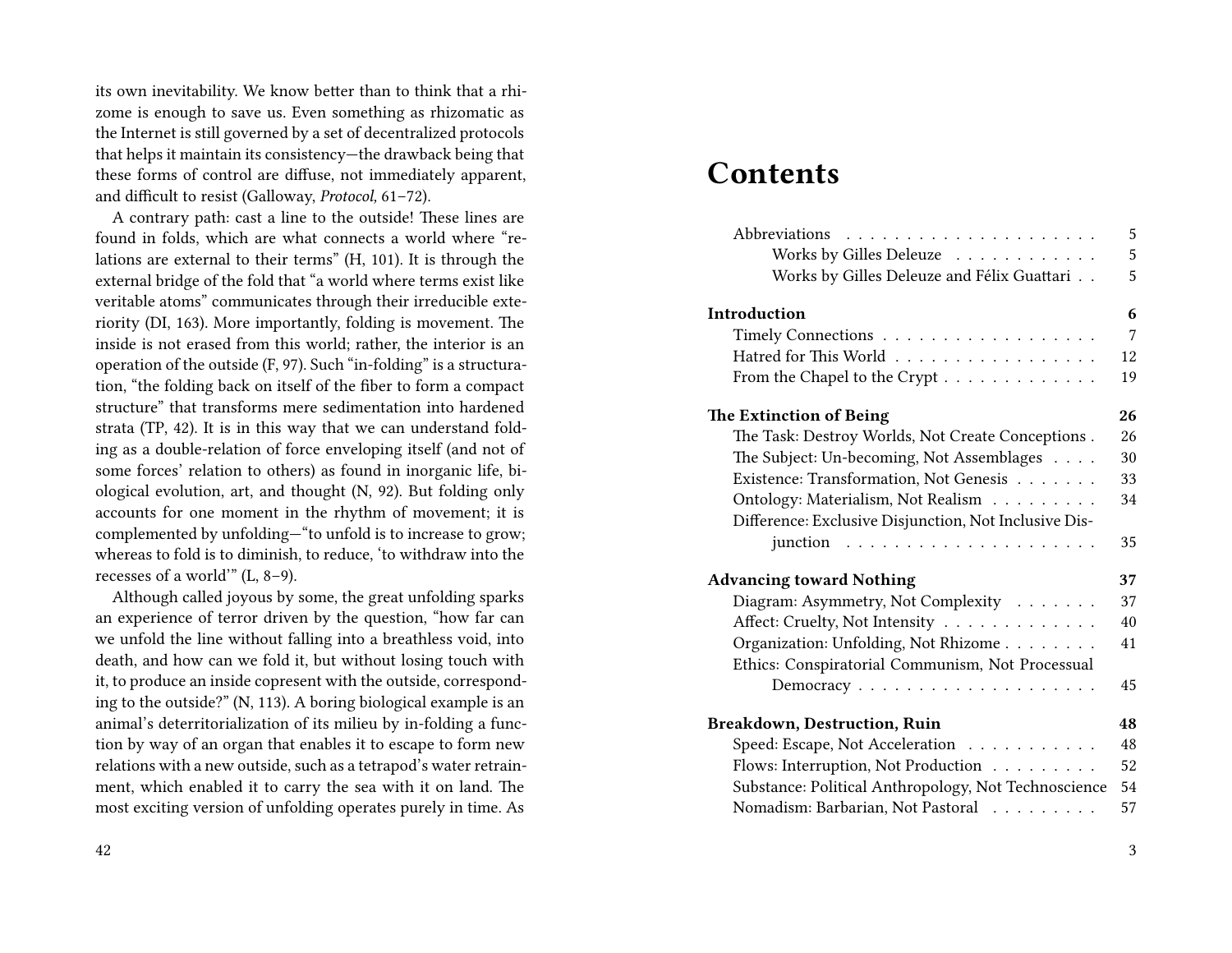its own inevitability. We know better than to think that a rhizome is enough to save us. Even something as rhizomatic as the Internet is still governed by a set of decentralized protocols that helps it maintain its consistency—the drawback being that these forms of control are diffuse, not immediately apparent, and difficult to resist (Galloway, *Protocol,* 61–72).

A contrary path: cast a line to the outside! These lines are found in folds, which are what connects a world where "relations are external to their terms" (H, 101). It is through the external bridge of the fold that "a world where terms exist like veritable atoms" communicates through their irreducible exteriority (DI, 163). More importantly, folding is movement. The inside is not erased from this world; rather, the interior is an operation of the outside (F, 97). Such "in-folding" is a structuration, "the folding back on itself of the fiber to form a compact structure" that transforms mere sedimentation into hardened strata (TP, 42). It is in this way that we can understand folding as a double-relation of force enveloping itself (and not of some forces' relation to others) as found in inorganic life, biological evolution, art, and thought (N, 92). But folding only accounts for one moment in the rhythm of movement; it is complemented by unfolding—"to unfold is to increase to grow; whereas to fold is to diminish, to reduce, 'to withdraw into the recesses of a world'" (L, 8–9).

Although called joyous by some, the great unfolding sparks an experience of terror driven by the question, "how far can we unfold the line without falling into a breathless void, into death, and how can we fold it, but without losing touch with it, to produce an inside copresent with the outside, corresponding to the outside?" (N, 113). A boring biological example is an animal's deterritorialization of its milieu by in-folding a function by way of an organ that enables it to escape to form new relations with a new outside, such as a tetrapod's water retrainment, which enabled it to carry the sea with it on land. The most exciting version of unfolding operates purely in time. As

# Contents

| | |
|---|---|
| Abbreviations | 5 |
| Works by Gilles Deleuze | 5 |
| Works by Gilles Deleuze and Félix Guattari | 5 |
| **Introduction** | **6** |
| Timely Connections | 7 |
| Hatred for This World | 12 |
| From the Chapel to the Crypt | 19 |
| **The Extinction of Being** | **26** |
| The Task: Destroy Worlds, Not Create Conceptions | 26 |
| The Subject: Un-becoming, Not Assemblages | 30 |
| Existence: Transformation, Not Genesis | 33 |
| Ontology: Materialism, Not Realism | 34 |
| Difference: Exclusive Disjunction, Not Inclusive Disjunction | 35 |
| **Advancing toward Nothing** | **37** |
| Diagram: Asymmetry, Not Complexity | 37 |
| Affect: Cruelty, Not Intensity | 40 |
| Organization: Unfolding, Not Rhizome | 41 |
| Ethics: Conspiratorial Communism, Not Processual Democracy | 45 |
| **Breakdown, Destruction, Ruin** | **48** |
| Speed: Escape, Not Acceleration | 48 |
| Flows: Interruption, Not Production | 52 |
| Substance: Political Anthropology, Not Technoscience | 54 |
| Nomadism: Barbarian, Not Pastoral | 57 |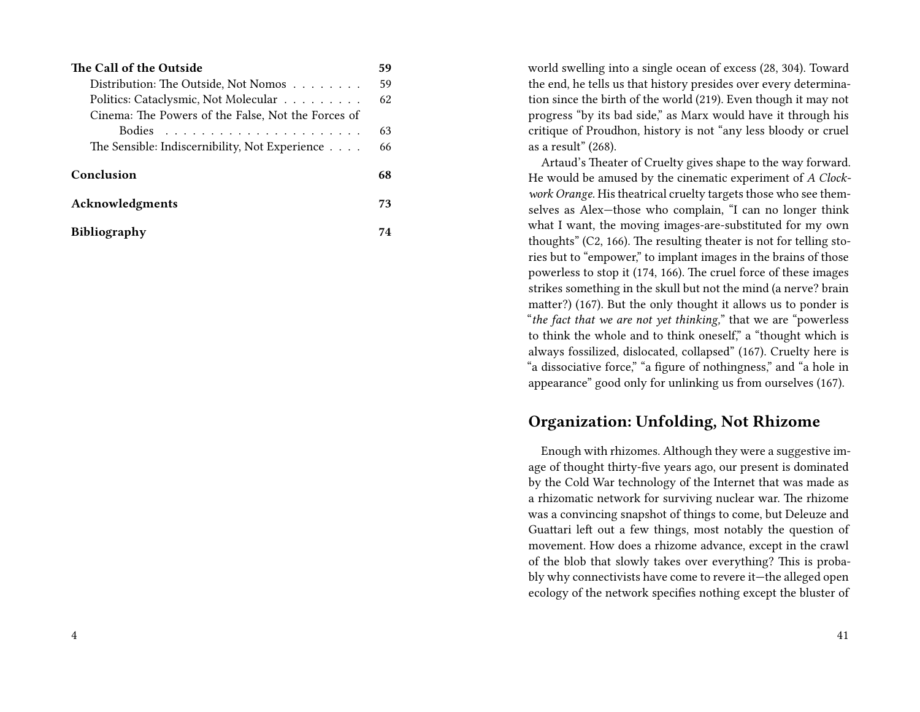| | |
|---|---|
| **The Call of the Outside** | **59** |
| Distribution: The Outside, Not Nomos | 59 |
| Politics: Cataclysmic, Not Molecular | 62 |
| Cinema: The Powers of the False, Not the Forces of Bodies | 63 |
| The Sensible: Indiscernibility, Not Experience | 66 |
| **Conclusion** | **68** |
| **Acknowledgments** | **73** |
| **Bibliography** | **74** |

world swelling into a single ocean of excess (28, 304). Toward the end, he tells us that history presides over every determination since the birth of the world (219). Even though it may not progress "by its bad side," as Marx would have it through his critique of Proudhon, history is not "any less bloody or cruel as a result" (268).

Artaud's Theater of Cruelty gives shape to the way forward. He would be amused by the cinematic experiment of *A Clockwork Orange*. His theatrical cruelty targets those who see themselves as Alex—those who complain, "I can no longer think what I want, the moving images-are-substituted for my own thoughts" (C2, 166). The resulting theater is not for telling stories but to "empower," to implant images in the brains of those powerless to stop it (174, 166). The cruel force of these images strikes something in the skull but not the mind (a nerve? brain matter?) (167). But the only thought it allows us to ponder is "*the fact that we are not yet thinking,*" that we are "powerless to think the whole and to think oneself," a "thought which is always fossilized, dislocated, collapsed" (167). Cruelty here is "a dissociative force," "a figure of nothingness," and "a hole in appearance" good only for unlinking us from ourselves (167).

## Organization: Unfolding, Not Rhizome

Enough with rhizomes. Although they were a suggestive image of thought thirty-five years ago, our present is dominated by the Cold War technology of the Internet that was made as a rhizomatic network for surviving nuclear war. The rhizome was a convincing snapshot of things to come, but Deleuze and Guattari left out a few things, most notably the question of movement. How does a rhizome advance, except in the crawl of the blob that slowly takes over everything? This is probably why connectivists have come to revere it—the alleged open ecology of the network specifies nothing except the bluster of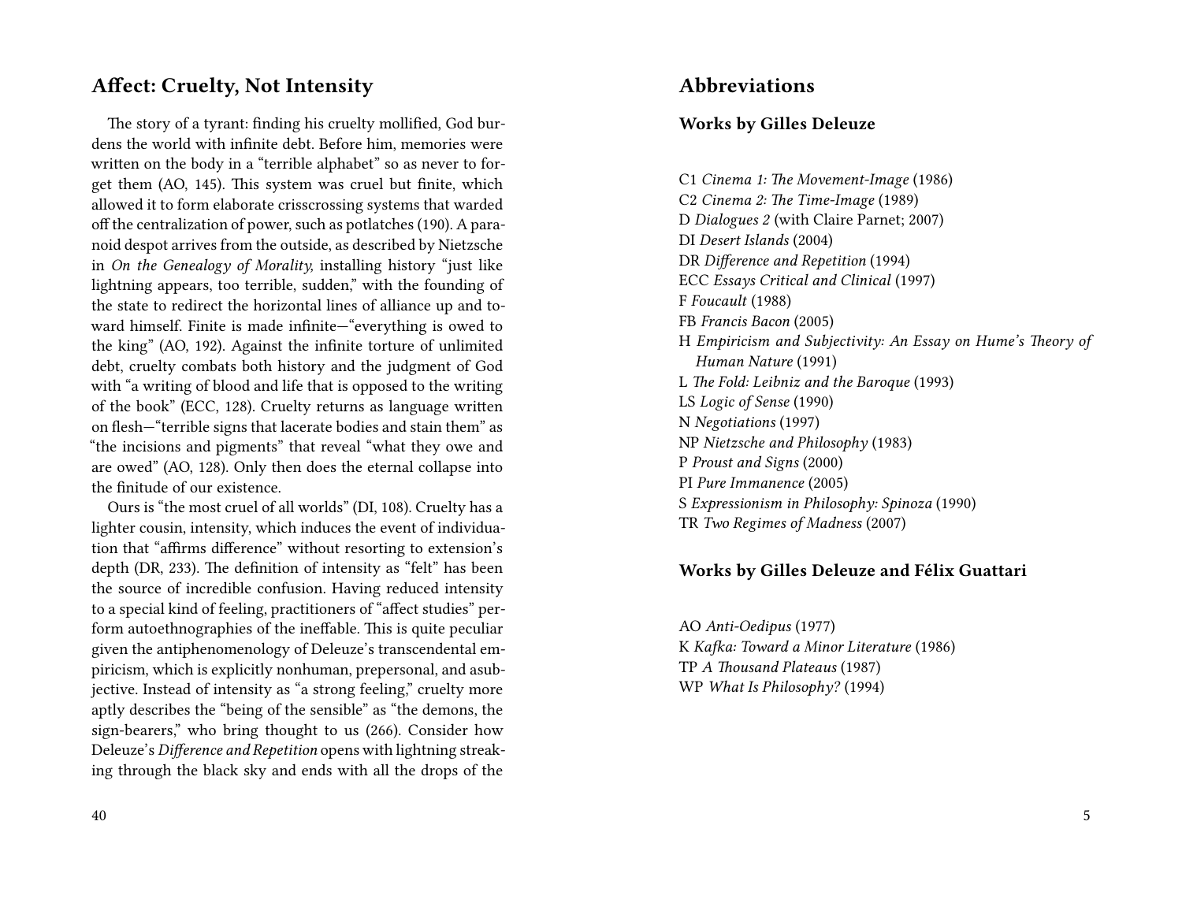## Affect: Cruelty, Not Intensity

The story of a tyrant: finding his cruelty mollified, God burdens the world with infinite debt. Before him, memories were written on the body in a "terrible alphabet" so as never to forget them (AO, 145). This system was cruel but finite, which allowed it to form elaborate crisscrossing systems that warded off the centralization of power, such as potlatches (190). A paranoid despot arrives from the outside, as described by Nietzsche in *On the Genealogy of Morality,* installing history "just like lightning appears, too terrible, sudden," with the founding of the state to redirect the horizontal lines of alliance up and toward himself. Finite is made infinite—"everything is owed to the king" (AO, 192). Against the infinite torture of unlimited debt, cruelty combats both history and the judgment of God with "a writing of blood and life that is opposed to the writing of the book" (ECC, 128). Cruelty returns as language written on flesh—"terrible signs that lacerate bodies and stain them" as "the incisions and pigments" that reveal "what they owe and are owed" (AO, 128). Only then does the eternal collapse into the finitude of our existence.

Ours is "the most cruel of all worlds" (DI, 108). Cruelty has a lighter cousin, intensity, which induces the event of individuation that "affirms difference" without resorting to extension's depth (DR, 233). The definition of intensity as "felt" has been the source of incredible confusion. Having reduced intensity to a special kind of feeling, practitioners of "affect studies" perform autoethnographies of the ineffable. This is quite peculiar given the antiphenomenology of Deleuze's transcendental empiricism, which is explicitly nonhuman, prepersonal, and asubjective. Instead of intensity as "a strong feeling," cruelty more aptly describes the "being of the sensible" as "the demons, the sign-bearers," who bring thought to us (266). Consider how Deleuze's *Difference and Repetition* opens with lightning streaking through the black sky and ends with all the drops of the

## Abbreviations

### Works by Gilles Deleuze

C1 *Cinema 1: The Movement-Image* (1986)
C2 *Cinema 2: The Time-Image* (1989)
D *Dialogues 2* (with Claire Parnet; 2007)
DI *Desert Islands* (2004)
DR *Difference and Repetition* (1994)
ECC *Essays Critical and Clinical* (1997)
F *Foucault* (1988)
FB *Francis Bacon* (2005)
H *Empiricism and Subjectivity: An Essay on Hume's Theory of Human Nature* (1991)
L *The Fold: Leibniz and the Baroque* (1993)
LS *Logic of Sense* (1990)
N *Negotiations* (1997)
NP *Nietzsche and Philosophy* (1983)
P *Proust and Signs* (2000)
PI *Pure Immanence* (2005)
S *Expressionism in Philosophy: Spinoza* (1990)
TR *Two Regimes of Madness* (2007)

### Works by Gilles Deleuze and Félix Guattari

AO *Anti-Oedipus* (1977)
K *Kafka: Toward a Minor Literature* (1986)
TP *A Thousand Plateaus* (1987)
WP *What Is Philosophy?* (1994)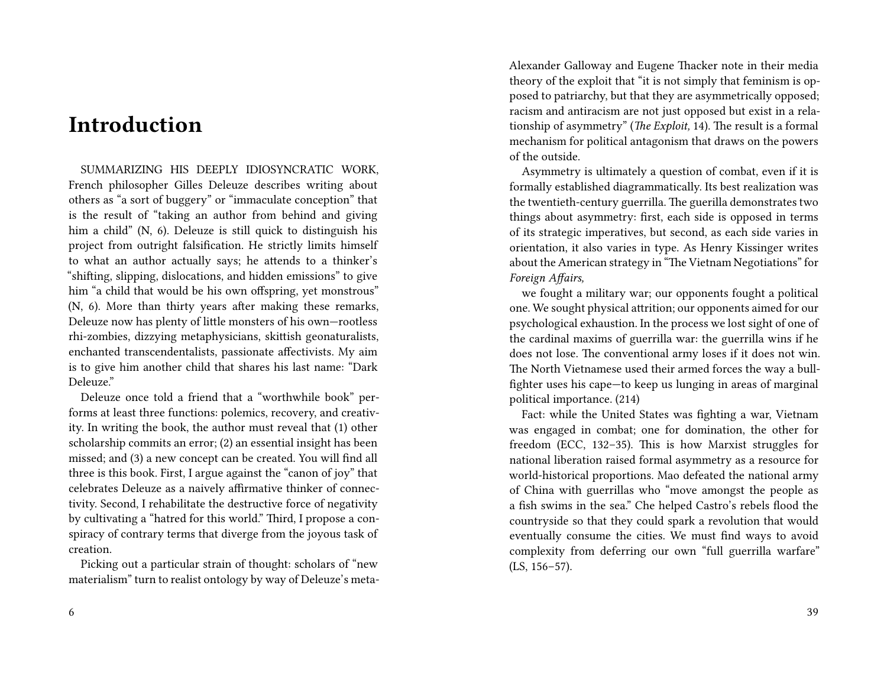# Introduction

SUMMARIZING HIS DEEPLY IDIOSYNCRATIC WORK, French philosopher Gilles Deleuze describes writing about others as "a sort of buggery" or "immaculate conception" that is the result of "taking an author from behind and giving him a child" (N, 6). Deleuze is still quick to distinguish his project from outright falsification. He strictly limits himself to what an author actually says; he attends to a thinker's "shifting, slipping, dislocations, and hidden emissions" to give him "a child that would be his own offspring, yet monstrous" (N, 6). More than thirty years after making these remarks, Deleuze now has plenty of little monsters of his own—rootless rhi-zombies, dizzying metaphysicians, skittish geonaturalists, enchanted transcendentalists, passionate affectivists. My aim is to give him another child that shares his last name: "Dark Deleuze."

Deleuze once told a friend that a "worthwhile book" performs at least three functions: polemics, recovery, and creativity. In writing the book, the author must reveal that (1) other scholarship commits an error; (2) an essential insight has been missed; and (3) a new concept can be created. You will find all three is this book. First, I argue against the "canon of joy" that celebrates Deleuze as a naively affirmative thinker of connectivity. Second, I rehabilitate the destructive force of negativity by cultivating a "hatred for this world." Third, I propose a conspiracy of contrary terms that diverge from the joyous task of creation.

Picking out a particular strain of thought: scholars of "new materialism" turn to realist ontology by way of Deleuze's meta-

Alexander Galloway and Eugene Thacker note in their media theory of the exploit that "it is not simply that feminism is opposed to patriarchy, but that they are asymmetrically opposed; racism and antiracism are not just opposed but exist in a relationship of asymmetry" (*The Exploit,* 14). The result is a formal mechanism for political antagonism that draws on the powers of the outside.

Asymmetry is ultimately a question of combat, even if it is formally established diagrammatically. Its best realization was the twentieth-century guerrilla. The guerilla demonstrates two things about asymmetry: first, each side is opposed in terms of its strategic imperatives, but second, as each side varies in orientation, it also varies in type. As Henry Kissinger writes about the American strategy in "The Vietnam Negotiations" for *Foreign Affairs,*

we fought a military war; our opponents fought a political one. We sought physical attrition; our opponents aimed for our psychological exhaustion. In the process we lost sight of one of the cardinal maxims of guerrilla war: the guerrilla wins if he does not lose. The conventional army loses if it does not win. The North Vietnamese used their armed forces the way a bull-fighter uses his cape—to keep us lunging in areas of marginal political importance. (214)

Fact: while the United States was fighting a war, Vietnam was engaged in combat; one for domination, the other for freedom (ECC, 132–35). This is how Marxist struggles for national liberation raised formal asymmetry as a resource for world-historical proportions. Mao defeated the national army of China with guerrillas who "move amongst the people as a fish swims in the sea." Che helped Castro's rebels flood the countryside so that they could spark a revolution that would eventually consume the cities. We must find ways to avoid complexity from deferring our own "full guerrilla warfare" (LS, 156–57).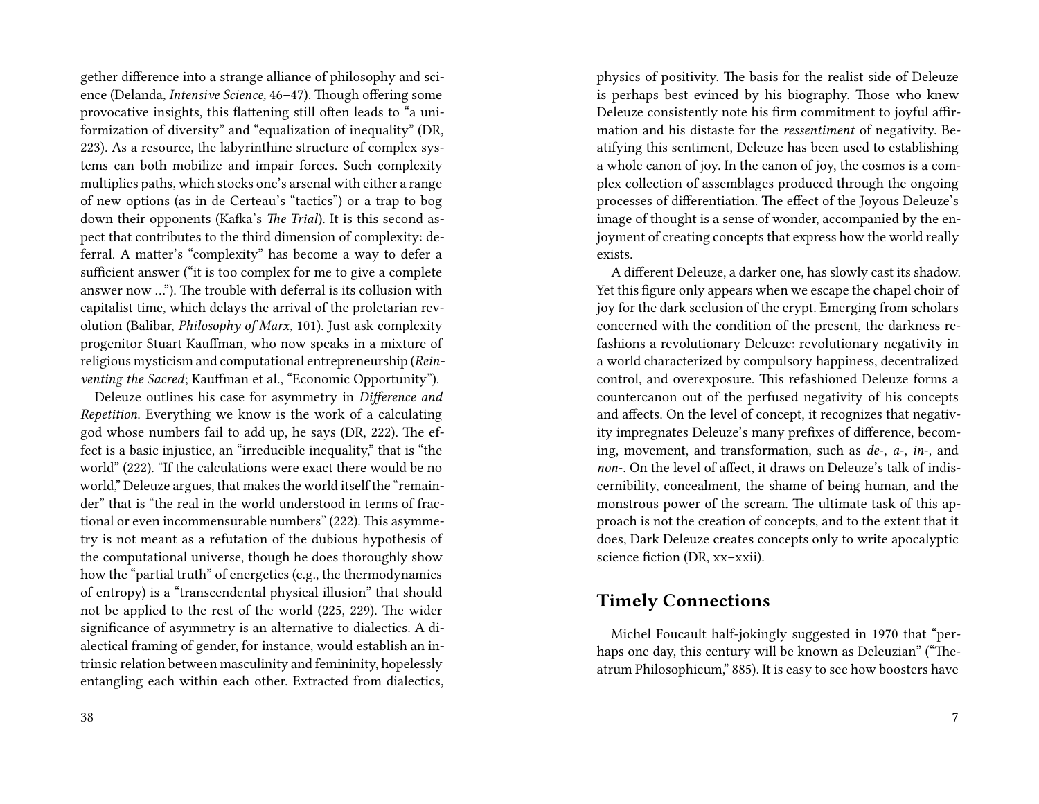gether difference into a strange alliance of philosophy and science (Delanda, *Intensive Science,* 46–47). Though offering some provocative insights, this flattening still often leads to "a uniformization of diversity" and "equalization of inequality" (DR, 223). As a resource, the labyrinthine structure of complex systems can both mobilize and impair forces. Such complexity multiplies paths, which stocks one's arsenal with either a range of new options (as in de Certeau's "tactics") or a trap to bog down their opponents (Kafka's *The Trial*). It is this second aspect that contributes to the third dimension of complexity: deferral. A matter's "complexity" has become a way to defer a sufficient answer ("it is too complex for me to give a complete answer now …"). The trouble with deferral is its collusion with capitalist time, which delays the arrival of the proletarian revolution (Balibar, *Philosophy of Marx,* 101). Just ask complexity progenitor Stuart Kauffman, who now speaks in a mixture of religious mysticism and computational entrepreneurship (*Reinventing the Sacred*; Kauffman et al., "Economic Opportunity").

Deleuze outlines his case for asymmetry in *Difference and Repetition.* Everything we know is the work of a calculating god whose numbers fail to add up, he says (DR, 222). The effect is a basic injustice, an "irreducible inequality," that is "the world" (222). "If the calculations were exact there would be no world," Deleuze argues, that makes the world itself the "remainder" that is "the real in the world understood in terms of fractional or even incommensurable numbers" (222). This asymmetry is not meant as a refutation of the dubious hypothesis of the computational universe, though he does thoroughly show how the "partial truth" of energetics (e.g., the thermodynamics of entropy) is a "transcendental physical illusion" that should not be applied to the rest of the world (225, 229). The wider significance of asymmetry is an alternative to dialectics. A dialectical framing of gender, for instance, would establish an intrinsic relation between masculinity and femininity, hopelessly entangling each within each other. Extracted from dialectics,

physics of positivity. The basis for the realist side of Deleuze is perhaps best evinced by his biography. Those who knew Deleuze consistently note his firm commitment to joyful affirmation and his distaste for the *ressentiment* of negativity. Beatifying this sentiment, Deleuze has been used to establishing a whole canon of joy. In the canon of joy, the cosmos is a complex collection of assemblages produced through the ongoing processes of differentiation. The effect of the Joyous Deleuze's image of thought is a sense of wonder, accompanied by the enjoyment of creating concepts that express how the world really exists.

A different Deleuze, a darker one, has slowly cast its shadow. Yet this figure only appears when we escape the chapel choir of joy for the dark seclusion of the crypt. Emerging from scholars concerned with the condition of the present, the darkness refashions a revolutionary Deleuze: revolutionary negativity in a world characterized by compulsory happiness, decentralized control, and overexposure. This refashioned Deleuze forms a countercanon out of the perfused negativity of his concepts and affects. On the level of concept, it recognizes that negativity impregnates Deleuze's many prefixes of difference, becoming, movement, and transformation, such as *de-*, *a-*, *in-*, and *non-*. On the level of affect, it draws on Deleuze's talk of indiscernibility, concealment, the shame of being human, and the monstrous power of the scream. The ultimate task of this approach is not the creation of concepts, and to the extent that it does, Dark Deleuze creates concepts only to write apocalyptic science fiction (DR, xx–xxii).

## Timely Connections

Michel Foucault half-jokingly suggested in 1970 that "perhaps one day, this century will be known as Deleuzian" ("Theatrum Philosophicum," 885). It is easy to see how boosters have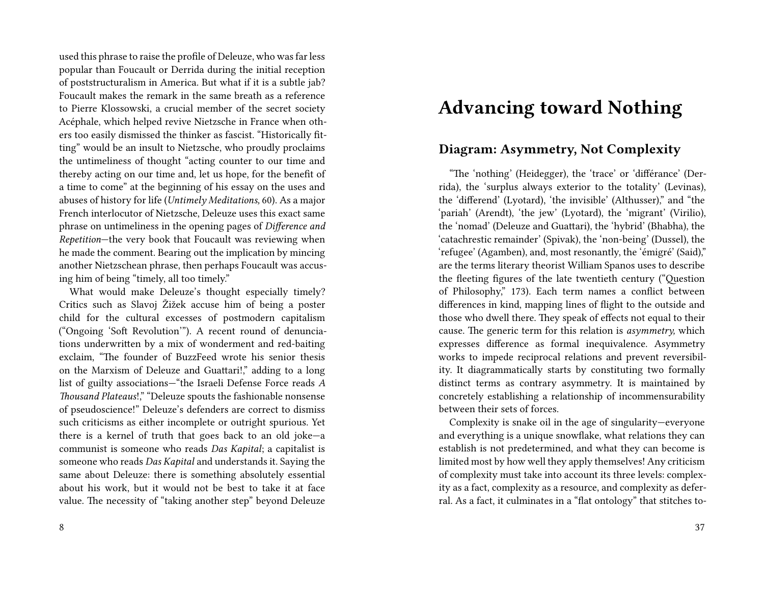used this phrase to raise the profile of Deleuze, who was far less popular than Foucault or Derrida during the initial reception of poststructuralism in America. But what if it is a subtle jab? Foucault makes the remark in the same breath as a reference to Pierre Klossowski, a crucial member of the secret society Acéphale, which helped revive Nietzsche in France when others too easily dismissed the thinker as fascist. "Historically fitting" would be an insult to Nietzsche, who proudly proclaims the untimeliness of thought "acting counter to our time and thereby acting on our time and, let us hope, for the benefit of a time to come" at the beginning of his essay on the uses and abuses of history for life (*Untimely Meditations,* 60). As a major French interlocutor of Nietzsche, Deleuze uses this exact same phrase on untimeliness in the opening pages of *Difference and Repetition*—the very book that Foucault was reviewing when he made the comment. Bearing out the implication by mincing another Nietzschean phrase, then perhaps Foucault was accusing him of being "timely, all too timely."

What would make Deleuze's thought especially timely? Critics such as Slavoj Žižek accuse him of being a poster child for the cultural excesses of postmodern capitalism ("Ongoing 'Soft Revolution'"). A recent round of denunciations underwritten by a mix of wonderment and red-baiting exclaim, "The founder of BuzzFeed wrote his senior thesis on the Marxism of Deleuze and Guattari!," adding to a long list of guilty associations—"the Israeli Defense Force reads *A Thousand Plateaus*!," "Deleuze spouts the fashionable nonsense of pseudoscience!" Deleuze's defenders are correct to dismiss such criticisms as either incomplete or outright spurious. Yet there is a kernel of truth that goes back to an old joke—a communist is someone who reads *Das Kapital*; a capitalist is someone who reads *Das Kapital* and understands it. Saying the same about Deleuze: there is something absolutely essential about his work, but it would not be best to take it at face value. The necessity of "taking another step" beyond Deleuze

# Advancing toward Nothing

## Diagram: Asymmetry, Not Complexity

"The 'nothing' (Heidegger), the 'trace' or 'différance' (Derrida), the 'surplus always exterior to the totality' (Levinas), the 'differend' (Lyotard), 'the invisible' (Althusser)," and "the 'pariah' (Arendt), 'the jew' (Lyotard), the 'migrant' (Virilio), the 'nomad' (Deleuze and Guattari), the 'hybrid' (Bhabha), the 'catachrestic remainder' (Spivak), the 'non-being' (Dussel), the 'refugee' (Agamben), and, most resonantly, the 'émigré' (Said)," are the terms literary theorist William Spanos uses to describe the fleeting figures of the late twentieth century ("Question of Philosophy," 173). Each term names a conflict between differences in kind, mapping lines of flight to the outside and those who dwell there. They speak of effects not equal to their cause. The generic term for this relation is *asymmetry,* which expresses difference as formal inequivalence. Asymmetry works to impede reciprocal relations and prevent reversibility. It diagrammatically starts by constituting two formally distinct terms as contrary asymmetry. It is maintained by concretely establishing a relationship of incommensurability between their sets of forces.

Complexity is snake oil in the age of singularity—everyone and everything is a unique snowflake, what relations they can establish is not predetermined, and what they can become is limited most by how well they apply themselves! Any criticism of complexity must take into account its three levels: complexity as a fact, complexity as a resource, and complexity as deferral. As a fact, it culminates in a "flat ontology" that stitches to-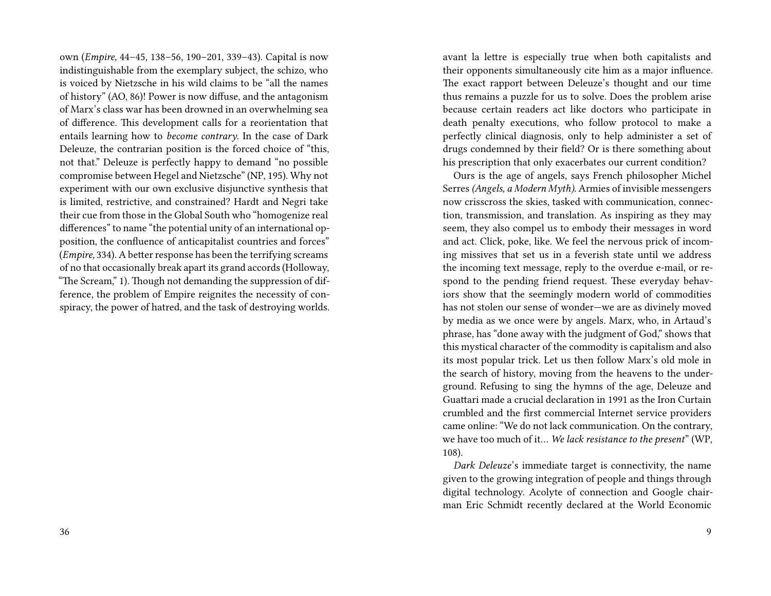own (*Empire,* 44–45, 138–56, 190–201, 339–43). Capital is now indistinguishable from the exemplary subject, the schizo, who is voiced by Nietzsche in his wild claims to be "all the names of history" (AO, 86)! Power is now diffuse, and the antagonism of Marx's class war has been drowned in an overwhelming sea of difference. This development calls for a reorientation that entails learning how to *become contrary*. In the case of Dark Deleuze, the contrarian position is the forced choice of "this, not that." Deleuze is perfectly happy to demand "no possible compromise between Hegel and Nietzsche" (NP, 195). Why not experiment with our own exclusive disjunctive synthesis that is limited, restrictive, and constrained? Hardt and Negri take their cue from those in the Global South who "homogenize real differences" to name "the potential unity of an international opposition, the confluence of anticapitalist countries and forces" (*Empire,* 334). A better response has been the terrifying screams of no that occasionally break apart its grand accords (Holloway, "The Scream," 1). Though not demanding the suppression of difference, the problem of Empire reignites the necessity of conspiracy, the power of hatred, and the task of destroying worlds.

avant la lettre is especially true when both capitalists and their opponents simultaneously cite him as a major influence. The exact rapport between Deleuze's thought and our time thus remains a puzzle for us to solve. Does the problem arise because certain readers act like doctors who participate in death penalty executions, who follow protocol to make a perfectly clinical diagnosis, only to help administer a set of drugs condemned by their field? Or is there something about his prescription that only exacerbates our current condition?

Ours is the age of angels, says French philosopher Michel Serres *(Angels, a Modern Myth)*. Armies of invisible messengers now crisscross the skies, tasked with communication, connection, transmission, and translation. As inspiring as they may seem, they also compel us to embody their messages in word and act. Click, poke, like. We feel the nervous prick of incoming missives that set us in a feverish state until we address the incoming text message, reply to the overdue e-mail, or respond to the pending friend request. These everyday behaviors show that the seemingly modern world of commodities has not stolen our sense of wonder—we are as divinely moved by media as we once were by angels. Marx, who, in Artaud's phrase, has "done away with the judgment of God," shows that this mystical character of the commodity is capitalism and also its most popular trick. Let us then follow Marx's old mole in the search of history, moving from the heavens to the underground. Refusing to sing the hymns of the age, Deleuze and Guattari made a crucial declaration in 1991 as the Iron Curtain crumbled and the first commercial Internet service providers came online: "We do not lack communication. On the contrary, we have too much of it… *We lack resistance to the present*" (WP, 108).

*Dark Deleuze*'s immediate target is connectivity, the name given to the growing integration of people and things through digital technology. Acolyte of connection and Google chairman Eric Schmidt recently declared at the World Economic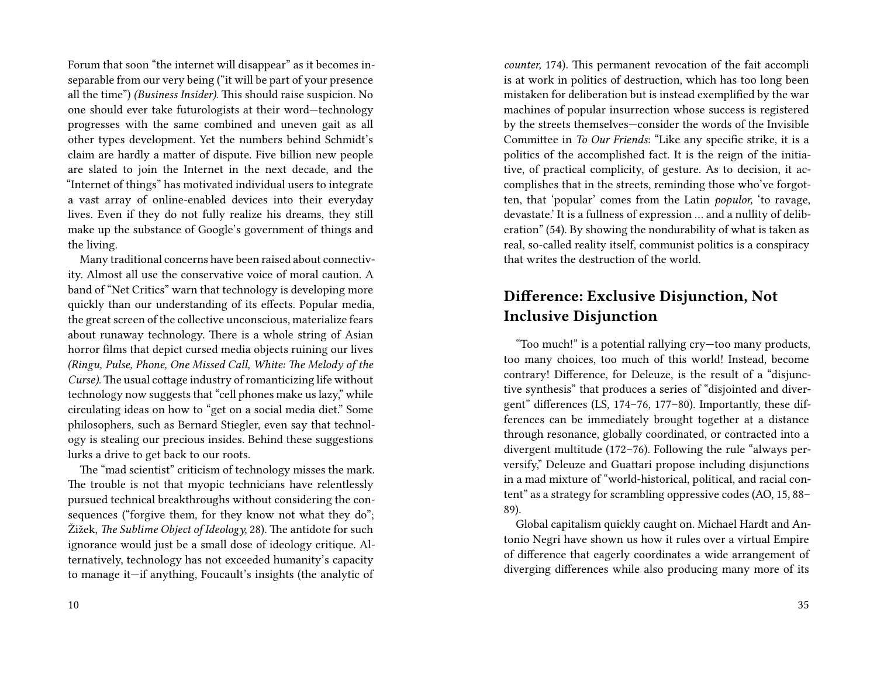Forum that soon "the internet will disappear" as it becomes inseparable from our very being ("it will be part of your presence all the time") *(Business Insider)*. This should raise suspicion. No one should ever take futurologists at their word—technology progresses with the same combined and uneven gait as all other types development. Yet the numbers behind Schmidt's claim are hardly a matter of dispute. Five billion new people are slated to join the Internet in the next decade, and the "Internet of things" has motivated individual users to integrate a vast array of online-enabled devices into their everyday lives. Even if they do not fully realize his dreams, they still make up the substance of Google's government of things and the living.

Many traditional concerns have been raised about connectivity. Almost all use the conservative voice of moral caution. A band of "Net Critics" warn that technology is developing more quickly than our understanding of its effects. Popular media, the great screen of the collective unconscious, materialize fears about runaway technology. There is a whole string of Asian horror films that depict cursed media objects ruining our lives *(Ringu, Pulse, Phone, One Missed Call, White: The Melody of the Curse)*. The usual cottage industry of romanticizing life without technology now suggests that "cell phones make us lazy," while circulating ideas on how to "get on a social media diet." Some philosophers, such as Bernard Stiegler, even say that technology is stealing our precious insides. Behind these suggestions lurks a drive to get back to our roots.

The "mad scientist" criticism of technology misses the mark. The trouble is not that myopic technicians have relentlessly pursued technical breakthroughs without considering the consequences ("forgive them, for they know not what they do"; Žižek, *The Sublime Object of Ideology,* 28). The antidote for such ignorance would just be a small dose of ideology critique. Alternatively, technology has not exceeded humanity's capacity to manage it—if anything, Foucault's insights (the analytic of

*counter,* 174). This permanent revocation of the fait accompli is at work in politics of destruction, which has too long been mistaken for deliberation but is instead exemplified by the war machines of popular insurrection whose success is registered by the streets themselves—consider the words of the Invisible Committee in *To Our Friends*: "Like any specific strike, it is a politics of the accomplished fact. It is the reign of the initiative, of practical complicity, of gesture. As to decision, it accomplishes that in the streets, reminding those who've forgotten, that 'popular' comes from the Latin *populor,* 'to ravage, devastate.' It is a fullness of expression … and a nullity of deliberation" (54). By showing the nondurability of what is taken as real, so-called reality itself, communist politics is a conspiracy that writes the destruction of the world.

## Difference: Exclusive Disjunction, Not Inclusive Disjunction

"Too much!" is a potential rallying cry—too many products, too many choices, too much of this world! Instead, become contrary! Difference, for Deleuze, is the result of a "disjunctive synthesis" that produces a series of "disjointed and divergent" differences (LS, 174–76, 177–80). Importantly, these differences can be immediately brought together at a distance through resonance, globally coordinated, or contracted into a divergent multitude (172–76). Following the rule "always perversify," Deleuze and Guattari propose including disjunctions in a mad mixture of "world-historical, political, and racial content" as a strategy for scrambling oppressive codes (AO, 15, 88–89).

Global capitalism quickly caught on. Michael Hardt and Antonio Negri have shown us how it rules over a virtual Empire of difference that eagerly coordinates a wide arrangement of diverging differences while also producing many more of its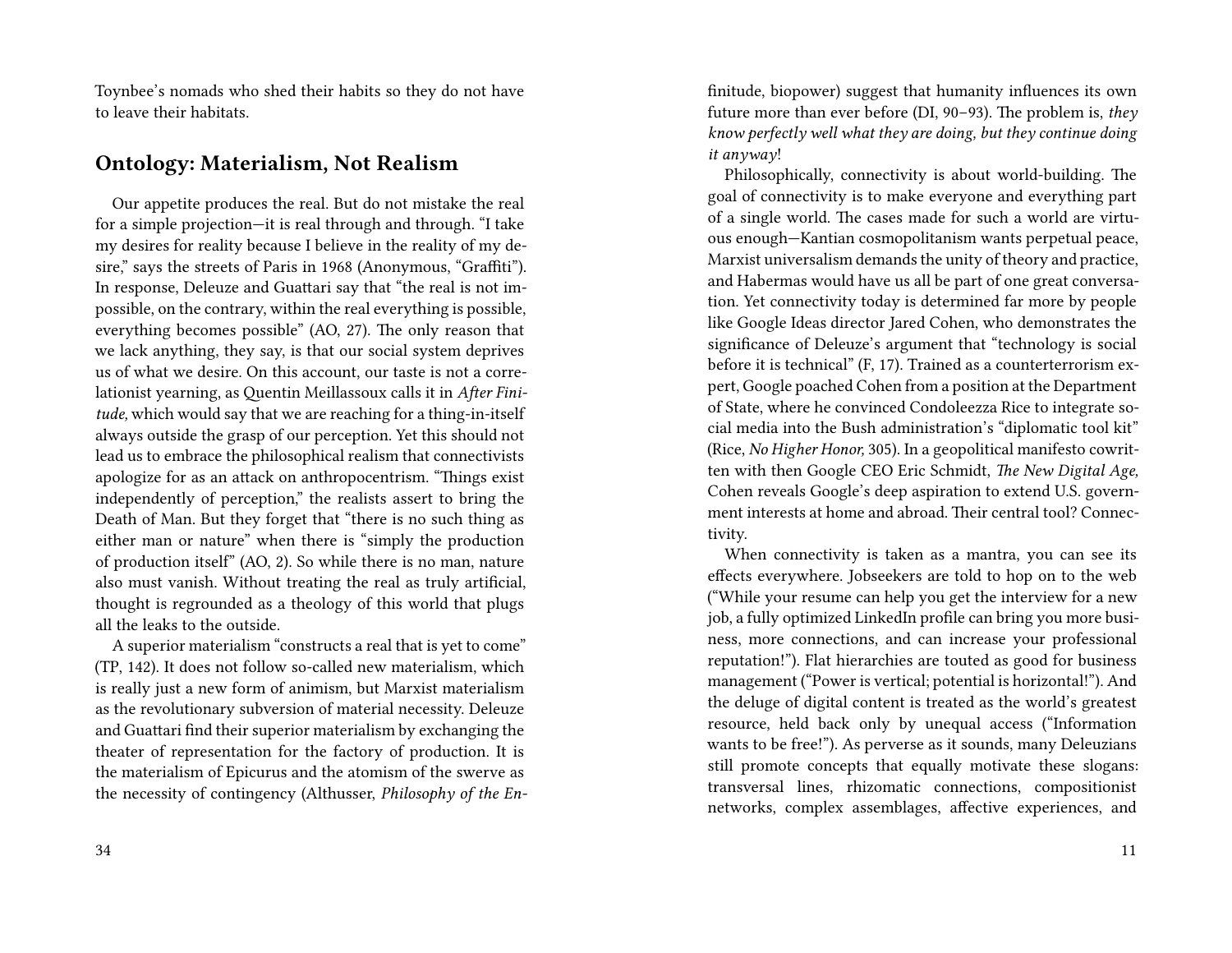Toynbee's nomads who shed their habits so they do not have to leave their habitats.

## Ontology: Materialism, Not Realism

Our appetite produces the real. But do not mistake the real for a simple projection—it is real through and through. "I take my desires for reality because I believe in the reality of my desire," says the streets of Paris in 1968 (Anonymous, "Graffiti"). In response, Deleuze and Guattari say that "the real is not impossible, on the contrary, within the real everything is possible, everything becomes possible" (AO, 27). The only reason that we lack anything, they say, is that our social system deprives us of what we desire. On this account, our taste is not a correlationist yearning, as Quentin Meillassoux calls it in *After Finitude,* which would say that we are reaching for a thing-in-itself always outside the grasp of our perception. Yet this should not lead us to embrace the philosophical realism that connectivists apologize for as an attack on anthropocentrism. "Things exist independently of perception," the realists assert to bring the Death of Man. But they forget that "there is no such thing as either man or nature" when there is "simply the production of production itself" (AO, 2). So while there is no man, nature also must vanish. Without treating the real as truly artificial, thought is regrounded as a theology of this world that plugs all the leaks to the outside.

A superior materialism "constructs a real that is yet to come" (TP, 142). It does not follow so-called new materialism, which is really just a new form of animism, but Marxist materialism as the revolutionary subversion of material necessity. Deleuze and Guattari find their superior materialism by exchanging the theater of representation for the factory of production. It is the materialism of Epicurus and the atomism of the swerve as the necessity of contingency (Althusser, *Philosophy of the En-*

finitude, biopower) suggest that humanity influences its own future more than ever before (DI, 90–93). The problem is, *they know perfectly well what they are doing, but they continue doing it anyway*!

Philosophically, connectivity is about world-building. The goal of connectivity is to make everyone and everything part of a single world. The cases made for such a world are virtuous enough—Kantian cosmopolitanism wants perpetual peace, Marxist universalism demands the unity of theory and practice, and Habermas would have us all be part of one great conversation. Yet connectivity today is determined far more by people like Google Ideas director Jared Cohen, who demonstrates the significance of Deleuze's argument that "technology is social before it is technical" (F, 17). Trained as a counterterrorism expert, Google poached Cohen from a position at the Department of State, where he convinced Condoleezza Rice to integrate social media into the Bush administration's "diplomatic tool kit" (Rice, *No Higher Honor,* 305). In a geopolitical manifesto cowritten with then Google CEO Eric Schmidt, *The New Digital Age,* Cohen reveals Google's deep aspiration to extend U.S. government interests at home and abroad. Their central tool? Connectivity.

When connectivity is taken as a mantra, you can see its effects everywhere. Jobseekers are told to hop on to the web ("While your resume can help you get the interview for a new job, a fully optimized LinkedIn profile can bring you more business, more connections, and can increase your professional reputation!"). Flat hierarchies are touted as good for business management ("Power is vertical; potential is horizontal!"). And the deluge of digital content is treated as the world's greatest resource, held back only by unequal access ("Information wants to be free!"). As perverse as it sounds, many Deleuzians still promote concepts that equally motivate these slogans: transversal lines, rhizomatic connections, compositionist networks, complex assemblages, affective experiences, and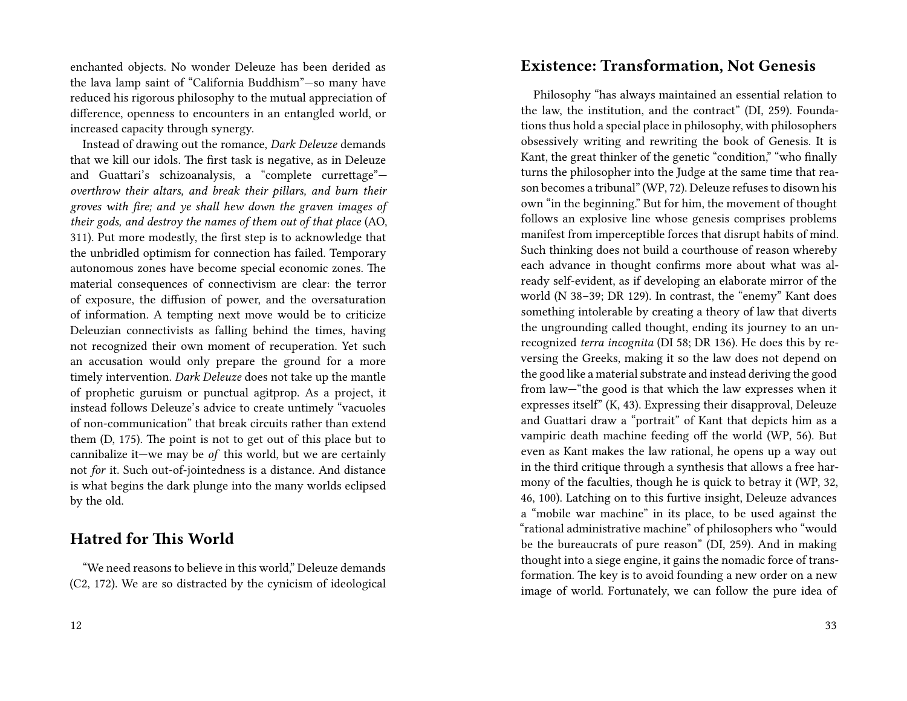enchanted objects. No wonder Deleuze has been derided as the lava lamp saint of "California Buddhism"—so many have reduced his rigorous philosophy to the mutual appreciation of difference, openness to encounters in an entangled world, or increased capacity through synergy.

Instead of drawing out the romance, *Dark Deleuze* demands that we kill our idols. The first task is negative, as in Deleuze and Guattari's schizoanalysis, a "complete currettage"—*overthrow their altars, and break their pillars, and burn their groves with fire; and ye shall hew down the graven images of their gods, and destroy the names of them out of that place* (AO, 311). Put more modestly, the first step is to acknowledge that the unbridled optimism for connection has failed. Temporary autonomous zones have become special economic zones. The material consequences of connectivism are clear: the terror of exposure, the diffusion of power, and the oversaturation of information. A tempting next move would be to criticize Deleuzian connectivists as falling behind the times, having not recognized their own moment of recuperation. Yet such an accusation would only prepare the ground for a more timely intervention. *Dark Deleuze* does not take up the mantle of prophetic guruism or punctual agitprop. As a project, it instead follows Deleuze's advice to create untimely "vacuoles of non-communication" that break circuits rather than extend them (D, 175). The point is not to get out of this place but to cannibalize it—we may be *of* this world, but we are certainly not *for* it. Such out-of-jointedness is a distance. And distance is what begins the dark plunge into the many worlds eclipsed by the old.

## Hatred for This World

"We need reasons to believe in this world," Deleuze demands (C2, 172). We are so distracted by the cynicism of ideological

## Existence: Transformation, Not Genesis

Philosophy "has always maintained an essential relation to the law, the institution, and the contract" (DI, 259). Foundations thus hold a special place in philosophy, with philosophers obsessively writing and rewriting the book of Genesis. It is Kant, the great thinker of the genetic "condition," "who finally turns the philosopher into the Judge at the same time that reason becomes a tribunal" (WP, 72). Deleuze refuses to disown his own "in the beginning." But for him, the movement of thought follows an explosive line whose genesis comprises problems manifest from imperceptible forces that disrupt habits of mind. Such thinking does not build a courthouse of reason whereby each advance in thought confirms more about what was already self-evident, as if developing an elaborate mirror of the world (N 38–39; DR 129). In contrast, the "enemy" Kant does something intolerable by creating a theory of law that diverts the ungrounding called thought, ending its journey to an unrecognized *terra incognita* (DI 58; DR 136). He does this by reversing the Greeks, making it so the law does not depend on the good like a material substrate and instead deriving the good from law—"the good is that which the law expresses when it expresses itself" (K, 43). Expressing their disapproval, Deleuze and Guattari draw a "portrait" of Kant that depicts him as a vampiric death machine feeding off the world (WP, 56). But even as Kant makes the law rational, he opens up a way out in the third critique through a synthesis that allows a free harmony of the faculties, though he is quick to betray it (WP, 32, 46, 100). Latching on to this furtive insight, Deleuze advances a "mobile war machine" in its place, to be used against the "rational administrative machine" of philosophers who "would be the bureaucrats of pure reason" (DI, 259). And in making thought into a siege engine, it gains the nomadic force of transformation. The key is to avoid founding a new order on a new image of world. Fortunately, we can follow the pure idea of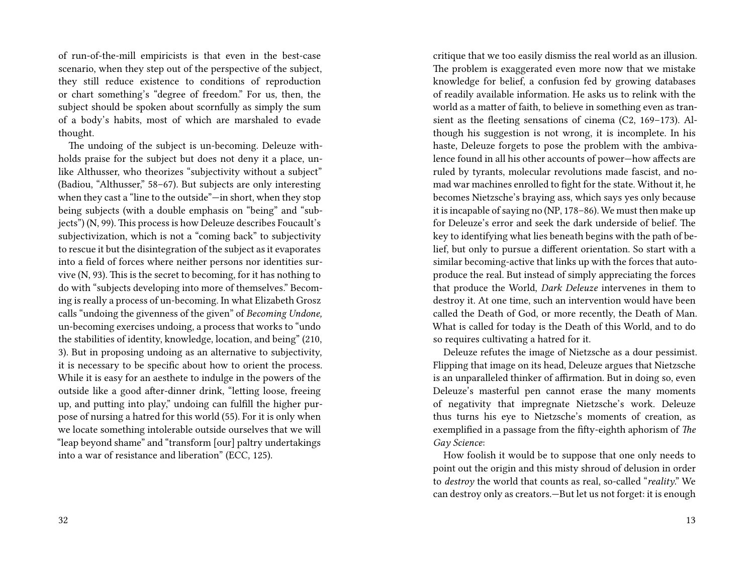of run-of-the-mill empiricists is that even in the best-case scenario, when they step out of the perspective of the subject, they still reduce existence to conditions of reproduction or chart something's "degree of freedom." For us, then, the subject should be spoken about scornfully as simply the sum of a body's habits, most of which are marshaled to evade thought.

The undoing of the subject is un-becoming. Deleuze withholds praise for the subject but does not deny it a place, unlike Althusser, who theorizes "subjectivity without a subject" (Badiou, "Althusser," 58–67). But subjects are only interesting when they cast a "line to the outside"—in short, when they stop being subjects (with a double emphasis on "being" and "subjects") (N, 99). This process is how Deleuze describes Foucault's subjectivization, which is not a "coming back" to subjectivity to rescue it but the disintegration of the subject as it evaporates into a field of forces where neither persons nor identities survive (N, 93). This is the secret to becoming, for it has nothing to do with "subjects developing into more of themselves." Becoming is really a process of un-becoming. In what Elizabeth Grosz calls "undoing the givenness of the given" of *Becoming Undone,* un-becoming exercises undoing, a process that works to "undo the stabilities of identity, knowledge, location, and being" (210, 3). But in proposing undoing as an alternative to subjectivity, it is necessary to be specific about how to orient the process. While it is easy for an aesthete to indulge in the powers of the outside like a good after-dinner drink, "letting loose, freeing up, and putting into play," undoing can fulfill the higher purpose of nursing a hatred for this world (55). For it is only when we locate something intolerable outside ourselves that we will "leap beyond shame" and "transform [our] paltry undertakings into a war of resistance and liberation" (ECC, 125).

critique that we too easily dismiss the real world as an illusion. The problem is exaggerated even more now that we mistake knowledge for belief, a confusion fed by growing databases of readily available information. He asks us to relink with the world as a matter of faith, to believe in something even as transient as the fleeting sensations of cinema (C2, 169–173). Although his suggestion is not wrong, it is incomplete. In his haste, Deleuze forgets to pose the problem with the ambivalence found in all his other accounts of power—how affects are ruled by tyrants, molecular revolutions made fascist, and nomad war machines enrolled to fight for the state. Without it, he becomes Nietzsche's braying ass, which says yes only because it is incapable of saying no (NP, 178–86). We must then make up for Deleuze's error and seek the dark underside of belief. The key to identifying what lies beneath begins with the path of belief, but only to pursue a different orientation. So start with a similar becoming-active that links up with the forces that autoproduce the real. But instead of simply appreciating the forces that produce the World, *Dark Deleuze* intervenes in them to destroy it. At one time, such an intervention would have been called the Death of God, or more recently, the Death of Man. What is called for today is the Death of this World, and to do so requires cultivating a hatred for it.

Deleuze refutes the image of Nietzsche as a dour pessimist. Flipping that image on its head, Deleuze argues that Nietzsche is an unparalleled thinker of affirmation. But in doing so, even Deleuze's masterful pen cannot erase the many moments of negativity that impregnate Nietzsche's work. Deleuze thus turns his eye to Nietzsche's moments of creation, as exemplified in a passage from the fifty-eighth aphorism of *The Gay Science*:

How foolish it would be to suppose that one only needs to point out the origin and this misty shroud of delusion in order to *destroy* the world that counts as real, so-called "*reality*." We can destroy only as creators.—But let us not forget: it is enough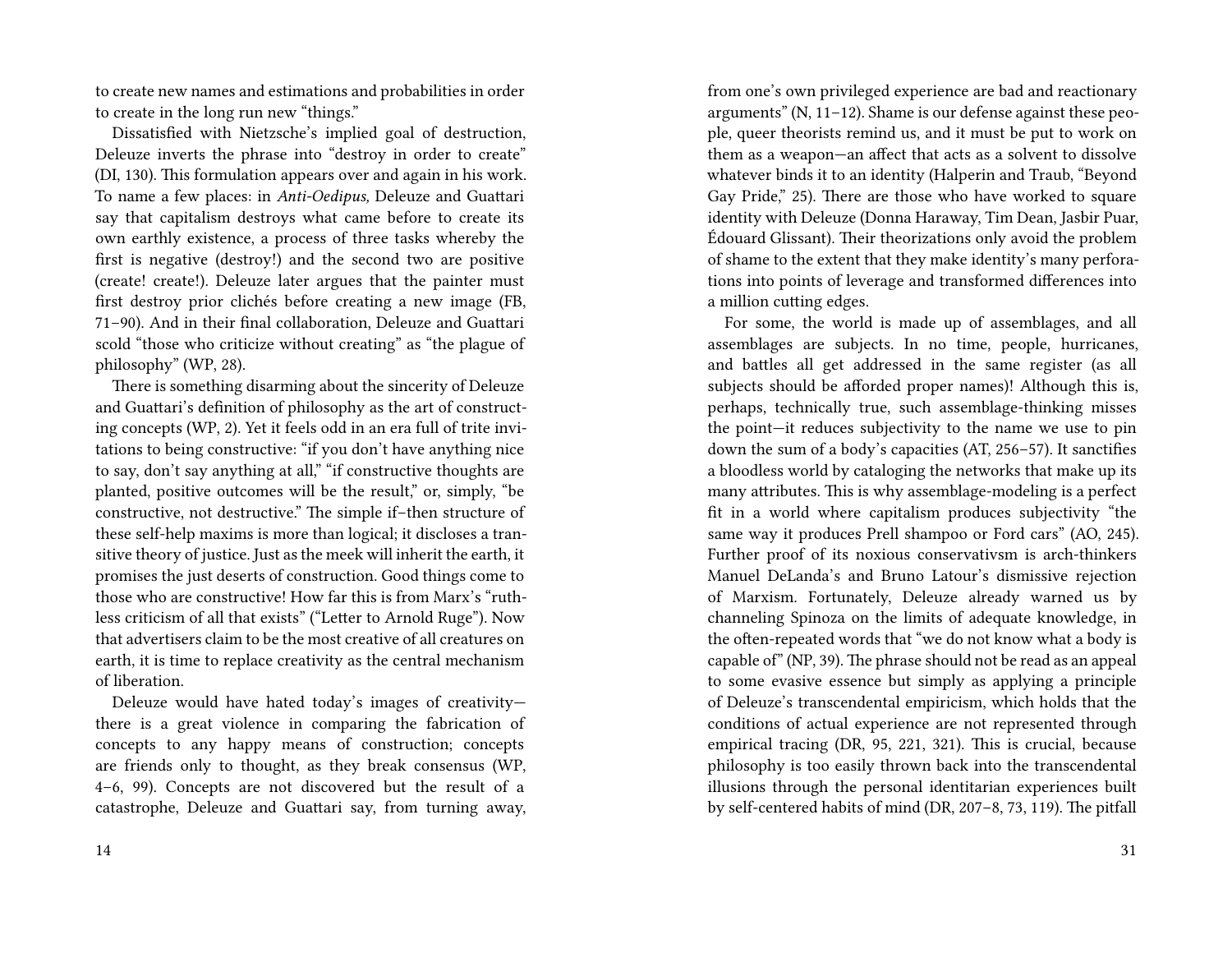to create new names and estimations and probabilities in order to create in the long run new "things."

Dissatisfied with Nietzsche's implied goal of destruction, Deleuze inverts the phrase into "destroy in order to create" (DI, 130). This formulation appears over and again in his work. To name a few places: in *Anti-Oedipus,* Deleuze and Guattari say that capitalism destroys what came before to create its own earthly existence, a process of three tasks whereby the first is negative (destroy!) and the second two are positive (create! create!). Deleuze later argues that the painter must first destroy prior clichés before creating a new image (FB, 71–90). And in their final collaboration, Deleuze and Guattari scold "those who criticize without creating" as "the plague of philosophy" (WP, 28).

There is something disarming about the sincerity of Deleuze and Guattari's definition of philosophy as the art of constructing concepts (WP, 2). Yet it feels odd in an era full of trite invitations to being constructive: "if you don't have anything nice to say, don't say anything at all," "if constructive thoughts are planted, positive outcomes will be the result," or, simply, "be constructive, not destructive." The simple if–then structure of these self-help maxims is more than logical; it discloses a transitive theory of justice. Just as the meek will inherit the earth, it promises the just deserts of construction. Good things come to those who are constructive! How far this is from Marx's "ruthless criticism of all that exists" ("Letter to Arnold Ruge"). Now that advertisers claim to be the most creative of all creatures on earth, it is time to replace creativity as the central mechanism of liberation.

Deleuze would have hated today's images of creativity—there is a great violence in comparing the fabrication of concepts to any happy means of construction; concepts are friends only to thought, as they break consensus (WP, 4–6, 99). Concepts are not discovered but the result of a catastrophe, Deleuze and Guattari say, from turning away,

from one's own privileged experience are bad and reactionary arguments" (N, 11–12). Shame is our defense against these people, queer theorists remind us, and it must be put to work on them as a weapon—an affect that acts as a solvent to dissolve whatever binds it to an identity (Halperin and Traub, "Beyond Gay Pride," 25). There are those who have worked to square identity with Deleuze (Donna Haraway, Tim Dean, Jasbir Puar, Édouard Glissant). Their theorizations only avoid the problem of shame to the extent that they make identity's many perforations into points of leverage and transformed differences into a million cutting edges.

For some, the world is made up of assemblages, and all assemblages are subjects. In no time, people, hurricanes, and battles all get addressed in the same register (as all subjects should be afforded proper names)! Although this is, perhaps, technically true, such assemblage-thinking misses the point—it reduces subjectivity to the name we use to pin down the sum of a body's capacities (AT, 256–57). It sanctifies a bloodless world by cataloging the networks that make up its many attributes. This is why assemblage-modeling is a perfect fit in a world where capitalism produces subjectivity "the same way it produces Prell shampoo or Ford cars" (AO, 245). Further proof of its noxious conservativsm is arch-thinkers Manuel DeLanda's and Bruno Latour's dismissive rejection of Marxism. Fortunately, Deleuze already warned us by channeling Spinoza on the limits of adequate knowledge, in the often-repeated words that "we do not know what a body is capable of" (NP, 39). The phrase should not be read as an appeal to some evasive essence but simply as applying a principle of Deleuze's transcendental empiricism, which holds that the conditions of actual experience are not represented through empirical tracing (DR, 95, 221, 321). This is crucial, because philosophy is too easily thrown back into the transcendental illusions through the personal identitarian experiences built by self-centered habits of mind (DR, 207–8, 73, 119). The pitfall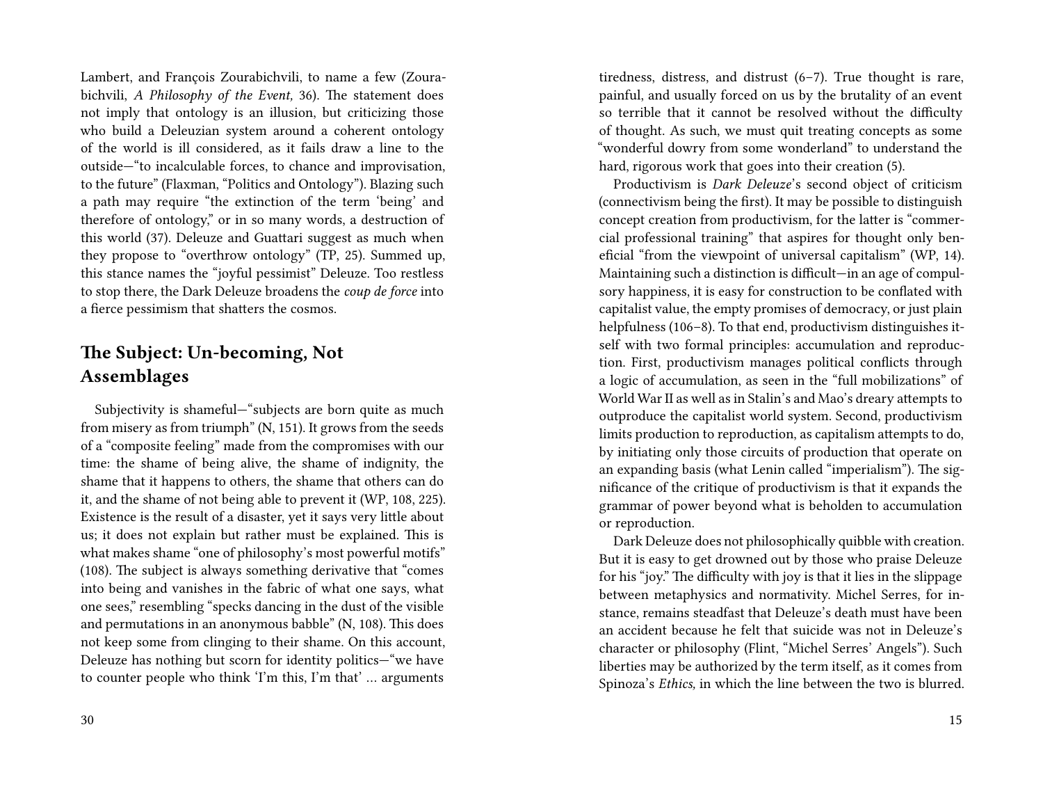Lambert, and François Zourabichvili, to name a few (Zourabichvili, *A Philosophy of the Event,* 36). The statement does not imply that ontology is an illusion, but criticizing those who build a Deleuzian system around a coherent ontology of the world is ill considered, as it fails draw a line to the outside—"to incalculable forces, to chance and improvisation, to the future" (Flaxman, "Politics and Ontology"). Blazing such a path may require "the extinction of the term 'being' and therefore of ontology," or in so many words, a destruction of this world (37). Deleuze and Guattari suggest as much when they propose to "overthrow ontology" (TP, 25). Summed up, this stance names the "joyful pessimist" Deleuze. Too restless to stop there, the Dark Deleuze broadens the *coup de force* into a fierce pessimism that shatters the cosmos.

## The Subject: Un-becoming, Not Assemblages

Subjectivity is shameful—"subjects are born quite as much from misery as from triumph" (N, 151). It grows from the seeds of a "composite feeling" made from the compromises with our time: the shame of being alive, the shame of indignity, the shame that it happens to others, the shame that others can do it, and the shame of not being able to prevent it (WP, 108, 225). Existence is the result of a disaster, yet it says very little about us; it does not explain but rather must be explained. This is what makes shame "one of philosophy's most powerful motifs" (108). The subject is always something derivative that "comes into being and vanishes in the fabric of what one says, what one sees," resembling "specks dancing in the dust of the visible and permutations in an anonymous babble" (N, 108). This does not keep some from clinging to their shame. On this account, Deleuze has nothing but scorn for identity politics—"we have to counter people who think 'I'm this, I'm that' … arguments

tiredness, distress, and distrust (6–7). True thought is rare, painful, and usually forced on us by the brutality of an event so terrible that it cannot be resolved without the difficulty of thought. As such, we must quit treating concepts as some "wonderful dowry from some wonderland" to understand the hard, rigorous work that goes into their creation (5).

Productivism is *Dark Deleuze*'s second object of criticism (connectivism being the first). It may be possible to distinguish concept creation from productivism, for the latter is "commercial professional training" that aspires for thought only beneficial "from the viewpoint of universal capitalism" (WP, 14). Maintaining such a distinction is difficult—in an age of compulsory happiness, it is easy for construction to be conflated with capitalist value, the empty promises of democracy, or just plain helpfulness (106–8). To that end, productivism distinguishes itself with two formal principles: accumulation and reproduction. First, productivism manages political conflicts through a logic of accumulation, as seen in the "full mobilizations" of World War II as well as in Stalin's and Mao's dreary attempts to outproduce the capitalist world system. Second, productivism limits production to reproduction, as capitalism attempts to do, by initiating only those circuits of production that operate on an expanding basis (what Lenin called "imperialism"). The significance of the critique of productivism is that it expands the grammar of power beyond what is beholden to accumulation or reproduction.

Dark Deleuze does not philosophically quibble with creation. But it is easy to get drowned out by those who praise Deleuze for his "joy." The difficulty with joy is that it lies in the slippage between metaphysics and normativity. Michel Serres, for instance, remains steadfast that Deleuze's death must have been an accident because he felt that suicide was not in Deleuze's character or philosophy (Flint, "Michel Serres' Angels"). Such liberties may be authorized by the term itself, as it comes from Spinoza's *Ethics,* in which the line between the two is blurred.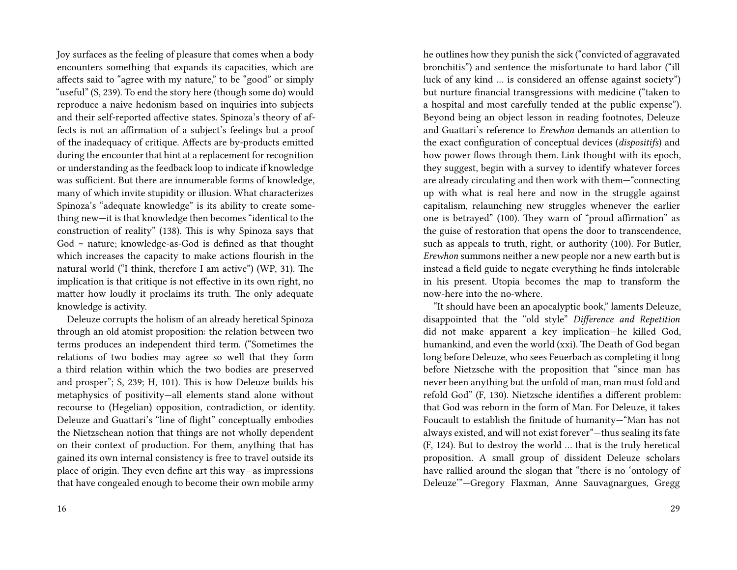Joy surfaces as the feeling of pleasure that comes when a body encounters something that expands its capacities, which are affects said to "agree with my nature," to be "good" or simply "useful" (S, 239). To end the story here (though some do) would reproduce a naive hedonism based on inquiries into subjects and their self-reported affective states. Spinoza's theory of affects is not an affirmation of a subject's feelings but a proof of the inadequacy of critique. Affects are by-products emitted during the encounter that hint at a replacement for recognition or understanding as the feedback loop to indicate if knowledge was sufficient. But there are innumerable forms of knowledge, many of which invite stupidity or illusion. What characterizes Spinoza's "adequate knowledge" is its ability to create something new—it is that knowledge then becomes "identical to the construction of reality" (138). This is why Spinoza says that God = nature; knowledge-as-God is defined as that thought which increases the capacity to make actions flourish in the natural world ("I think, therefore I am active") (WP, 31). The implication is that critique is not effective in its own right, no matter how loudly it proclaims its truth. The only adequate knowledge is activity.

Deleuze corrupts the holism of an already heretical Spinoza through an old atomist proposition: the relation between two terms produces an independent third term. ("Sometimes the relations of two bodies may agree so well that they form a third relation within which the two bodies are preserved and prosper"; S, 239; H, 101). This is how Deleuze builds his metaphysics of positivity—all elements stand alone without recourse to (Hegelian) opposition, contradiction, or identity. Deleuze and Guattari's "line of flight" conceptually embodies the Nietzschean notion that things are not wholly dependent on their context of production. For them, anything that has gained its own internal consistency is free to travel outside its place of origin. They even define art this way—as impressions that have congealed enough to become their own mobile army

he outlines how they punish the sick ("convicted of aggravated bronchitis") and sentence the misfortunate to hard labor ("ill luck of any kind … is considered an offense against society") but nurture financial transgressions with medicine ("taken to a hospital and most carefully tended at the public expense"). Beyond being an object lesson in reading footnotes, Deleuze and Guattari's reference to *Erewhon* demands an attention to the exact configuration of conceptual devices (*dispositifs*) and how power flows through them. Link thought with its epoch, they suggest, begin with a survey to identify whatever forces are already circulating and then work with them—"connecting up with what is real here and now in the struggle against capitalism, relaunching new struggles whenever the earlier one is betrayed" (100). They warn of "proud affirmation" as the guise of restoration that opens the door to transcendence, such as appeals to truth, right, or authority (100). For Butler, *Erewhon* summons neither a new people nor a new earth but is instead a field guide to negate everything he finds intolerable in his present. Utopia becomes the map to transform the now-here into the no-where.

"It should have been an apocalyptic book," laments Deleuze, disappointed that the "old style" *Difference and Repetition* did not make apparent a key implication—he killed God, humankind, and even the world (xxi). The Death of God began long before Deleuze, who sees Feuerbach as completing it long before Nietzsche with the proposition that "since man has never been anything but the unfold of man, man must fold and refold God" (F, 130). Nietzsche identifies a different problem: that God was reborn in the form of Man. For Deleuze, it takes Foucault to establish the finitude of humanity—"Man has not always existed, and will not exist forever"—thus sealing its fate (F, 124). But to destroy the world … that is the truly heretical proposition. A small group of dissident Deleuze scholars have rallied around the slogan that "there is no 'ontology of Deleuze'"—Gregory Flaxman, Anne Sauvagnargues, Gregg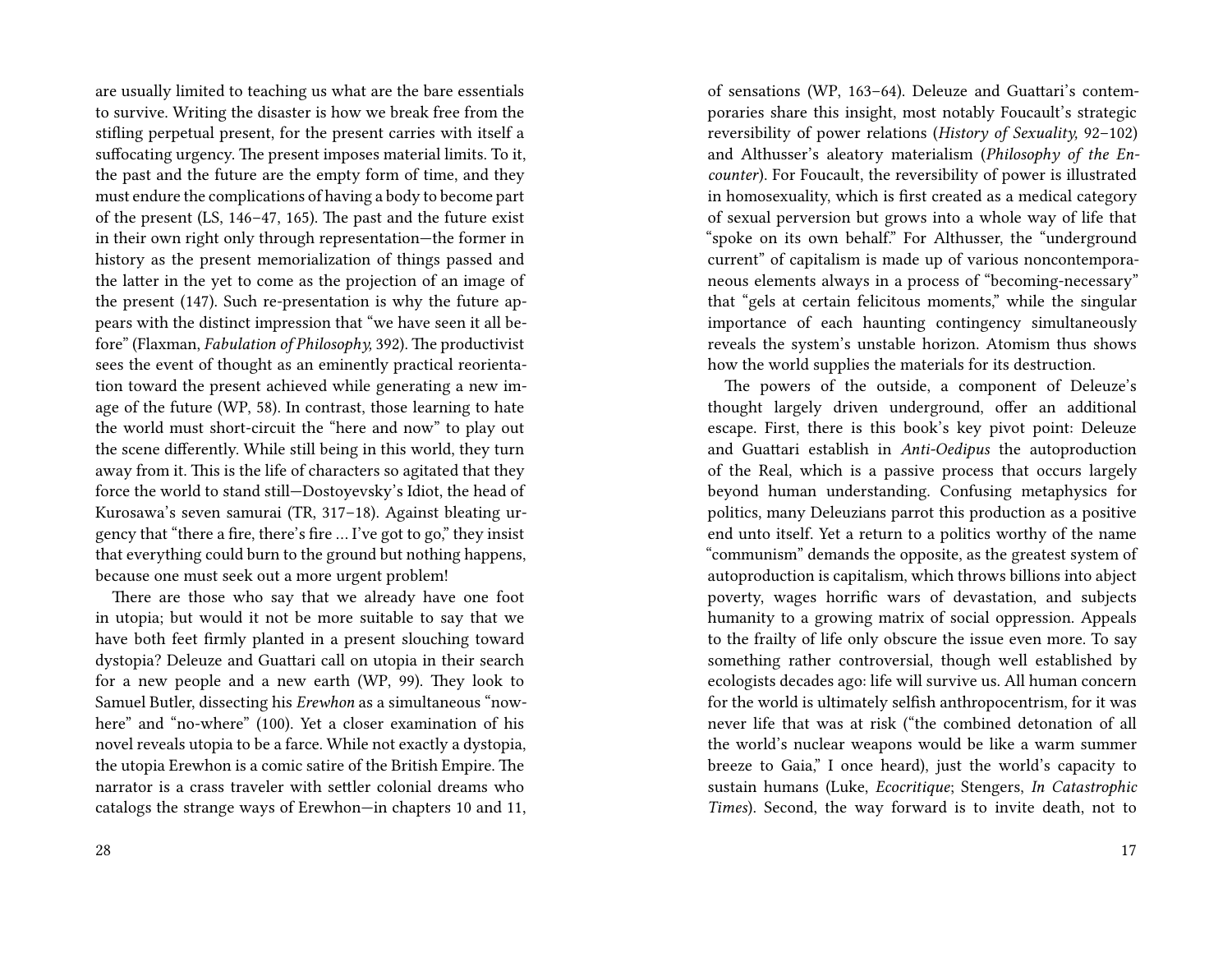are usually limited to teaching us what are the bare essentials to survive. Writing the disaster is how we break free from the stifling perpetual present, for the present carries with itself a suffocating urgency. The present imposes material limits. To it, the past and the future are the empty form of time, and they must endure the complications of having a body to become part of the present (LS, 146–47, 165). The past and the future exist in their own right only through representation—the former in history as the present memorialization of things passed and the latter in the yet to come as the projection of an image of the present (147). Such re-presentation is why the future appears with the distinct impression that "we have seen it all before" (Flaxman, *Fabulation of Philosophy,* 392). The productivist sees the event of thought as an eminently practical reorientation toward the present achieved while generating a new image of the future (WP, 58). In contrast, those learning to hate the world must short-circuit the "here and now" to play out the scene differently. While still being in this world, they turn away from it. This is the life of characters so agitated that they force the world to stand still—Dostoyevsky's Idiot, the head of Kurosawa's seven samurai (TR, 317–18). Against bleating urgency that "there a fire, there's fire … I've got to go," they insist that everything could burn to the ground but nothing happens, because one must seek out a more urgent problem!

There are those who say that we already have one foot in utopia; but would it not be more suitable to say that we have both feet firmly planted in a present slouching toward dystopia? Deleuze and Guattari call on utopia in their search for a new people and a new earth (WP, 99). They look to Samuel Butler, dissecting his *Erewhon* as a simultaneous "now-here" and "no-where" (100). Yet a closer examination of his novel reveals utopia to be a farce. While not exactly a dystopia, the utopia Erewhon is a comic satire of the British Empire. The narrator is a crass traveler with settler colonial dreams who catalogs the strange ways of Erewhon—in chapters 10 and 11,

of sensations (WP, 163–64). Deleuze and Guattari's contemporaries share this insight, most notably Foucault's strategic reversibility of power relations (*History of Sexuality,* 92–102) and Althusser's aleatory materialism (*Philosophy of the Encounter*). For Foucault, the reversibility of power is illustrated in homosexuality, which is first created as a medical category of sexual perversion but grows into a whole way of life that "spoke on its own behalf." For Althusser, the "underground current" of capitalism is made up of various noncontemporaneous elements always in a process of "becoming-necessary" that "gels at certain felicitous moments," while the singular importance of each haunting contingency simultaneously reveals the system's unstable horizon. Atomism thus shows how the world supplies the materials for its destruction.

The powers of the outside, a component of Deleuze's thought largely driven underground, offer an additional escape. First, there is this book's key pivot point: Deleuze and Guattari establish in *Anti-Oedipus* the autoproduction of the Real, which is a passive process that occurs largely beyond human understanding. Confusing metaphysics for politics, many Deleuzians parrot this production as a positive end unto itself. Yet a return to a politics worthy of the name "communism" demands the opposite, as the greatest system of autoproduction is capitalism, which throws billions into abject poverty, wages horrific wars of devastation, and subjects humanity to a growing matrix of social oppression. Appeals to the frailty of life only obscure the issue even more. To say something rather controversial, though well established by ecologists decades ago: life will survive us. All human concern for the world is ultimately selfish anthropocentrism, for it was never life that was at risk ("the combined detonation of all the world's nuclear weapons would be like a warm summer breeze to Gaia," I once heard), just the world's capacity to sustain humans (Luke, *Ecocritique*; Stengers, *In Catastrophic Times*). Second, the way forward is to invite death, not to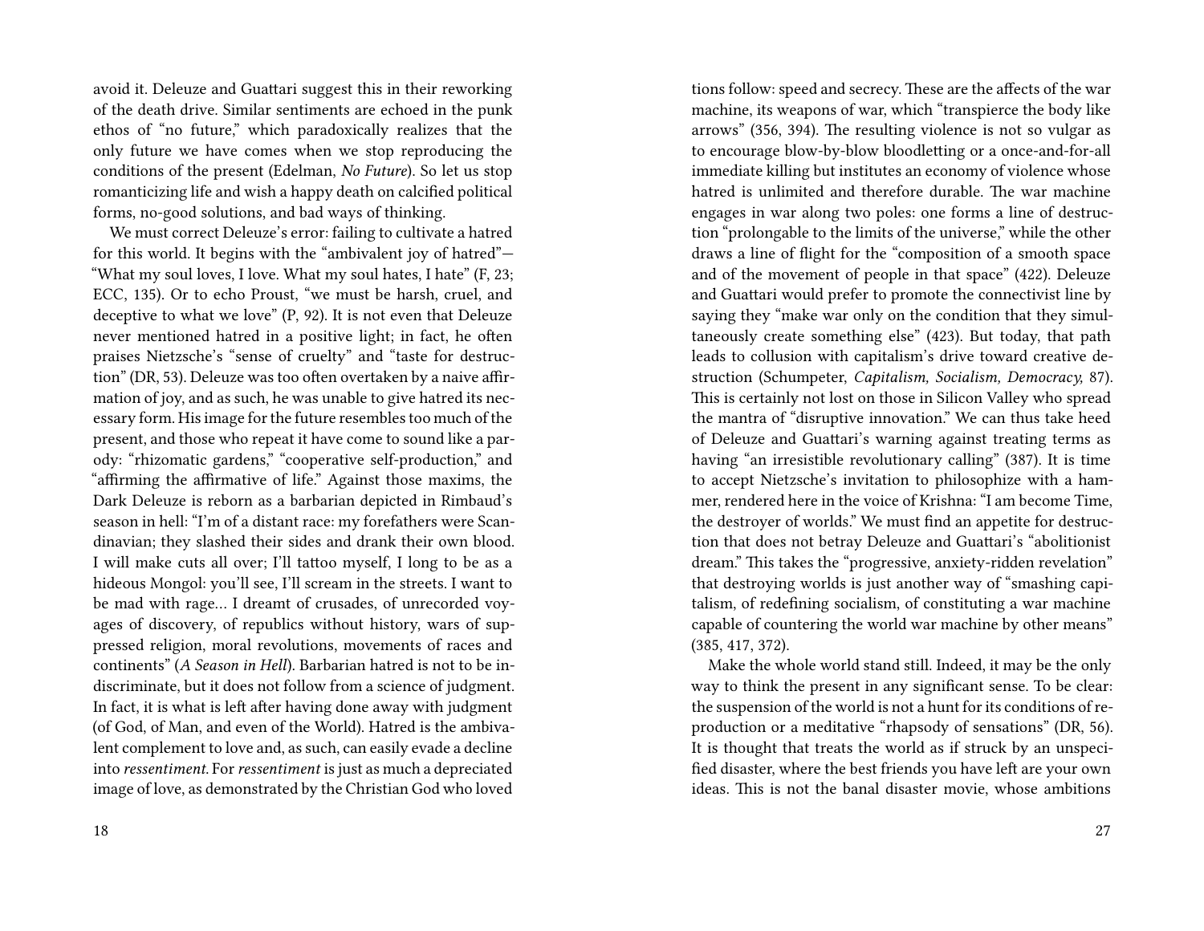avoid it. Deleuze and Guattari suggest this in their reworking of the death drive. Similar sentiments are echoed in the punk ethos of "no future," which paradoxically realizes that the only future we have comes when we stop reproducing the conditions of the present (Edelman, *No Future*). So let us stop romanticizing life and wish a happy death on calcified political forms, no-good solutions, and bad ways of thinking.

We must correct Deleuze's error: failing to cultivate a hatred for this world. It begins with the "ambivalent joy of hatred"—"What my soul loves, I love. What my soul hates, I hate" (F, 23; ECC, 135). Or to echo Proust, "we must be harsh, cruel, and deceptive to what we love" (P, 92). It is not even that Deleuze never mentioned hatred in a positive light; in fact, he often praises Nietzsche's "sense of cruelty" and "taste for destruction" (DR, 53). Deleuze was too often overtaken by a naive affirmation of joy, and as such, he was unable to give hatred its necessary form. His image for the future resembles too much of the present, and those who repeat it have come to sound like a parody: "rhizomatic gardens," "cooperative self-production," and "affirming the affirmative of life." Against those maxims, the Dark Deleuze is reborn as a barbarian depicted in Rimbaud's season in hell: "I'm of a distant race: my forefathers were Scandinavian; they slashed their sides and drank their own blood. I will make cuts all over; I'll tattoo myself, I long to be as a hideous Mongol: you'll see, I'll scream in the streets. I want to be mad with rage… I dreamt of crusades, of unrecorded voyages of discovery, of republics without history, wars of suppressed religion, moral revolutions, movements of races and continents" (*A Season in Hell*). Barbarian hatred is not to be indiscriminate, but it does not follow from a science of judgment. In fact, it is what is left after having done away with judgment (of God, of Man, and even of the World). Hatred is the ambivalent complement to love and, as such, can easily evade a decline into *ressentiment*. For *ressentiment* is just as much a depreciated image of love, as demonstrated by the Christian God who loved

tions follow: speed and secrecy. These are the affects of the war machine, its weapons of war, which "transpierce the body like arrows" (356, 394). The resulting violence is not so vulgar as to encourage blow-by-blow bloodletting or a once-and-for-all immediate killing but institutes an economy of violence whose hatred is unlimited and therefore durable. The war machine engages in war along two poles: one forms a line of destruction "prolongable to the limits of the universe," while the other draws a line of flight for the "composition of a smooth space and of the movement of people in that space" (422). Deleuze and Guattari would prefer to promote the connectivist line by saying they "make war only on the condition that they simultaneously create something else" (423). But today, that path leads to collusion with capitalism's drive toward creative destruction (Schumpeter, *Capitalism, Socialism, Democracy,* 87). This is certainly not lost on those in Silicon Valley who spread the mantra of "disruptive innovation." We can thus take heed of Deleuze and Guattari's warning against treating terms as having "an irresistible revolutionary calling" (387). It is time to accept Nietzsche's invitation to philosophize with a hammer, rendered here in the voice of Krishna: "I am become Time, the destroyer of worlds." We must find an appetite for destruction that does not betray Deleuze and Guattari's "abolitionist dream." This takes the "progressive, anxiety-ridden revelation" that destroying worlds is just another way of "smashing capitalism, of redefining socialism, of constituting a war machine capable of countering the world war machine by other means" (385, 417, 372).

Make the whole world stand still. Indeed, it may be the only way to think the present in any significant sense. To be clear: the suspension of the world is not a hunt for its conditions of reproduction or a meditative "rhapsody of sensations" (DR, 56). It is thought that treats the world as if struck by an unspecified disaster, where the best friends you have left are your own ideas. This is not the banal disaster movie, whose ambitions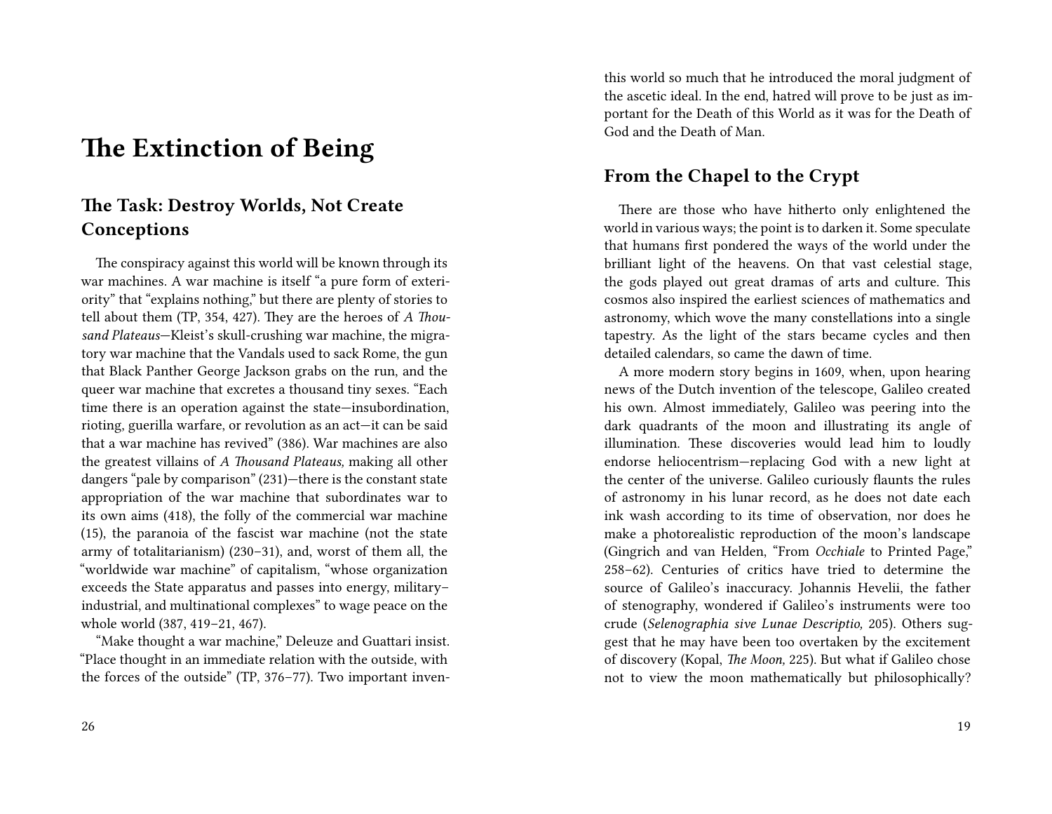# The Extinction of Being

## The Task: Destroy Worlds, Not Create Conceptions

The conspiracy against this world will be known through its war machines. A war machine is itself "a pure form of exteriority" that "explains nothing," but there are plenty of stories to tell about them (TP, 354, 427). They are the heroes of *A Thousand Plateaus*—Kleist's skull-crushing war machine, the migratory war machine that the Vandals used to sack Rome, the gun that Black Panther George Jackson grabs on the run, and the queer war machine that excretes a thousand tiny sexes. "Each time there is an operation against the state—insubordination, rioting, guerilla warfare, or revolution as an act—it can be said that a war machine has revived" (386). War machines are also the greatest villains of *A Thousand Plateaus,* making all other dangers "pale by comparison" (231)—there is the constant state appropriation of the war machine that subordinates war to its own aims (418), the folly of the commercial war machine (15), the paranoia of the fascist war machine (not the state army of totalitarianism) (230–31), and, worst of them all, the "worldwide war machine" of capitalism, "whose organization exceeds the State apparatus and passes into energy, military–industrial, and multinational complexes" to wage peace on the whole world (387, 419–21, 467).

"Make thought a war machine," Deleuze and Guattari insist. "Place thought in an immediate relation with the outside, with the forces of the outside" (TP, 376–77). Two important inven-

this world so much that he introduced the moral judgment of the ascetic ideal. In the end, hatred will prove to be just as important for the Death of this World as it was for the Death of God and the Death of Man.

## From the Chapel to the Crypt

There are those who have hitherto only enlightened the world in various ways; the point is to darken it. Some speculate that humans first pondered the ways of the world under the brilliant light of the heavens. On that vast celestial stage, the gods played out great dramas of arts and culture. This cosmos also inspired the earliest sciences of mathematics and astronomy, which wove the many constellations into a single tapestry. As the light of the stars became cycles and then detailed calendars, so came the dawn of time.

A more modern story begins in 1609, when, upon hearing news of the Dutch invention of the telescope, Galileo created his own. Almost immediately, Galileo was peering into the dark quadrants of the moon and illustrating its angle of illumination. These discoveries would lead him to loudly endorse heliocentrism—replacing God with a new light at the center of the universe. Galileo curiously flaunts the rules of astronomy in his lunar record, as he does not date each ink wash according to its time of observation, nor does he make a photorealistic reproduction of the moon's landscape (Gingrich and van Helden, "From *Occhiale* to Printed Page," 258–62). Centuries of critics have tried to determine the source of Galileo's inaccuracy. Johannis Hevelii, the father of stenography, wondered if Galileo's instruments were too crude (*Selenographia sive Lunae Descriptio,* 205). Others suggest that he may have been too overtaken by the excitement of discovery (Kopal, *The Moon,* 225). But what if Galileo chose not to view the moon mathematically but philosophically?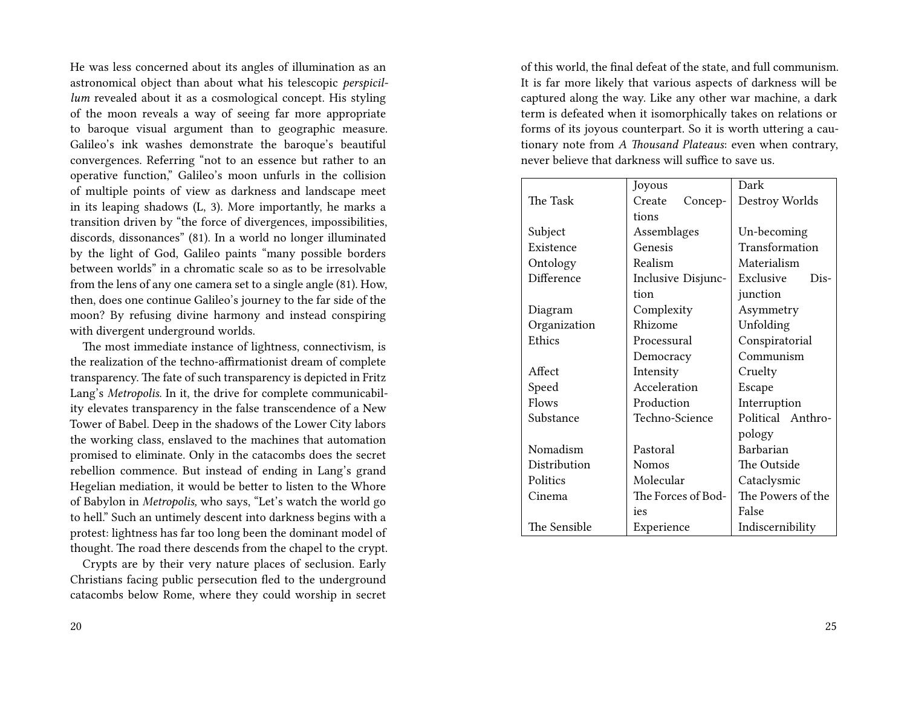He was less concerned about its angles of illumination as an astronomical object than about what his telescopic *perspicillum* revealed about it as a cosmological concept. His styling of the moon reveals a way of seeing far more appropriate to baroque visual argument than to geographic measure. Galileo's ink washes demonstrate the baroque's beautiful convergences. Referring "not to an essence but rather to an operative function," Galileo's moon unfurls in the collision of multiple points of view as darkness and landscape meet in its leaping shadows (L, 3). More importantly, he marks a transition driven by "the force of divergences, impossibilities, discords, dissonances" (81). In a world no longer illuminated by the light of God, Galileo paints "many possible borders between worlds" in a chromatic scale so as to be irresolvable from the lens of any one camera set to a single angle (81). How, then, does one continue Galileo's journey to the far side of the moon? By refusing divine harmony and instead conspiring with divergent underground worlds.

The most immediate instance of lightness, connectivism, is the realization of the techno-affirmationist dream of complete transparency. The fate of such transparency is depicted in Fritz Lang's *Metropolis.* In it, the drive for complete communicability elevates transparency in the false transcendence of a New Tower of Babel. Deep in the shadows of the Lower City labors the working class, enslaved to the machines that automation promised to eliminate. Only in the catacombs does the secret rebellion commence. But instead of ending in Lang's grand Hegelian mediation, it would be better to listen to the Whore of Babylon in *Metropolis,* who says, "Let's watch the world go to hell." Such an untimely descent into darkness begins with a protest: lightness has far too long been the dominant model of thought. The road there descends from the chapel to the crypt.

Crypts are by their very nature places of seclusion. Early Christians facing public persecution fled to the underground catacombs below Rome, where they could worship in secret

of this world, the final defeat of the state, and full communism. It is far more likely that various aspects of darkness will be captured along the way. Like any other war machine, a dark term is defeated when it isomorphically takes on relations or forms of its joyous counterpart. So it is worth uttering a cautionary note from *A Thousand Plateaus*: even when contrary, never believe that darkness will suffice to save us.

| | Joyous | Dark |
|---|---|---|
| The Task | Create Conceptions | Destroy Worlds |
| Subject | Assemblages | Un-becoming |
| Existence | Genesis | Transformation |
| Ontology | Realism | Materialism |
| Difference | Inclusive Disjunction | Exclusive Disjunction |
| Diagram | Complexity | Asymmetry |
| Organization | Rhizome | Unfolding |
| Ethics | Processural Democracy | Conspiratorial Communism |
| Affect | Intensity | Cruelty |
| Speed | Acceleration | Escape |
| Flows | Production | Interruption |
| Substance | Techno-Science | Political Anthropology |
| Nomadism | Pastoral | Barbarian |
| Distribution | Nomos | The Outside |
| Politics | Molecular | Cataclysmic |
| Cinema | The Forces of Bodies | The Powers of the False |
| The Sensible | Experience | Indiscernibility |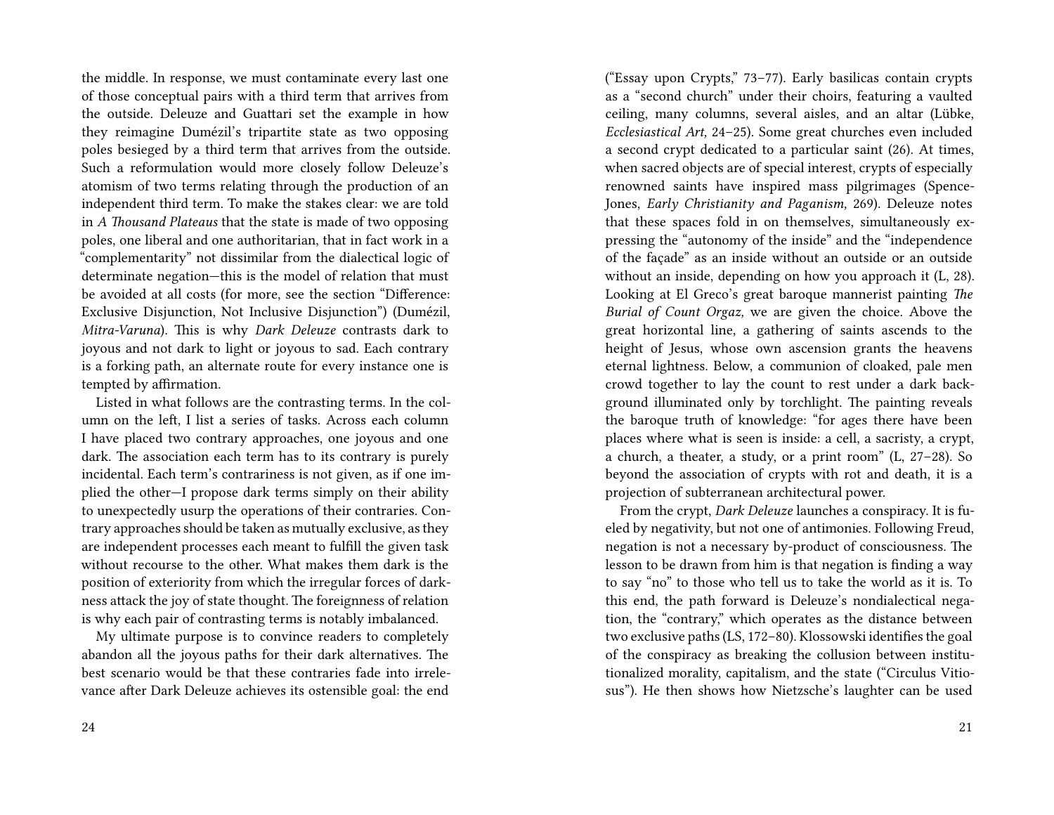the middle. In response, we must contaminate every last one of those conceptual pairs with a third term that arrives from the outside. Deleuze and Guattari set the example in how they reimagine Dumézil's tripartite state as two opposing poles besieged by a third term that arrives from the outside. Such a reformulation would more closely follow Deleuze's atomism of two terms relating through the production of an independent third term. To make the stakes clear: we are told in *A Thousand Plateaus* that the state is made of two opposing poles, one liberal and one authoritarian, that in fact work in a "complementarity" not dissimilar from the dialectical logic of determinate negation—this is the model of relation that must be avoided at all costs (for more, see the section "Difference: Exclusive Disjunction, Not Inclusive Disjunction") (Dumézil, *Mitra-Varuna*). This is why *Dark Deleuze* contrasts dark to joyous and not dark to light or joyous to sad. Each contrary is a forking path, an alternate route for every instance one is tempted by affirmation.

Listed in what follows are the contrasting terms. In the column on the left, I list a series of tasks. Across each column I have placed two contrary approaches, one joyous and one dark. The association each term has to its contrary is purely incidental. Each term's contrariness is not given, as if one implied the other—I propose dark terms simply on their ability to unexpectedly usurp the operations of their contraries. Contrary approaches should be taken as mutually exclusive, as they are independent processes each meant to fulfill the given task without recourse to the other. What makes them dark is the position of exteriority from which the irregular forces of darkness attack the joy of state thought. The foreignness of relation is why each pair of contrasting terms is notably imbalanced.

My ultimate purpose is to convince readers to completely abandon all the joyous paths for their dark alternatives. The best scenario would be that these contraries fade into irrelevance after Dark Deleuze achieves its ostensible goal: the end

("Essay upon Crypts," 73–77). Early basilicas contain crypts as a "second church" under their choirs, featuring a vaulted ceiling, many columns, several aisles, and an altar (Lübke, *Ecclesiastical Art,* 24–25). Some great churches even included a second crypt dedicated to a particular saint (26). At times, when sacred objects are of special interest, crypts of especially renowned saints have inspired mass pilgrimages (Spence-Jones, *Early Christianity and Paganism,* 269). Deleuze notes that these spaces fold in on themselves, simultaneously expressing the "autonomy of the inside" and the "independence of the façade" as an inside without an outside or an outside without an inside, depending on how you approach it (L, 28). Looking at El Greco's great baroque mannerist painting *The Burial of Count Orgaz,* we are given the choice. Above the great horizontal line, a gathering of saints ascends to the height of Jesus, whose own ascension grants the heavens eternal lightness. Below, a communion of cloaked, pale men crowd together to lay the count to rest under a dark background illuminated only by torchlight. The painting reveals the baroque truth of knowledge: "for ages there have been places where what is seen is inside: a cell, a sacristy, a crypt, a church, a theater, a study, or a print room" (L, 27–28). So beyond the association of crypts with rot and death, it is a projection of subterranean architectural power.

From the crypt, *Dark Deleuze* launches a conspiracy. It is fueled by negativity, but not one of antimonies. Following Freud, negation is not a necessary by-product of consciousness. The lesson to be drawn from him is that negation is finding a way to say "no" to those who tell us to take the world as it is. To this end, the path forward is Deleuze's nondialectical negation, the "contrary," which operates as the distance between two exclusive paths (LS, 172–80). Klossowski identifies the goal of the conspiracy as breaking the collusion between institutionalized morality, capitalism, and the state ("Circulus Vitiosus"). He then shows how Nietzsche's laughter can be used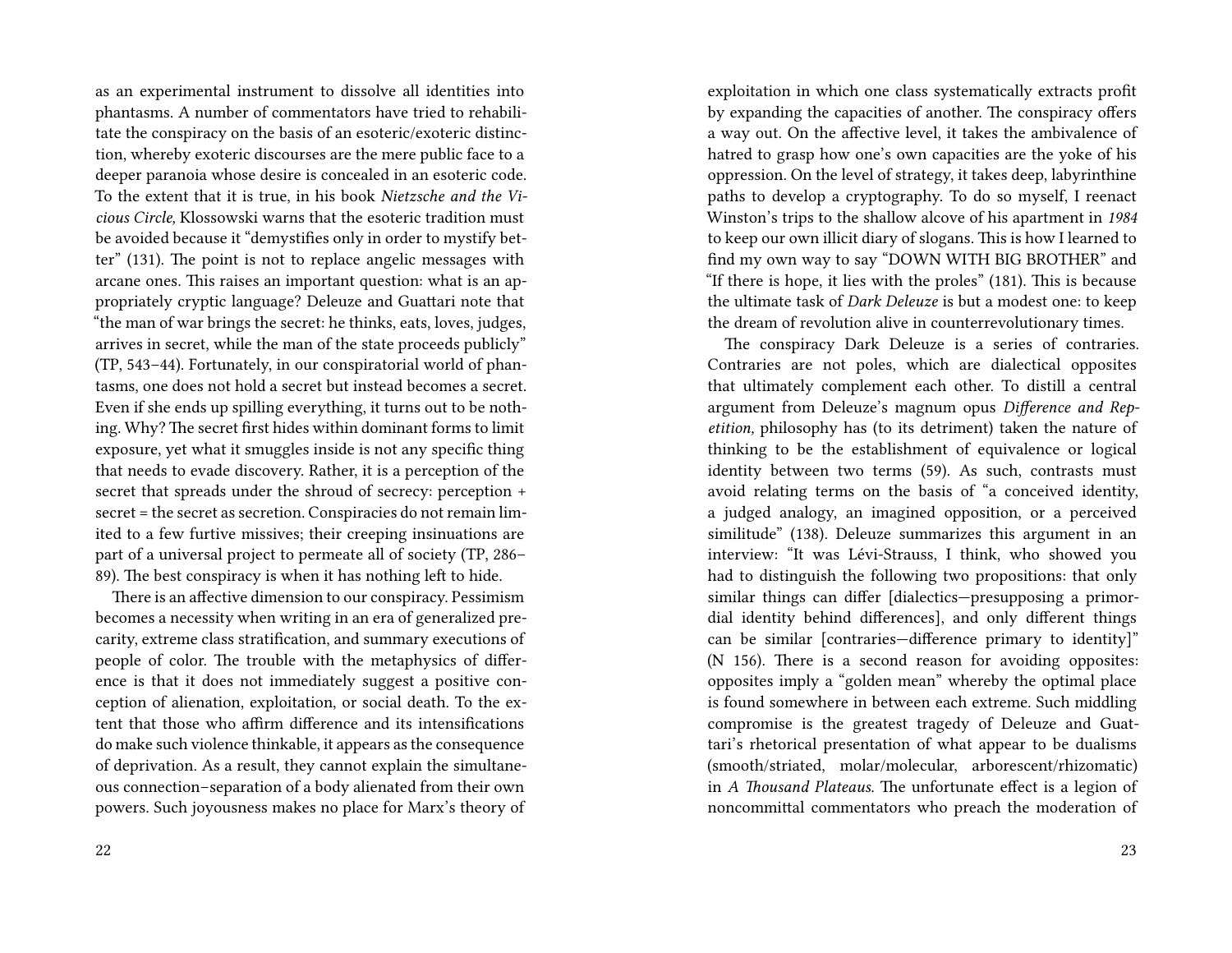as an experimental instrument to dissolve all identities into phantasms. A number of commentators have tried to rehabilitate the conspiracy on the basis of an esoteric/exoteric distinction, whereby exoteric discourses are the mere public face to a deeper paranoia whose desire is concealed in an esoteric code. To the extent that it is true, in his book *Nietzsche and the Vicious Circle,* Klossowski warns that the esoteric tradition must be avoided because it "demystifies only in order to mystify better" (131). The point is not to replace angelic messages with arcane ones. This raises an important question: what is an appropriately cryptic language? Deleuze and Guattari note that "the man of war brings the secret: he thinks, eats, loves, judges, arrives in secret, while the man of the state proceeds publicly" (TP, 543–44). Fortunately, in our conspiratorial world of phantasms, one does not hold a secret but instead becomes a secret. Even if she ends up spilling everything, it turns out to be nothing. Why? The secret first hides within dominant forms to limit exposure, yet what it smuggles inside is not any specific thing that needs to evade discovery. Rather, it is a perception of the secret that spreads under the shroud of secrecy: perception + secret = the secret as secretion. Conspiracies do not remain limited to a few furtive missives; their creeping insinuations are part of a universal project to permeate all of society (TP, 286–89). The best conspiracy is when it has nothing left to hide.

There is an affective dimension to our conspiracy. Pessimism becomes a necessity when writing in an era of generalized precarity, extreme class stratification, and summary executions of people of color. The trouble with the metaphysics of difference is that it does not immediately suggest a positive conception of alienation, exploitation, or social death. To the extent that those who affirm difference and its intensifications do make such violence thinkable, it appears as the consequence of deprivation. As a result, they cannot explain the simultaneous connection–separation of a body alienated from their own powers. Such joyousness makes no place for Marx's theory of exploitation in which one class systematically extracts profit by expanding the capacities of another. The conspiracy offers a way out. On the affective level, it takes the ambivalence of hatred to grasp how one's own capacities are the yoke of his oppression. On the level of strategy, it takes deep, labyrinthine paths to develop a cryptography. To do so myself, I reenact Winston's trips to the shallow alcove of his apartment in *1984* to keep our own illicit diary of slogans. This is how I learned to find my own way to say "DOWN WITH BIG BROTHER" and "If there is hope, it lies with the proles" (181). This is because the ultimate task of *Dark Deleuze* is but a modest one: to keep the dream of revolution alive in counterrevolutionary times.

The conspiracy Dark Deleuze is a series of contraries. Contraries are not poles, which are dialectical opposites that ultimately complement each other. To distill a central argument from Deleuze's magnum opus *Difference and Repetition,* philosophy has (to its detriment) taken the nature of thinking to be the establishment of equivalence or logical identity between two terms (59). As such, contrasts must avoid relating terms on the basis of "a conceived identity, a judged analogy, an imagined opposition, or a perceived similitude" (138). Deleuze summarizes this argument in an interview: "It was Lévi-Strauss, I think, who showed you had to distinguish the following two propositions: that only similar things can differ [dialectics—presupposing a primordial identity behind differences], and only different things can be similar [contraries—difference primary to identity]" (N 156). There is a second reason for avoiding opposites: opposites imply a "golden mean" whereby the optimal place is found somewhere in between each extreme. Such middling compromise is the greatest tragedy of Deleuze and Guattari's rhetorical presentation of what appear to be dualisms (smooth/striated, molar/molecular, arborescent/rhizomatic) in *A Thousand Plateaus.* The unfortunate effect is a legion of noncommittal commentators who preach the moderation of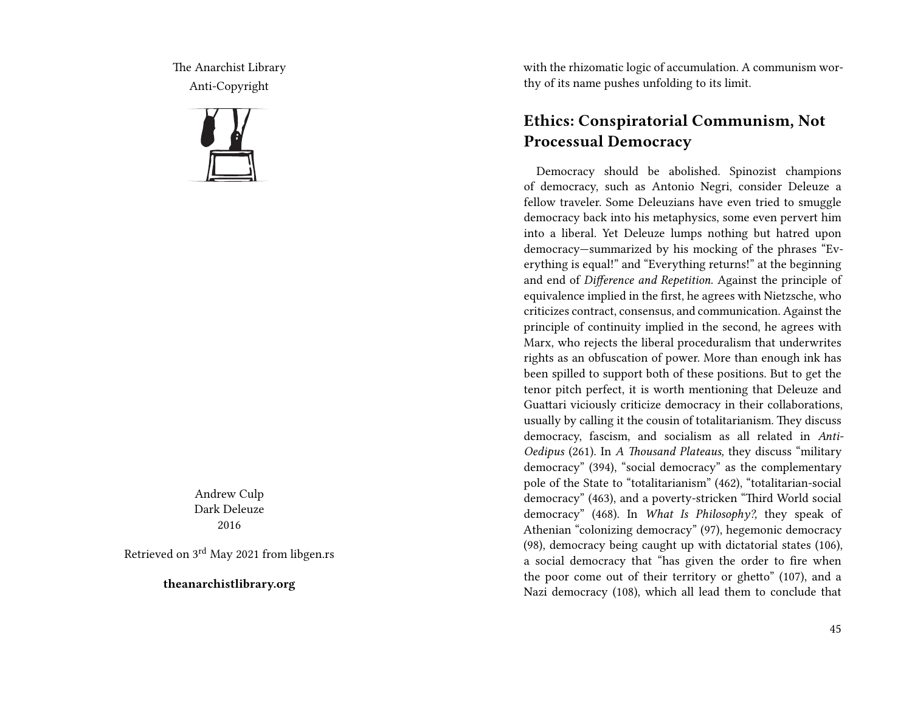The Anarchist Library
Anti-Copyright

Andrew Culp
Dark Deleuze
2016

Retrieved on 3rd May 2021 from libgen.rs

**theanarchistlibrary.org**

with the rhizomatic logic of accumulation. A communism worthy of its name pushes unfolding to its limit.

## Ethics: Conspiratorial Communism, Not Processual Democracy

Democracy should be abolished. Spinozist champions of democracy, such as Antonio Negri, consider Deleuze a fellow traveler. Some Deleuzians have even tried to smuggle democracy back into his metaphysics, some even pervert him into a liberal. Yet Deleuze lumps nothing but hatred upon democracy—summarized by his mocking of the phrases "Everything is equal!" and "Everything returns!" at the beginning and end of *Difference and Repetition*. Against the principle of equivalence implied in the first, he agrees with Nietzsche, who criticizes contract, consensus, and communication. Against the principle of continuity implied in the second, he agrees with Marx, who rejects the liberal proceduralism that underwrites rights as an obfuscation of power. More than enough ink has been spilled to support both of these positions. But to get the tenor pitch perfect, it is worth mentioning that Deleuze and Guattari viciously criticize democracy in their collaborations, usually by calling it the cousin of totalitarianism. They discuss democracy, fascism, and socialism as all related in *Anti-Oedipus* (261). In *A Thousand Plateaus,* they discuss "military democracy" (394), "social democracy" as the complementary pole of the State to "totalitarianism" (462), "totalitarian-social democracy" (463), and a poverty-stricken "Third World social democracy" (468). In *What Is Philosophy?,* they speak of Athenian "colonizing democracy" (97), hegemonic democracy (98), democracy being caught up with dictatorial states (106), a social democracy that "has given the order to fire when the poor come out of their territory or ghetto" (107), and a Nazi democracy (108), which all lead them to conclude that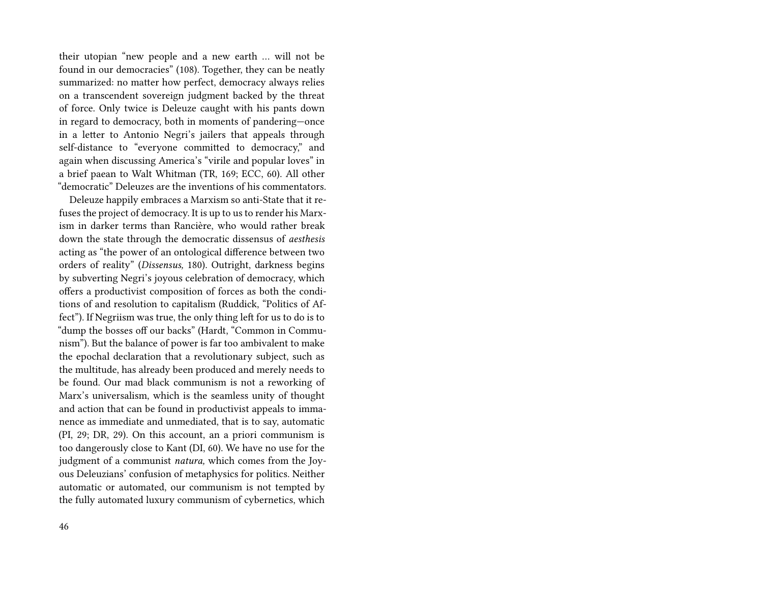their utopian "new people and a new earth … will not be found in our democracies" (108). Together, they can be neatly summarized: no matter how perfect, democracy always relies on a transcendent sovereign judgment backed by the threat of force. Only twice is Deleuze caught with his pants down in regard to democracy, both in moments of pandering—once in a letter to Antonio Negri's jailers that appeals through self-distance to "everyone committed to democracy," and again when discussing America's "virile and popular loves" in a brief paean to Walt Whitman (TR, 169; ECC, 60). All other "democratic" Deleuzes are the inventions of his commentators.

Deleuze happily embraces a Marxism so anti-State that it refuses the project of democracy. It is up to us to render his Marxism in darker terms than Rancière, who would rather break down the state through the democratic dissensus of *aesthesis* acting as "the power of an ontological difference between two orders of reality" (*Dissensus,* 180). Outright, darkness begins by subverting Negri's joyous celebration of democracy, which offers a productivist composition of forces as both the conditions of and resolution to capitalism (Ruddick, "Politics of Affect"). If Negriism was true, the only thing left for us to do is to "dump the bosses off our backs" (Hardt, "Common in Communism"). But the balance of power is far too ambivalent to make the epochal declaration that a revolutionary subject, such as the multitude, has already been produced and merely needs to be found. Our mad black communism is not a reworking of Marx's universalism, which is the seamless unity of thought and action that can be found in productivist appeals to immanence as immediate and unmediated, that is to say, automatic (PI, 29; DR, 29). On this account, an a priori communism is too dangerously close to Kant (DI, 60). We have no use for the judgment of a communist *natura,* which comes from the Joyous Deleuzians' confusion of metaphysics for politics. Neither automatic or automated, our communism is not tempted by the fully automated luxury communism of cybernetics, which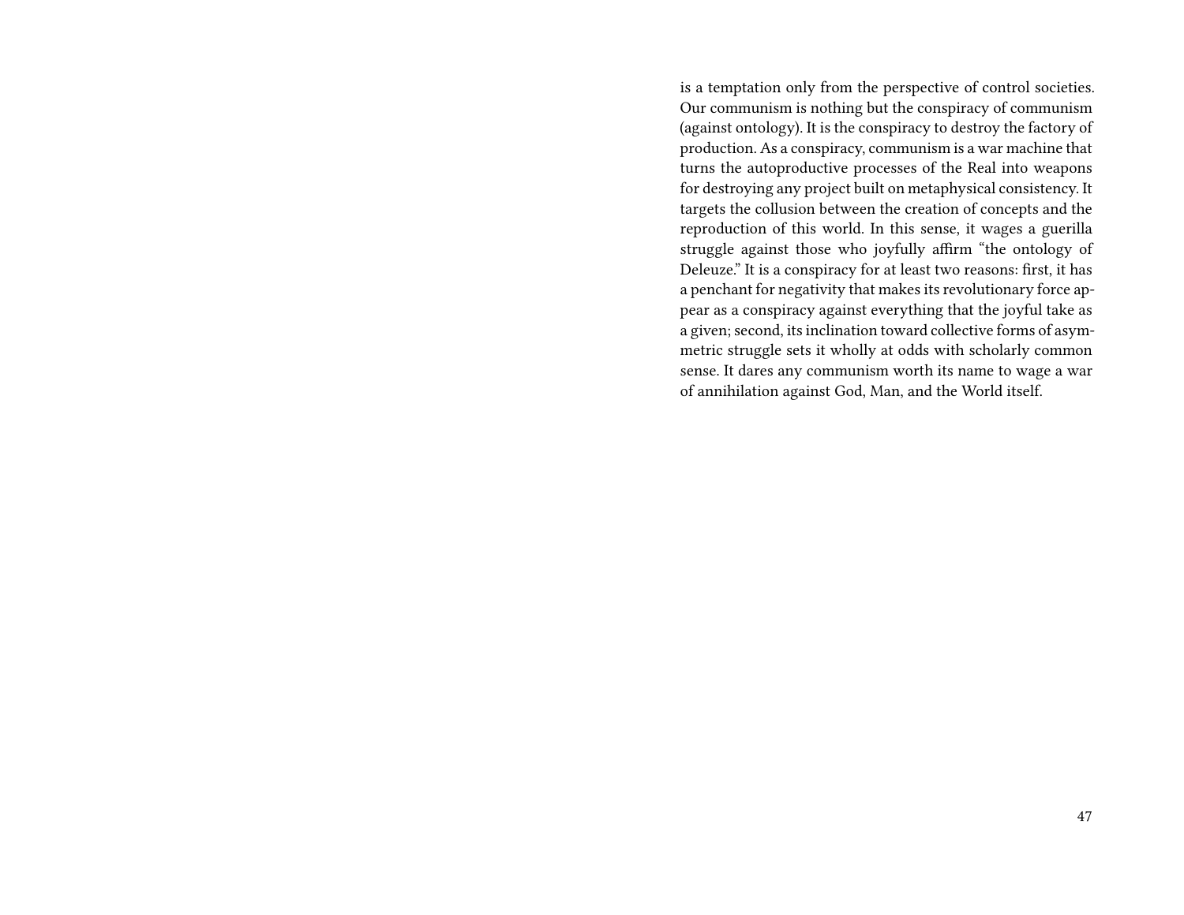is a temptation only from the perspective of control societies. Our communism is nothing but the conspiracy of communism (against ontology). It is the conspiracy to destroy the factory of production. As a conspiracy, communism is a war machine that turns the autoproductive processes of the Real into weapons for destroying any project built on metaphysical consistency. It targets the collusion between the creation of concepts and the reproduction of this world. In this sense, it wages a guerilla struggle against those who joyfully affirm "the ontology of Deleuze." It is a conspiracy for at least two reasons: first, it has a penchant for negativity that makes its revolutionary force appear as a conspiracy against everything that the joyful take as a given; second, its inclination toward collective forms of asymmetric struggle sets it wholly at odds with scholarly common sense. It dares any communism worth its name to wage a war of annihilation against God, Man, and the World itself.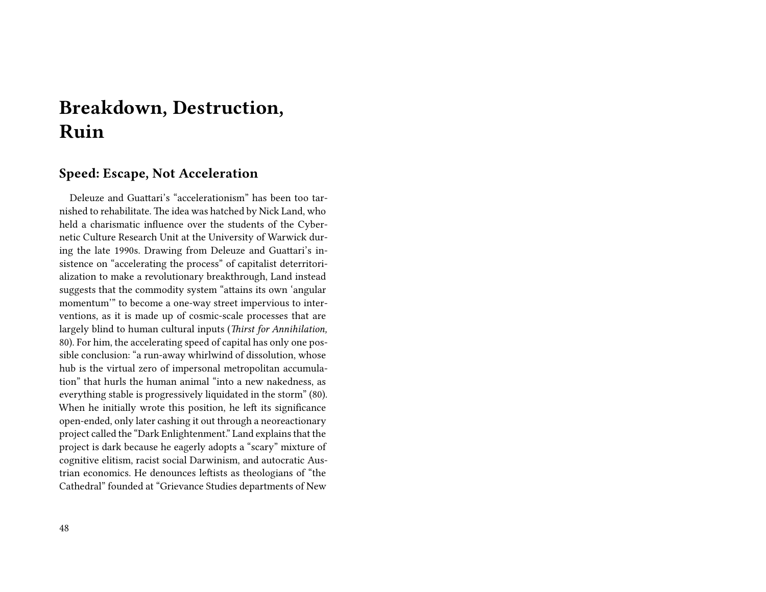# Breakdown, Destruction, Ruin

## Speed: Escape, Not Acceleration

Deleuze and Guattari's "accelerationism" has been too tarnished to rehabilitate. The idea was hatched by Nick Land, who held a charismatic influence over the students of the Cybernetic Culture Research Unit at the University of Warwick during the late 1990s. Drawing from Deleuze and Guattari's insistence on "accelerating the process" of capitalist deterritorialization to make a revolutionary breakthrough, Land instead suggests that the commodity system "attains its own 'angular momentum'" to become a one-way street impervious to interventions, as it is made up of cosmic-scale processes that are largely blind to human cultural inputs (*Thirst for Annihilation,* 80). For him, the accelerating speed of capital has only one possible conclusion: "a run-away whirlwind of dissolution, whose hub is the virtual zero of impersonal metropolitan accumulation" that hurls the human animal "into a new nakedness, as everything stable is progressively liquidated in the storm" (80). When he initially wrote this position, he left its significance open-ended, only later cashing it out through a neoreactionary project called the "Dark Enlightenment." Land explains that the project is dark because he eagerly adopts a "scary" mixture of cognitive elitism, racist social Darwinism, and autocratic Austrian economics. He denounces leftists as theologians of "the Cathedral" founded at "Grievance Studies departments of New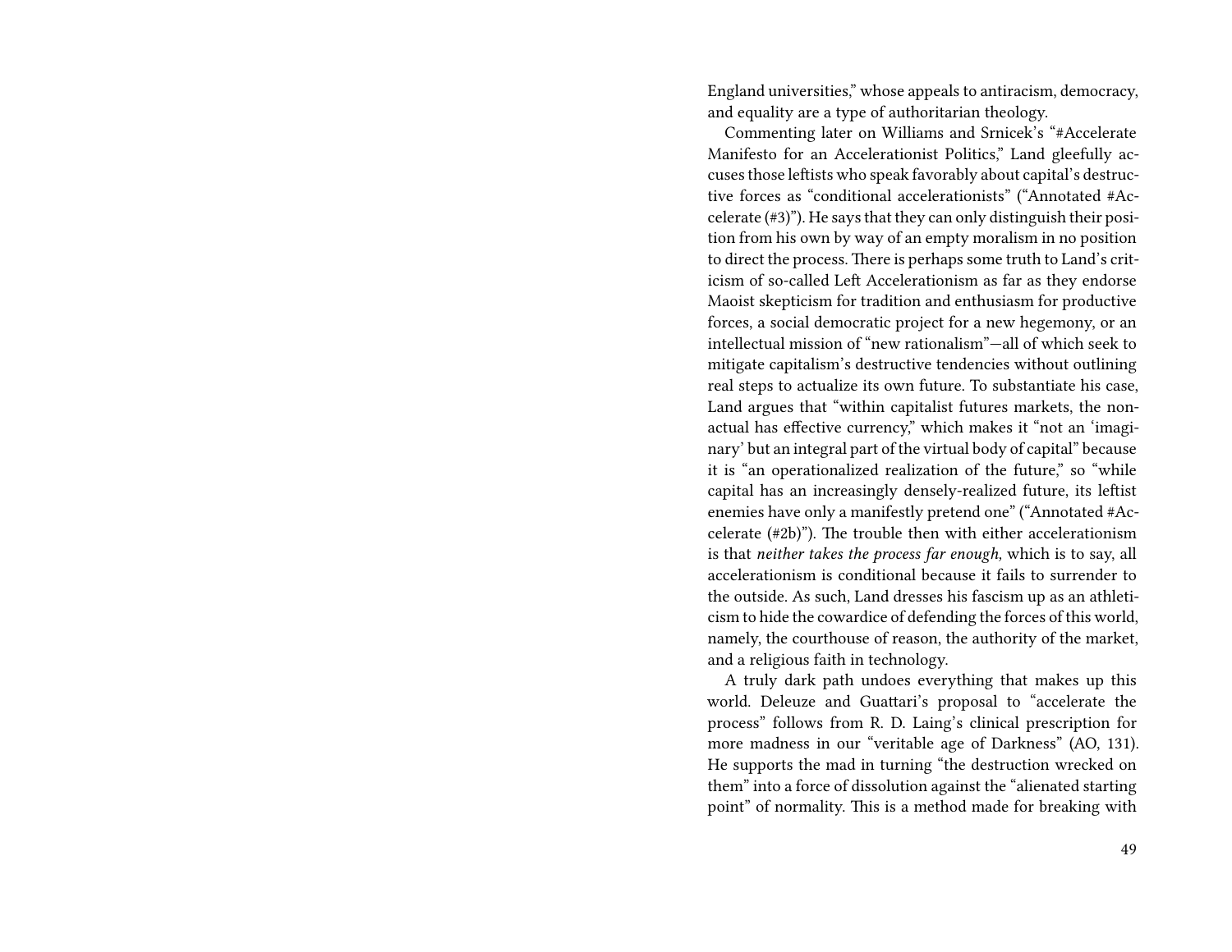England universities," whose appeals to antiracism, democracy, and equality are a type of authoritarian theology.

Commenting later on Williams and Srnicek's "#Accelerate Manifesto for an Accelerationist Politics," Land gleefully accuses those leftists who speak favorably about capital's destructive forces as "conditional accelerationists" ("Annotated #Accelerate (#3)"). He says that they can only distinguish their position from his own by way of an empty moralism in no position to direct the process. There is perhaps some truth to Land's criticism of so-called Left Accelerationism as far as they endorse Maoist skepticism for tradition and enthusiasm for productive forces, a social democratic project for a new hegemony, or an intellectual mission of "new rationalism"—all of which seek to mitigate capitalism's destructive tendencies without outlining real steps to actualize its own future. To substantiate his case, Land argues that "within capitalist futures markets, the non-actual has effective currency," which makes it "not an 'imaginary' but an integral part of the virtual body of capital" because it is "an operationalized realization of the future," so "while capital has an increasingly densely-realized future, its leftist enemies have only a manifestly pretend one" ("Annotated #Accelerate (#2b)"). The trouble then with either accelerationism is that *neither takes the process far enough,* which is to say, all accelerationism is conditional because it fails to surrender to the outside. As such, Land dresses his fascism up as an athleticism to hide the cowardice of defending the forces of this world, namely, the courthouse of reason, the authority of the market, and a religious faith in technology.

A truly dark path undoes everything that makes up this world. Deleuze and Guattari's proposal to "accelerate the process" follows from R. D. Laing's clinical prescription for more madness in our "veritable age of Darkness" (AO, 131). He supports the mad in turning "the destruction wrecked on them" into a force of dissolution against the "alienated starting point" of normality. This is a method made for breaking with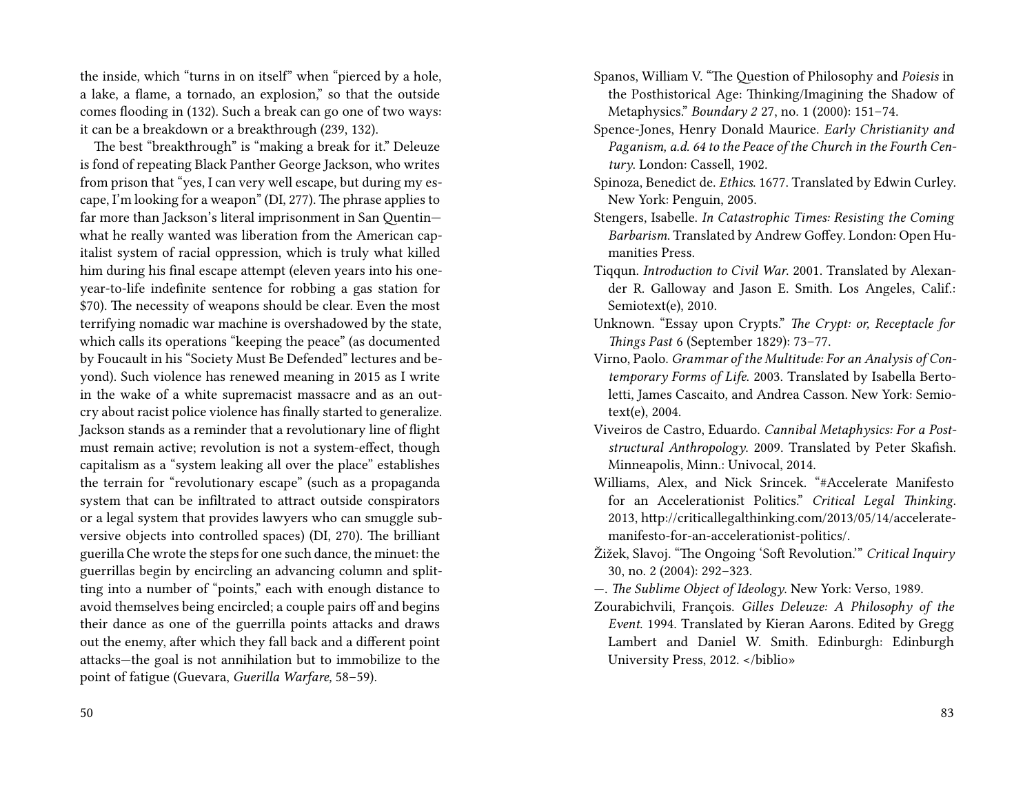the inside, which "turns in on itself" when "pierced by a hole, a lake, a flame, a tornado, an explosion," so that the outside comes flooding in (132). Such a break can go one of two ways: it can be a breakdown or a breakthrough (239, 132).

The best "breakthrough" is "making a break for it." Deleuze is fond of repeating Black Panther George Jackson, who writes from prison that "yes, I can very well escape, but during my escape, I'm looking for a weapon" (DI, 277). The phrase applies to far more than Jackson's literal imprisonment in San Quentin—what he really wanted was liberation from the American capitalist system of racial oppression, which is truly what killed him during his final escape attempt (eleven years into his one-year-to-life indefinite sentence for robbing a gas station for $70). The necessity of weapons should be clear. Even the most terrifying nomadic war machine is overshadowed by the state, which calls its operations "keeping the peace" (as documented by Foucault in his "Society Must Be Defended" lectures and beyond). Such violence has renewed meaning in 2015 as I write in the wake of a white supremacist massacre and as an outcry about racist police violence has finally started to generalize. Jackson stands as a reminder that a revolutionary line of flight must remain active; revolution is not a system-effect, though capitalism as a "system leaking all over the place" establishes the terrain for "revolutionary escape" (such as a propaganda system that can be infiltrated to attract outside conspirators or a legal system that provides lawyers who can smuggle subversive objects into controlled spaces) (DI, 270). The brilliant guerilla Che wrote the steps for one such dance, the minuet: the guerrillas begin by encircling an advancing column and splitting into a number of "points," each with enough distance to avoid themselves being encircled; a couple pairs off and begins their dance as one of the guerrilla points attacks and draws out the enemy, after which they fall back and a different point attacks—the goal is not annihilation but to immobilize to the point of fatigue (Guevara, *Guerilla Warfare,* 58–59).

Spanos, William V. "The Question of Philosophy and *Poiesis* in the Posthistorical Age: Thinking/Imagining the Shadow of Metaphysics." *Boundary 2* 27, no. 1 (2000): 151–74.

Spence-Jones, Henry Donald Maurice. *Early Christianity and Paganism, a.d. 64 to the Peace of the Church in the Fourth Century*. London: Cassell, 1902.

Spinoza, Benedict de. *Ethics*. 1677. Translated by Edwin Curley. New York: Penguin, 2005.

Stengers, Isabelle. *In Catastrophic Times: Resisting the Coming Barbarism*. Translated by Andrew Goffey. London: Open Humanities Press.

Tiqqun. *Introduction to Civil War*. 2001. Translated by Alexander R. Galloway and Jason E. Smith. Los Angeles, Calif.: Semiotext(e), 2010.

Unknown. "Essay upon Crypts." *The Crypt: or, Receptacle for Things Past* 6 (September 1829): 73–77.

Virno, Paolo. *Grammar of the Multitude: For an Analysis of Contemporary Forms of Life*. 2003. Translated by Isabella Bertoletti, James Cascaito, and Andrea Casson. New York: Semiotext(e), 2004.

Viveiros de Castro, Eduardo. *Cannibal Metaphysics: For a Post-structural Anthropology*. 2009. Translated by Peter Skafish. Minneapolis, Minn.: Univocal, 2014.

Williams, Alex, and Nick Srincek. "#Accelerate Manifesto for an Accelerationist Politics." *Critical Legal Thinking*. 2013, http://criticallegalthinking.com/2013/05/14/accelerate-manifesto-for-an-accelerationist-politics/.

Žižek, Slavoj. "The Ongoing 'Soft Revolution.'" *Critical Inquiry* 30, no. 2 (2004): 292–323.

—. *The Sublime Object of Ideology*. New York: Verso, 1989.

Zourabichvili, François. *Gilles Deleuze: A Philosophy of the Event*. 1994. Translated by Kieran Aarons. Edited by Gregg Lambert and Daniel W. Smith. Edinburgh: Edinburgh University Press, 2012. </biblio»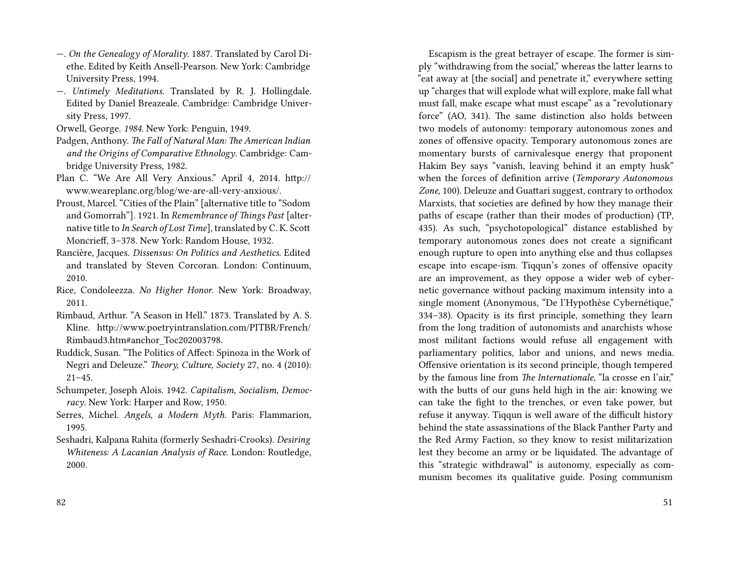—. *On the Genealogy of Morality*. 1887. Translated by Carol Diethe. Edited by Keith Ansell-Pearson. New York: Cambridge University Press, 1994.

—. *Untimely Meditations*. Translated by R. J. Hollingdale. Edited by Daniel Breazeale. Cambridge: Cambridge University Press, 1997.

Orwell, George. *1984*. New York: Penguin, 1949.

Padgen, Anthony. *The Fall of Natural Man: The American Indian and the Origins of Comparative Ethnology*. Cambridge: Cambridge University Press, 1982.

Plan C. "We Are All Very Anxious." April 4, 2014. http://www.weareplanc.org/blog/we-are-all-very-anxious/.

Proust, Marcel. "Cities of the Plain" [alternative title to "Sodom and Gomorrah"]. 1921. In *Remembrance of Things Past* [alternative title to *In Search of Lost Time*], translated by C. K. Scott Moncrieff, 3–378. New York: Random House, 1932.

Rancière, Jacques. *Dissensus: On Politics and Aesthetics*. Edited and translated by Steven Corcoran. London: Continuum, 2010.

Rice, Condoleezza. *No Higher Honor*. New York: Broadway, 2011.

Rimbaud, Arthur. "A Season in Hell." 1873. Translated by A. S. Kline. http://www.poetryintranslation.com/PITBR/French/Rimbaud3.htm#anchor_Toc202003798.

Ruddick, Susan. "The Politics of Affect: Spinoza in the Work of Negri and Deleuze." *Theory, Culture, Society* 27, no. 4 (2010): 21–45.

Schumpeter, Joseph Alois. 1942. *Capitalism, Socialism, Democracy*. New York: Harper and Row, 1950.

Serres, Michel. *Angels, a Modern Myth*. Paris: Flammarion, 1995.

Seshadri, Kalpana Rahita (formerly Seshadri-Crooks). *Desiring Whiteness: A Lacanian Analysis of Race*. London: Routledge, 2000.

Escapism is the great betrayer of escape. The former is simply "withdrawing from the social," whereas the latter learns to "eat away at [the social] and penetrate it," everywhere setting up "charges that will explode what will explore, make fall what must fall, make escape what must escape" as a "revolutionary force" (AO, 341). The same distinction also holds between two models of autonomy: temporary autonomous zones and zones of offensive opacity. Temporary autonomous zones are momentary bursts of carnivalesque energy that proponent Hakim Bey says "vanish, leaving behind it an empty husk" when the forces of definition arrive (*Temporary Autonomous Zone,* 100). Deleuze and Guattari suggest, contrary to orthodox Marxists, that societies are defined by how they manage their paths of escape (rather than their modes of production) (TP, 435). As such, "psychotopological" distance established by temporary autonomous zones does not create a significant enough rupture to open into anything else and thus collapses escape into escape-ism. Tiqqun's zones of offensive opacity are an improvement, as they oppose a wider web of cybernetic governance without packing maximum intensity into a single moment (Anonymous, "De l'Hypothèse Cybernétique," 334–38). Opacity is its first principle, something they learn from the long tradition of autonomists and anarchists whose most militant factions would refuse all engagement with parliamentary politics, labor and unions, and news media. Offensive orientation is its second principle, though tempered by the famous line from *The Internationale,* "la crosse en l'air," with the butts of our guns held high in the air: knowing we can take the fight to the trenches, or even take power, but refuse it anyway. Tiqqun is well aware of the difficult history behind the state assassinations of the Black Panther Party and the Red Army Faction, so they know to resist militarization lest they become an army or be liquidated. The advantage of this "strategic withdrawal" is autonomy, especially as communism becomes its qualitative guide. Posing communism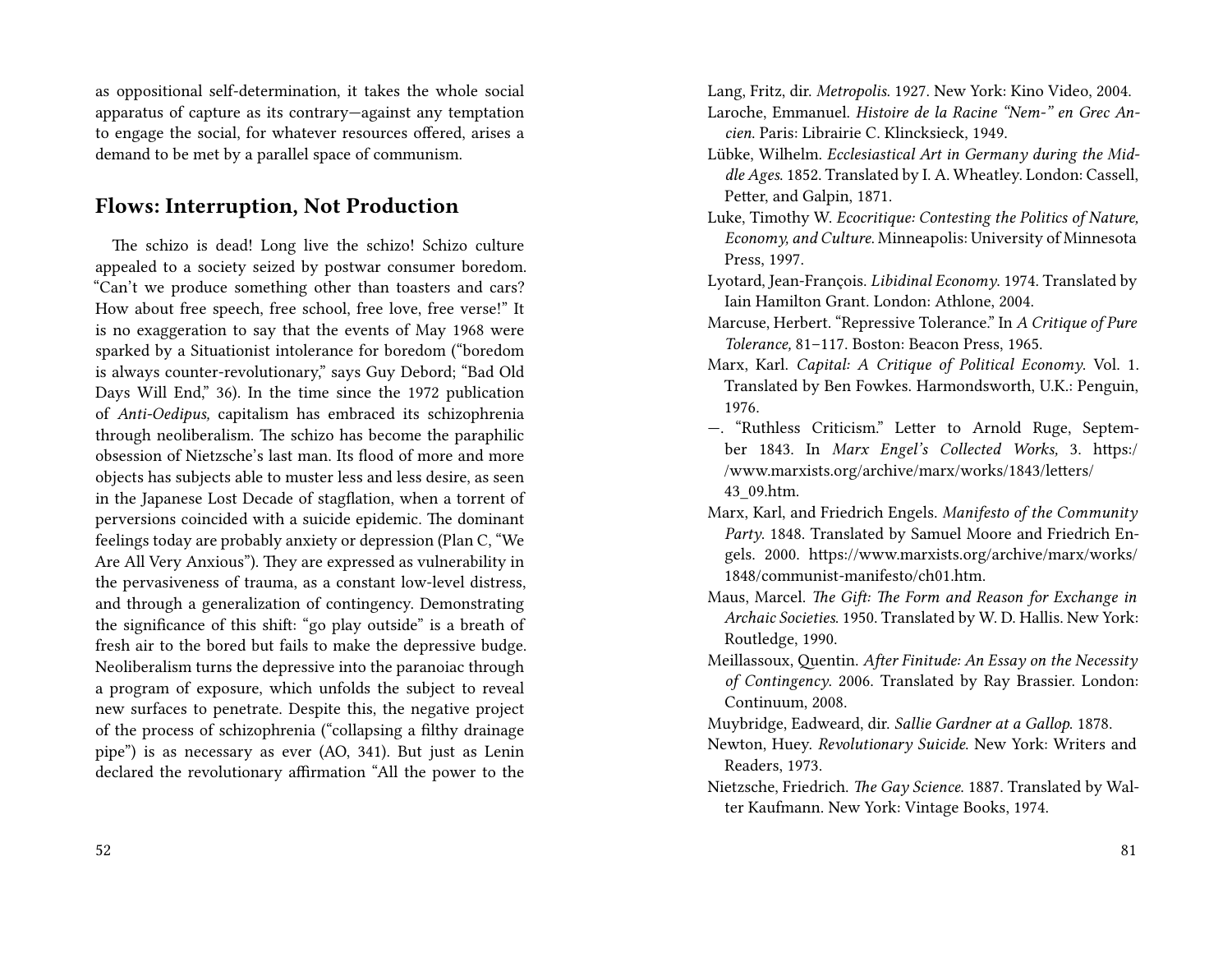as oppositional self-determination, it takes the whole social apparatus of capture as its contrary—against any temptation to engage the social, for whatever resources offered, arises a demand to be met by a parallel space of communism.

## Flows: Interruption, Not Production

The schizo is dead! Long live the schizo! Schizo culture appealed to a society seized by postwar consumer boredom. "Can't we produce something other than toasters and cars? How about free speech, free school, free love, free verse!" It is no exaggeration to say that the events of May 1968 were sparked by a Situationist intolerance for boredom ("boredom is always counter-revolutionary," says Guy Debord; "Bad Old Days Will End," 36). In the time since the 1972 publication of *Anti-Oedipus,* capitalism has embraced its schizophrenia through neoliberalism. The schizo has become the paraphilic obsession of Nietzsche's last man. Its flood of more and more objects has subjects able to muster less and less desire, as seen in the Japanese Lost Decade of stagflation, when a torrent of perversions coincided with a suicide epidemic. The dominant feelings today are probably anxiety or depression (Plan C, "We Are All Very Anxious"). They are expressed as vulnerability in the pervasiveness of trauma, as a constant low-level distress, and through a generalization of contingency. Demonstrating the significance of this shift: "go play outside" is a breath of fresh air to the bored but fails to make the depressive budge. Neoliberalism turns the depressive into the paranoiac through a program of exposure, which unfolds the subject to reveal new surfaces to penetrate. Despite this, the negative project of the process of schizophrenia ("collapsing a filthy drainage pipe") is as necessary as ever (AO, 341). But just as Lenin declared the revolutionary affirmation "All the power to the

Lang, Fritz, dir. *Metropolis.* 1927. New York: Kino Video, 2004.

Laroche, Emmanuel. *Histoire de la Racine "Nem-" en Grec Ancien.* Paris: Librairie C. Klincksieck, 1949.

Lübke, Wilhelm. *Ecclesiastical Art in Germany during the Middle Ages.* 1852. Translated by I. A. Wheatley. London: Cassell, Petter, and Galpin, 1871.

Luke, Timothy W. *Ecocritique: Contesting the Politics of Nature, Economy, and Culture.* Minneapolis: University of Minnesota Press, 1997.

Lyotard, Jean-François. *Libidinal Economy.* 1974. Translated by Iain Hamilton Grant. London: Athlone, 2004.

Marcuse, Herbert. "Repressive Tolerance." In *A Critique of Pure Tolerance,* 81–117. Boston: Beacon Press, 1965.

Marx, Karl. *Capital: A Critique of Political Economy.* Vol. 1. Translated by Ben Fowkes. Harmondsworth, U.K.: Penguin, 1976.

—. "Ruthless Criticism." Letter to Arnold Ruge, September 1843. In *Marx Engel's Collected Works,* 3. https://www.marxists.org/archive/marx/works/1843/letters/43_09.htm.

Marx, Karl, and Friedrich Engels. *Manifesto of the Community Party.* 1848. Translated by Samuel Moore and Friedrich Engels. 2000. https://www.marxists.org/archive/marx/works/1848/communist-manifesto/ch01.htm.

Maus, Marcel. *The Gift: The Form and Reason for Exchange in Archaic Societies.* 1950. Translated by W. D. Hallis. New York: Routledge, 1990.

Meillassoux, Quentin. *After Finitude: An Essay on the Necessity of Contingency.* 2006. Translated by Ray Brassier. London: Continuum, 2008.

Muybridge, Eadweard, dir. *Sallie Gardner at a Gallop.* 1878.

Newton, Huey. *Revolutionary Suicide.* New York: Writers and Readers, 1973.

Nietzsche, Friedrich. *The Gay Science.* 1887. Translated by Walter Kaufmann. New York: Vintage Books, 1974.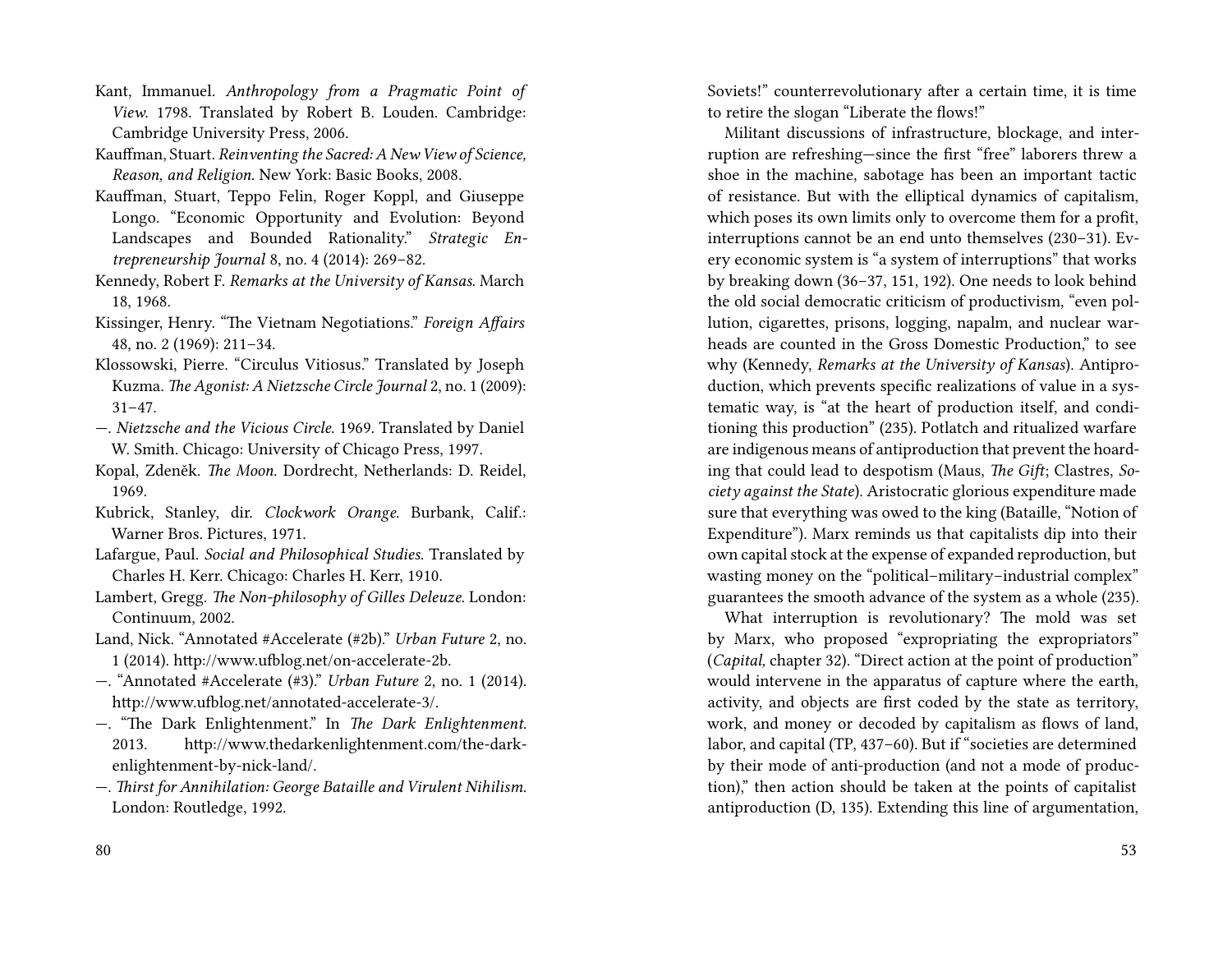Kant, Immanuel. *Anthropology from a Pragmatic Point of View.* 1798. Translated by Robert B. Louden. Cambridge: Cambridge University Press, 2006.

Kauffman, Stuart. *Reinventing the Sacred: A New View of Science, Reason, and Religion.* New York: Basic Books, 2008.

Kauffman, Stuart, Teppo Felin, Roger Koppl, and Giuseppe Longo. "Economic Opportunity and Evolution: Beyond Landscapes and Bounded Rationality." *Strategic Entrepreneurship Journal* 8, no. 4 (2014): 269–82.

Kennedy, Robert F. *Remarks at the University of Kansas.* March 18, 1968.

Kissinger, Henry. "The Vietnam Negotiations." *Foreign Affairs* 48, no. 2 (1969): 211–34.

Klossowski, Pierre. "Circulus Vitiosus." Translated by Joseph Kuzma. *The Agonist: A Nietzsche Circle Journal* 2, no. 1 (2009): 31–47.

—. *Nietzsche and the Vicious Circle.* 1969. Translated by Daniel W. Smith. Chicago: University of Chicago Press, 1997.

Kopal, Zdeněk. *The Moon.* Dordrecht, Netherlands: D. Reidel, 1969.

Kubrick, Stanley, dir. *Clockwork Orange.* Burbank, Calif.: Warner Bros. Pictures, 1971.

Lafargue, Paul. *Social and Philosophical Studies.* Translated by Charles H. Kerr. Chicago: Charles H. Kerr, 1910.

Lambert, Gregg. *The Non-philosophy of Gilles Deleuze.* London: Continuum, 2002.

Land, Nick. "Annotated #Accelerate (#2b)." *Urban Future* 2, no. 1 (2014). http://www.ufblog.net/on-accelerate-2b.

—. "Annotated #Accelerate (#3)." *Urban Future* 2, no. 1 (2014). http://www.ufblog.net/annotated-accelerate-3/.

—. "The Dark Enlightenment." In *The Dark Enlightenment.* 2013. http://www.thedarkenlightenment.com/the-dark-enlightenment-by-nick-land/.

—. *Thirst for Annihilation: George Bataille and Virulent Nihilism.* London: Routledge, 1992.

Soviets!" counterrevolutionary after a certain time, it is time to retire the slogan "Liberate the flows!"

Militant discussions of infrastructure, blockage, and interruption are refreshing—since the first "free" laborers threw a shoe in the machine, sabotage has been an important tactic of resistance. But with the elliptical dynamics of capitalism, which poses its own limits only to overcome them for a profit, interruptions cannot be an end unto themselves (230–31). Every economic system is "a system of interruptions" that works by breaking down (36–37, 151, 192). One needs to look behind the old social democratic criticism of productivism, "even pollution, cigarettes, prisons, logging, napalm, and nuclear warheads are counted in the Gross Domestic Production," to see why (Kennedy, *Remarks at the University of Kansas*). Antiproduction, which prevents specific realizations of value in a systematic way, is "at the heart of production itself, and conditioning this production" (235). Potlatch and ritualized warfare are indigenous means of antiproduction that prevent the hoarding that could lead to despotism (Maus, *The Gift*; Clastres, *Society against the State*). Aristocratic glorious expenditure made sure that everything was owed to the king (Bataille, "Notion of Expenditure"). Marx reminds us that capitalists dip into their own capital stock at the expense of expanded reproduction, but wasting money on the "political–military–industrial complex" guarantees the smooth advance of the system as a whole (235).

What interruption is revolutionary? The mold was set by Marx, who proposed "expropriating the expropriators" (*Capital*, chapter 32). "Direct action at the point of production" would intervene in the apparatus of capture where the earth, activity, and objects are first coded by the state as territory, work, and money or decoded by capitalism as flows of land, labor, and capital (TP, 437–60). But if "societies are determined by their mode of anti-production (and not a mode of production)," then action should be taken at the points of capitalist antiproduction (D, 135). Extending this line of argumentation,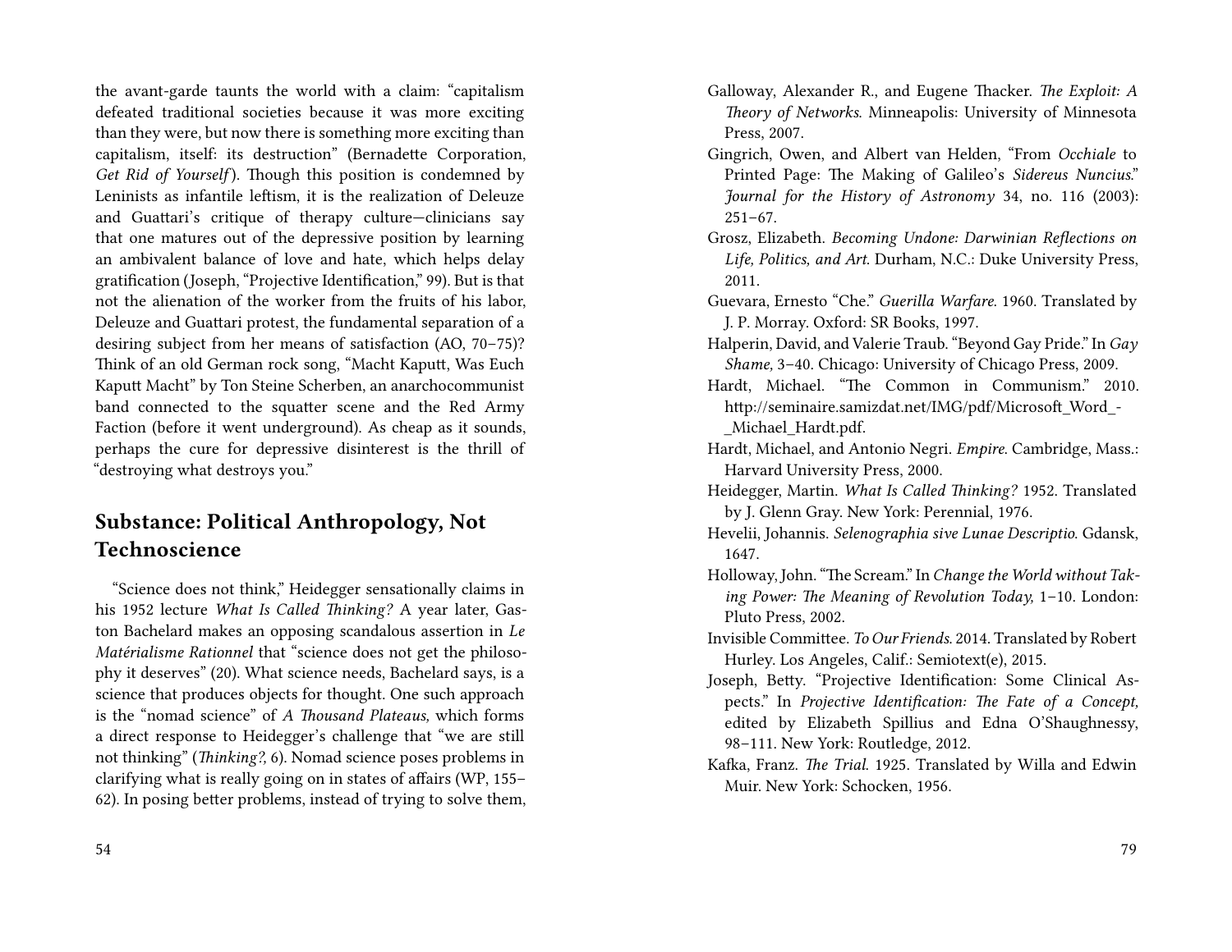the avant-garde taunts the world with a claim: "capitalism defeated traditional societies because it was more exciting than they were, but now there is something more exciting than capitalism, itself: its destruction" (Bernadette Corporation, *Get Rid of Yourself*). Though this position is condemned by Leninists as infantile leftism, it is the realization of Deleuze and Guattari's critique of therapy culture—clinicians say that one matures out of the depressive position by learning an ambivalent balance of love and hate, which helps delay gratification (Joseph, "Projective Identification," 99). But is that not the alienation of the worker from the fruits of his labor, Deleuze and Guattari protest, the fundamental separation of a desiring subject from her means of satisfaction (AO, 70–75)? Think of an old German rock song, "Macht Kaputt, Was Euch Kaputt Macht" by Ton Steine Scherben, an anarchocommunist band connected to the squatter scene and the Red Army Faction (before it went underground). As cheap as it sounds, perhaps the cure for depressive disinterest is the thrill of "destroying what destroys you."

## Substance: Political Anthropology, Not Technoscience

"Science does not think," Heidegger sensationally claims in his 1952 lecture *What Is Called Thinking?* A year later, Gaston Bachelard makes an opposing scandalous assertion in *Le Matérialisme Rationnel* that "science does not get the philosophy it deserves" (20). What science needs, Bachelard says, is a science that produces objects for thought. One such approach is the "nomad science" of *A Thousand Plateaus,* which forms a direct response to Heidegger's challenge that "we are still not thinking" (*Thinking?,* 6). Nomad science poses problems in clarifying what is really going on in states of affairs (WP, 155–62). In posing better problems, instead of trying to solve them,

Galloway, Alexander R., and Eugene Thacker. *The Exploit: A Theory of Networks.* Minneapolis: University of Minnesota Press, 2007.

Gingrich, Owen, and Albert van Helden, "From *Occhiale* to Printed Page: The Making of Galileo's *Sidereus Nuncius*." *Journal for the History of Astronomy* 34, no. 116 (2003): 251–67.

Grosz, Elizabeth. *Becoming Undone: Darwinian Reflections on Life, Politics, and Art.* Durham, N.C.: Duke University Press, 2011.

Guevara, Ernesto "Che." *Guerilla Warfare.* 1960. Translated by J. P. Morray. Oxford: SR Books, 1997.

Halperin, David, and Valerie Traub. "Beyond Gay Pride." In *Gay Shame,* 3–40. Chicago: University of Chicago Press, 2009.

Hardt, Michael. "The Common in Communism." 2010. http://seminaire.samizdat.net/IMG/pdf/Microsoft_Word_-_Michael_Hardt.pdf.

Hardt, Michael, and Antonio Negri. *Empire.* Cambridge, Mass.: Harvard University Press, 2000.

Heidegger, Martin. *What Is Called Thinking?* 1952. Translated by J. Glenn Gray. New York: Perennial, 1976.

Hevelii, Johannis. *Selenographia sive Lunae Descriptio.* Gdansk, 1647.

Holloway, John. "The Scream." In *Change the World without Taking Power: The Meaning of Revolution Today,* 1–10. London: Pluto Press, 2002.

Invisible Committee. *To Our Friends.* 2014. Translated by Robert Hurley. Los Angeles, Calif.: Semiotext(e), 2015.

Joseph, Betty. "Projective Identification: Some Clinical Aspects." In *Projective Identification: The Fate of a Concept,* edited by Elizabeth Spillius and Edna O'Shaughnessy, 98–111. New York: Routledge, 2012.

Kafka, Franz. *The Trial.* 1925. Translated by Willa and Edwin Muir. New York: Schocken, 1956.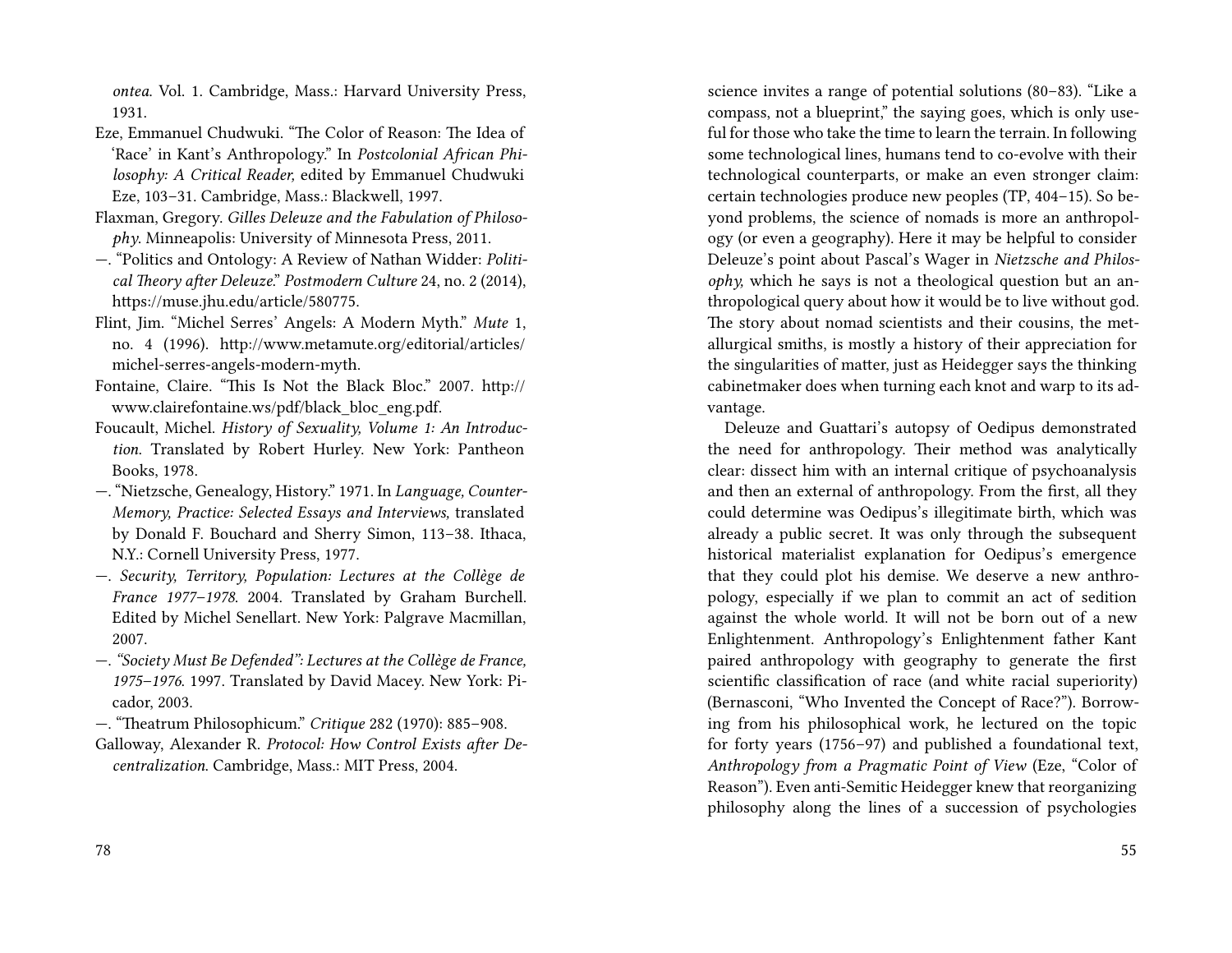*ontea.* Vol. 1. Cambridge, Mass.: Harvard University Press, 1931.

Eze, Emmanuel Chudwuki. "The Color of Reason: The Idea of 'Race' in Kant's Anthropology." In *Postcolonial African Philosophy: A Critical Reader,* edited by Emmanuel Chudwuki Eze, 103–31. Cambridge, Mass.: Blackwell, 1997.

Flaxman, Gregory. *Gilles Deleuze and the Fabulation of Philosophy.* Minneapolis: University of Minnesota Press, 2011.

—. "Politics and Ontology: A Review of Nathan Widder: *Political Theory after Deleuze.*" *Postmodern Culture* 24, no. 2 (2014), https://muse.jhu.edu/article/580775.

Flint, Jim. "Michel Serres' Angels: A Modern Myth." *Mute* 1, no. 4 (1996). http://www.metamute.org/editorial/articles/michel-serres-angels-modern-myth.

Fontaine, Claire. "This Is Not the Black Bloc." 2007. http://www.clairefontaine.ws/pdf/black_bloc_eng.pdf.

Foucault, Michel. *History of Sexuality, Volume 1: An Introduction.* Translated by Robert Hurley. New York: Pantheon Books, 1978.

—. "Nietzsche, Genealogy, History." 1971. In *Language, Counter-Memory, Practice: Selected Essays and Interviews,* translated by Donald F. Bouchard and Sherry Simon, 113–38. Ithaca, N.Y.: Cornell University Press, 1977.

—. *Security, Territory, Population: Lectures at the Collège de France 1977–1978.* 2004. Translated by Graham Burchell. Edited by Michel Senellart. New York: Palgrave Macmillan, 2007.

—. *"Society Must Be Defended": Lectures at the Collège de France, 1975–1976.* 1997. Translated by David Macey. New York: Picador, 2003.

—. "Theatrum Philosophicum." *Critique* 282 (1970): 885–908.

Galloway, Alexander R. *Protocol: How Control Exists after Decentralization.* Cambridge, Mass.: MIT Press, 2004.

science invites a range of potential solutions (80–83). "Like a compass, not a blueprint," the saying goes, which is only useful for those who take the time to learn the terrain. In following some technological lines, humans tend to co-evolve with their technological counterparts, or make an even stronger claim: certain technologies produce new peoples (TP, 404–15). So beyond problems, the science of nomads is more an anthropology (or even a geography). Here it may be helpful to consider Deleuze's point about Pascal's Wager in *Nietzsche and Philosophy,* which he says is not a theological question but an anthropological query about how it would be to live without god. The story about nomad scientists and their cousins, the metallurgical smiths, is mostly a history of their appreciation for the singularities of matter, just as Heidegger says the thinking cabinetmaker does when turning each knot and warp to its advantage.

Deleuze and Guattari's autopsy of Oedipus demonstrated the need for anthropology. Their method was analytically clear: dissect him with an internal critique of psychoanalysis and then an external of anthropology. From the first, all they could determine was Oedipus's illegitimate birth, which was already a public secret. It was only through the subsequent historical materialist explanation for Oedipus's emergence that they could plot his demise. We deserve a new anthropology, especially if we plan to commit an act of sedition against the whole world. It will not be born out of a new Enlightenment. Anthropology's Enlightenment father Kant paired anthropology with geography to generate the first scientific classification of race (and white racial superiority) (Bernasconi, "Who Invented the Concept of Race?"). Borrowing from his philosophical work, he lectured on the topic for forty years (1756–97) and published a foundational text, *Anthropology from a Pragmatic Point of View* (Eze, "Color of Reason"). Even anti-Semitic Heidegger knew that reorganizing philosophy along the lines of a succession of psychologies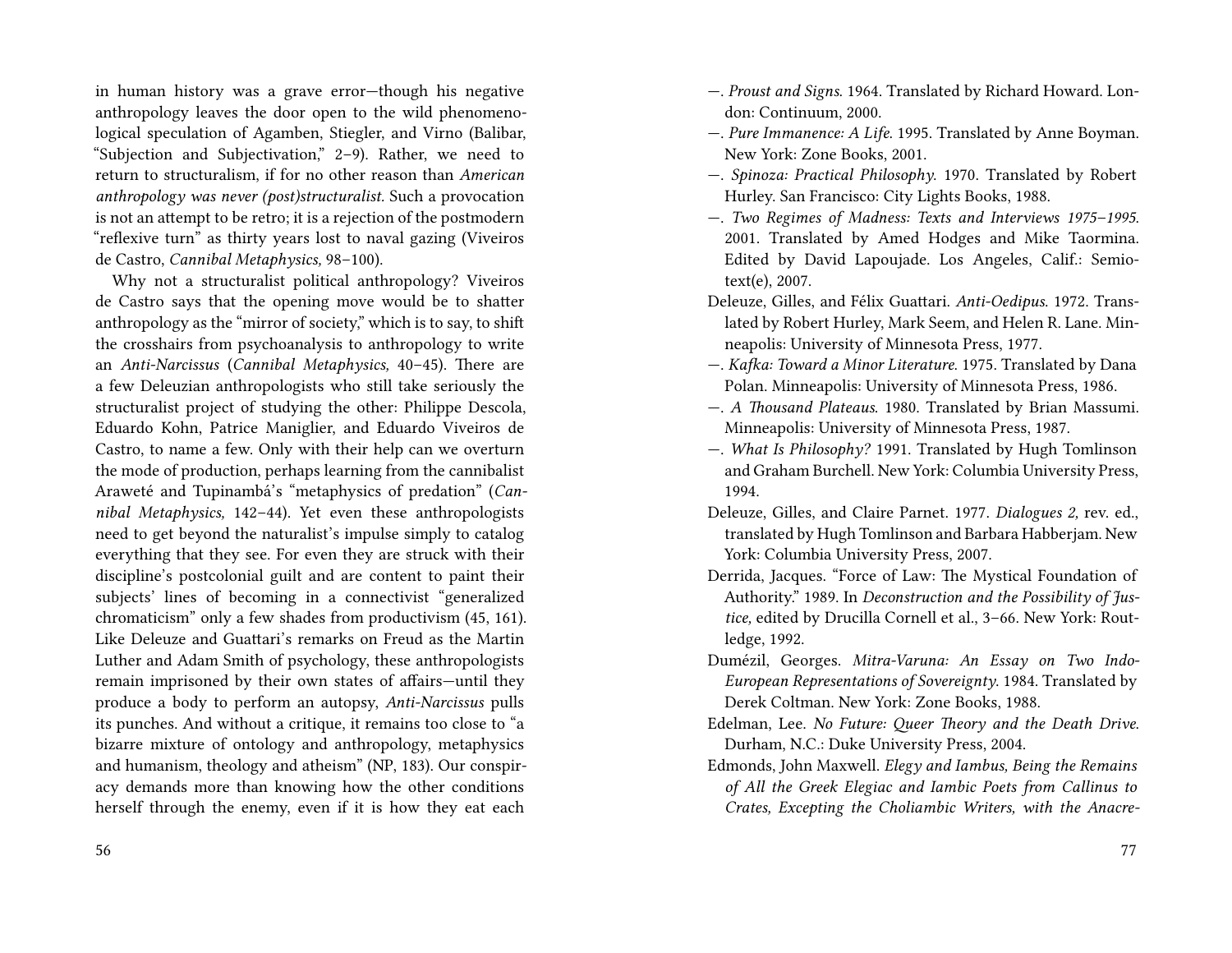in human history was a grave error—though his negative anthropology leaves the door open to the wild phenomenological speculation of Agamben, Stiegler, and Virno (Balibar, "Subjection and Subjectivation," 2–9). Rather, we need to return to structuralism, if for no other reason than *American anthropology was never (post)structuralist*. Such a provocation is not an attempt to be retro; it is a rejection of the postmodern "reflexive turn" as thirty years lost to naval gazing (Viveiros de Castro, *Cannibal Metaphysics,* 98–100).

Why not a structuralist political anthropology? Viveiros de Castro says that the opening move would be to shatter anthropology as the "mirror of society," which is to say, to shift the crosshairs from psychoanalysis to anthropology to write an *Anti-Narcissus* (*Cannibal Metaphysics,* 40–45). There are a few Deleuzian anthropologists who still take seriously the structuralist project of studying the other: Philippe Descola, Eduardo Kohn, Patrice Maniglier, and Eduardo Viveiros de Castro, to name a few. Only with their help can we overturn the mode of production, perhaps learning from the cannibalist Araweté and Tupinambá's "metaphysics of predation" (*Cannibal Metaphysics,* 142–44). Yet even these anthropologists need to get beyond the naturalist's impulse simply to catalog everything that they see. For even they are struck with their discipline's postcolonial guilt and are content to paint their subjects' lines of becoming in a connectivist "generalized chromaticism" only a few shades from productivism (45, 161). Like Deleuze and Guattari's remarks on Freud as the Martin Luther and Adam Smith of psychology, these anthropologists remain imprisoned by their own states of affairs—until they produce a body to perform an autopsy, *Anti-Narcissus* pulls its punches. And without a critique, it remains too close to "a bizarre mixture of ontology and anthropology, metaphysics and humanism, theology and atheism" (NP, 183). Our conspiracy demands more than knowing how the other conditions herself through the enemy, even if it is how they eat each

—. *Proust and Signs.* 1964. Translated by Richard Howard. London: Continuum, 2000.

—. *Pure Immanence: A Life.* 1995. Translated by Anne Boyman. New York: Zone Books, 2001.

—. *Spinoza: Practical Philosophy.* 1970. Translated by Robert Hurley. San Francisco: City Lights Books, 1988.

—. *Two Regimes of Madness: Texts and Interviews 1975–1995.* 2001. Translated by Amed Hodges and Mike Taormina. Edited by David Lapoujade. Los Angeles, Calif.: Semiotext(e), 2007.

Deleuze, Gilles, and Félix Guattari. *Anti-Oedipus.* 1972. Translated by Robert Hurley, Mark Seem, and Helen R. Lane. Minneapolis: University of Minnesota Press, 1977.

—. *Kafka: Toward a Minor Literature.* 1975. Translated by Dana Polan. Minneapolis: University of Minnesota Press, 1986.

—. *A Thousand Plateaus.* 1980. Translated by Brian Massumi. Minneapolis: University of Minnesota Press, 1987.

—. *What Is Philosophy?* 1991. Translated by Hugh Tomlinson and Graham Burchell. New York: Columbia University Press, 1994.

Deleuze, Gilles, and Claire Parnet. 1977. *Dialogues 2,* rev. ed., translated by Hugh Tomlinson and Barbara Habberjam. New York: Columbia University Press, 2007.

Derrida, Jacques. "Force of Law: The Mystical Foundation of Authority." 1989. In *Deconstruction and the Possibility of Justice,* edited by Drucilla Cornell et al., 3–66. New York: Routledge, 1992.

Dumézil, Georges. *Mitra-Varuna: An Essay on Two Indo-European Representations of Sovereignty.* 1984. Translated by Derek Coltman. New York: Zone Books, 1988.

Edelman, Lee. *No Future: Queer Theory and the Death Drive.* Durham, N.C.: Duke University Press, 2004.

Edmonds, John Maxwell. *Elegy and Iambus, Being the Remains of All the Greek Elegiac and Iambic Poets from Callinus to Crates, Excepting the Choliambic Writers, with the Anacre-*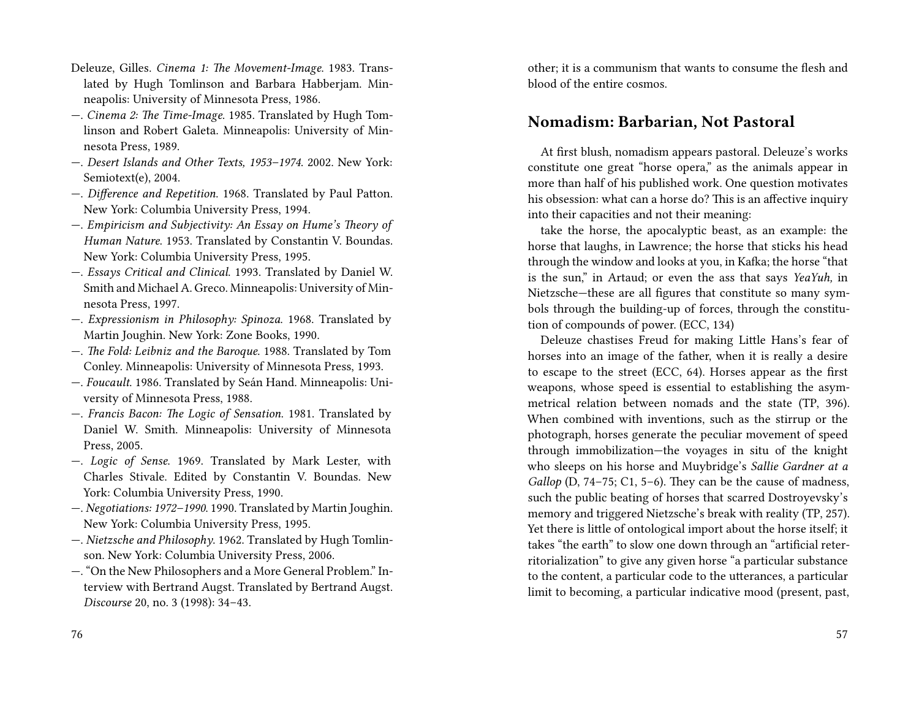Deleuze, Gilles. *Cinema 1: The Movement-Image*. 1983. Translated by Hugh Tomlinson and Barbara Habberjam. Minneapolis: University of Minnesota Press, 1986.

—. *Cinema 2: The Time-Image*. 1985. Translated by Hugh Tomlinson and Robert Galeta. Minneapolis: University of Minnesota Press, 1989.

—. *Desert Islands and Other Texts, 1953–1974*. 2002. New York: Semiotext(e), 2004.

—. *Difference and Repetition*. 1968. Translated by Paul Patton. New York: Columbia University Press, 1994.

—. *Empiricism and Subjectivity: An Essay on Hume's Theory of Human Nature*. 1953. Translated by Constantin V. Boundas. New York: Columbia University Press, 1995.

—. *Essays Critical and Clinical*. 1993. Translated by Daniel W. Smith and Michael A. Greco. Minneapolis: University of Minnesota Press, 1997.

—. *Expressionism in Philosophy: Spinoza*. 1968. Translated by Martin Joughin. New York: Zone Books, 1990.

—. *The Fold: Leibniz and the Baroque*. 1988. Translated by Tom Conley. Minneapolis: University of Minnesota Press, 1993.

—. *Foucault*. 1986. Translated by Seán Hand. Minneapolis: University of Minnesota Press, 1988.

—. *Francis Bacon: The Logic of Sensation*. 1981. Translated by Daniel W. Smith. Minneapolis: University of Minnesota Press, 2005.

—. *Logic of Sense*. 1969. Translated by Mark Lester, with Charles Stivale. Edited by Constantin V. Boundas. New York: Columbia University Press, 1990.

—. *Negotiations: 1972–1990*. 1990. Translated by Martin Joughin. New York: Columbia University Press, 1995.

—. *Nietzsche and Philosophy*. 1962. Translated by Hugh Tomlinson. New York: Columbia University Press, 2006.

—. "On the New Philosophers and a More General Problem." Interview with Bertrand Augst. Translated by Bertrand Augst. *Discourse* 20, no. 3 (1998): 34–43.

other; it is a communism that wants to consume the flesh and blood of the entire cosmos.

## Nomadism: Barbarian, Not Pastoral

At first blush, nomadism appears pastoral. Deleuze's works constitute one great "horse opera," as the animals appear in more than half of his published work. One question motivates his obsession: what can a horse do? This is an affective inquiry into their capacities and not their meaning:

take the horse, the apocalyptic beast, as an example: the horse that laughs, in Lawrence; the horse that sticks his head through the window and looks at you, in Kafka; the horse "that is the sun," in Artaud; or even the ass that says *YeaYuh,* in Nietzsche—these are all figures that constitute so many symbols through the building-up of forces, through the constitution of compounds of power. (ECC, 134)

Deleuze chastises Freud for making Little Hans's fear of horses into an image of the father, when it is really a desire to escape to the street (ECC, 64). Horses appear as the first weapons, whose speed is essential to establishing the asymmetrical relation between nomads and the state (TP, 396). When combined with inventions, such as the stirrup or the photograph, horses generate the peculiar movement of speed through immobilization—the voyages in situ of the knight who sleeps on his horse and Muybridge's *Sallie Gardner at a Gallop* (D, 74–75; C1, 5–6). They can be the cause of madness, such the public beating of horses that scarred Dostroyevsky's memory and triggered Nietzsche's break with reality (TP, 257). Yet there is little of ontological import about the horse itself; it takes "the earth" to slow one down through an "artificial reterritorialization" to give any given horse "a particular substance to the content, a particular code to the utterances, a particular limit to becoming, a particular indicative mood (present, past,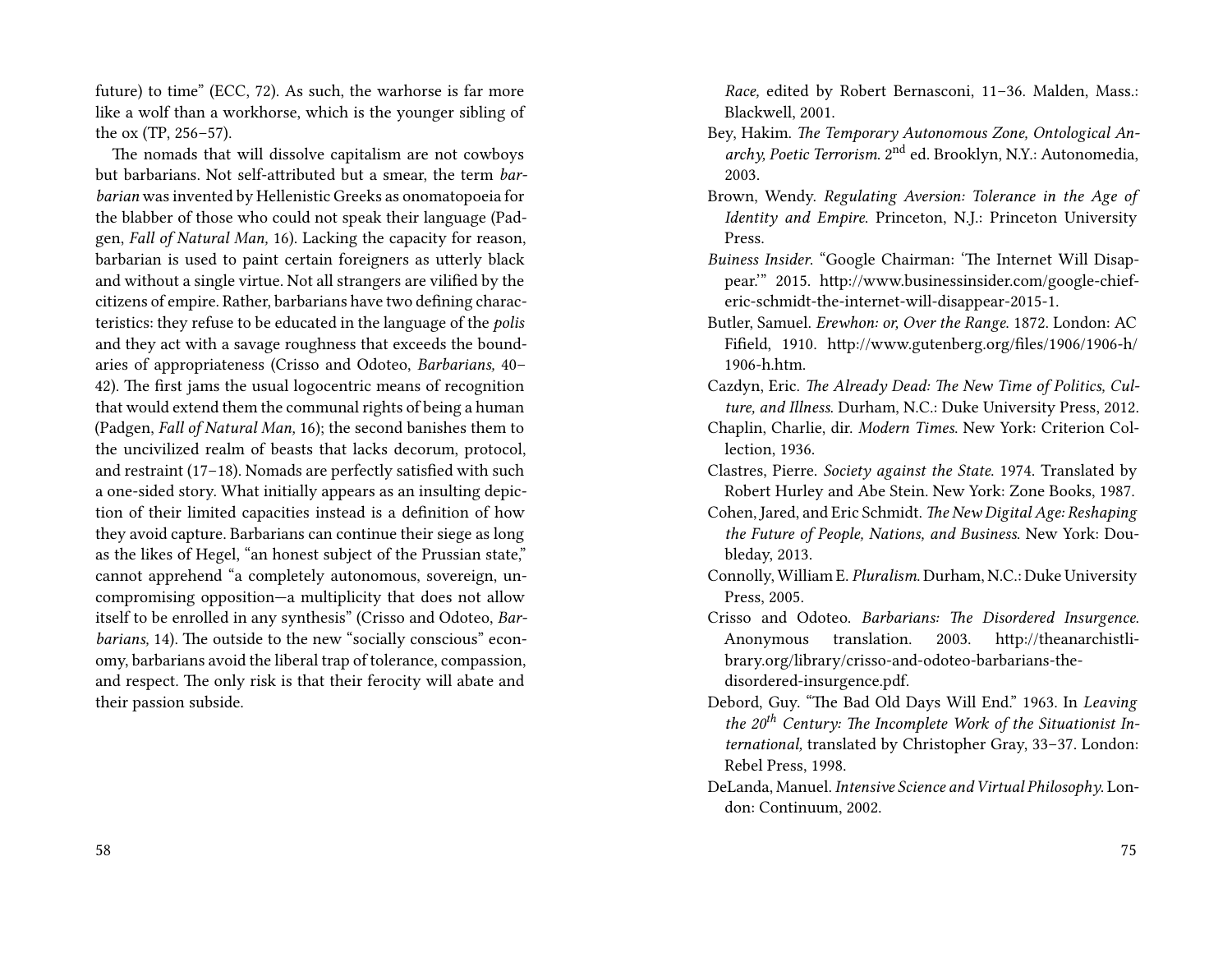future) to time" (ECC, 72). As such, the warhorse is far more like a wolf than a workhorse, which is the younger sibling of the ox (TP, 256–57).

The nomads that will dissolve capitalism are not cowboys but barbarians. Not self-attributed but a smear, the term *barbarian* was invented by Hellenistic Greeks as onomatopoeia for the blabber of those who could not speak their language (Padgen, *Fall of Natural Man,* 16). Lacking the capacity for reason, barbarian is used to paint certain foreigners as utterly black and without a single virtue. Not all strangers are vilified by the citizens of empire. Rather, barbarians have two defining characteristics: they refuse to be educated in the language of the *polis* and they act with a savage roughness that exceeds the boundaries of appropriateness (Crisso and Odoteo, *Barbarians,* 40–42). The first jams the usual logocentric means of recognition that would extend them the communal rights of being a human (Padgen, *Fall of Natural Man,* 16); the second banishes them to the uncivilized realm of beasts that lacks decorum, protocol, and restraint (17–18). Nomads are perfectly satisfied with such a one-sided story. What initially appears as an insulting depiction of their limited capacities instead is a definition of how they avoid capture. Barbarians can continue their siege as long as the likes of Hegel, "an honest subject of the Prussian state," cannot apprehend "a completely autonomous, sovereign, uncompromising opposition—a multiplicity that does not allow itself to be enrolled in any synthesis" (Crisso and Odoteo, *Barbarians,* 14). The outside to the new "socially conscious" economy, barbarians avoid the liberal trap of tolerance, compassion, and respect. The only risk is that their ferocity will abate and their passion subside.

*Race,* edited by Robert Bernasconi, 11–36. Malden, Mass.: Blackwell, 2001.

Bey, Hakim. *The Temporary Autonomous Zone, Ontological Anarchy, Poetic Terrorism.* 2nd ed. Brooklyn, N.Y.: Autonomedia, 2003.

Brown, Wendy. *Regulating Aversion: Tolerance in the Age of Identity and Empire.* Princeton, N.J.: Princeton University Press.

*Buiness Insider.* "Google Chairman: 'The Internet Will Disappear.'" 2015. http://www.businessinsider.com/google-chief-eric-schmidt-the-internet-will-disappear-2015-1.

Butler, Samuel. *Erewhon: or, Over the Range.* 1872. London: AC Fifield, 1910. http://www.gutenberg.org/files/1906/1906-h/1906-h.htm.

Cazdyn, Eric. *The Already Dead: The New Time of Politics, Culture, and Illness.* Durham, N.C.: Duke University Press, 2012.

Chaplin, Charlie, dir. *Modern Times.* New York: Criterion Collection, 1936.

Clastres, Pierre. *Society against the State.* 1974. Translated by Robert Hurley and Abe Stein. New York: Zone Books, 1987.

Cohen, Jared, and Eric Schmidt. *The New Digital Age: Reshaping the Future of People, Nations, and Business.* New York: Doubleday, 2013.

Connolly, William E. *Pluralism.* Durham, N.C.: Duke University Press, 2005.

Crisso and Odoteo. *Barbarians: The Disordered Insurgence.* Anonymous translation. 2003. http://theanarchistlibrary.org/library/crisso-and-odoteo-barbarians-the-disordered-insurgence.pdf.

Debord, Guy. "The Bad Old Days Will End." 1963. In *Leaving the 20th Century: The Incomplete Work of the Situationist International,* translated by Christopher Gray, 33–37. London: Rebel Press, 1998.

DeLanda, Manuel. *Intensive Science and Virtual Philosophy.* London: Continuum, 2002.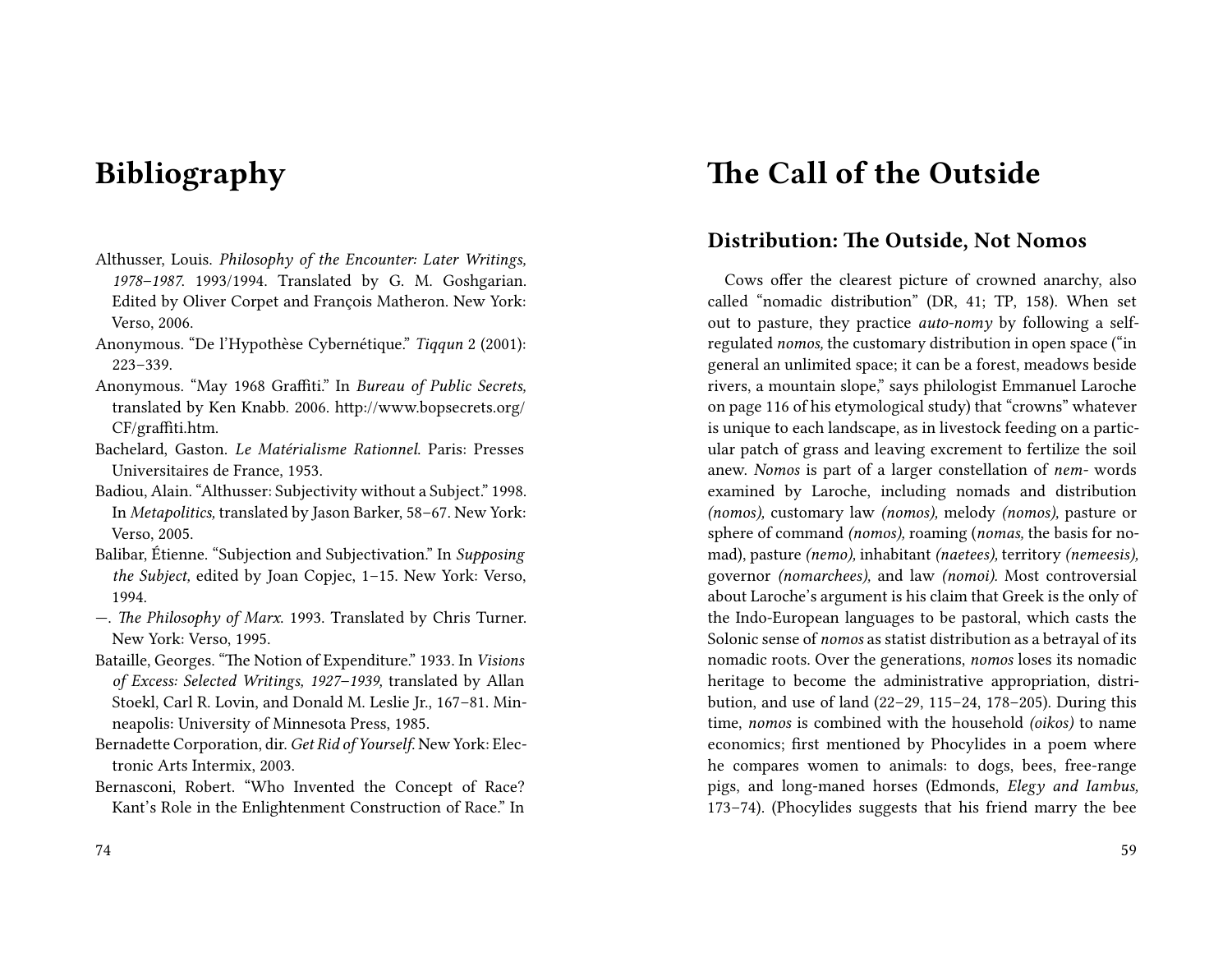# Bibliography

Althusser, Louis. *Philosophy of the Encounter: Later Writings, 1978–1987.* 1993/1994. Translated by G. M. Goshgarian. Edited by Oliver Corpet and François Matheron. New York: Verso, 2006.

Anonymous. "De l'Hypothèse Cybernétique." *Tiqqun* 2 (2001): 223–339.

Anonymous. "May 1968 Graffiti." In *Bureau of Public Secrets,* translated by Ken Knabb. 2006. http://www.bopsecrets.org/CF/graffiti.htm.

Bachelard, Gaston. *Le Matérialisme Rationnel.* Paris: Presses Universitaires de France, 1953.

Badiou, Alain. "Althusser: Subjectivity without a Subject." 1998. In *Metapolitics,* translated by Jason Barker, 58–67. New York: Verso, 2005.

Balibar, Étienne. "Subjection and Subjectivation." In *Supposing the Subject,* edited by Joan Copjec, 1–15. New York: Verso, 1994.

—. *The Philosophy of Marx.* 1993. Translated by Chris Turner. New York: Verso, 1995.

Bataille, Georges. "The Notion of Expenditure." 1933. In *Visions of Excess: Selected Writings, 1927–1939,* translated by Allan Stoekl, Carl R. Lovin, and Donald M. Leslie Jr., 167–81. Minneapolis: University of Minnesota Press, 1985.

Bernadette Corporation, dir. *Get Rid of Yourself.* New York: Electronic Arts Intermix, 2003.

Bernasconi, Robert. "Who Invented the Concept of Race? Kant's Role in the Enlightenment Construction of Race." In

# The Call of the Outside

## Distribution: The Outside, Not Nomos

Cows offer the clearest picture of crowned anarchy, also called "nomadic distribution" (DR, 41; TP, 158). When set out to pasture, they practice *auto-nomy* by following a self-regulated *nomos,* the customary distribution in open space ("in general an unlimited space; it can be a forest, meadows beside rivers, a mountain slope," says philologist Emmanuel Laroche on page 116 of his etymological study) that "crowns" whatever is unique to each landscape, as in livestock feeding on a particular patch of grass and leaving excrement to fertilize the soil anew. *Nomos* is part of a larger constellation of *nem-* words examined by Laroche, including nomads and distribution *(nomos),* customary law *(nomos),* melody *(nomos),* pasture or sphere of command *(nomos),* roaming (*nomas,* the basis for nomad), pasture *(nemo),* inhabitant *(naetees),* territory *(nemeesis),* governor *(nomarchees),* and law *(nomoi).* Most controversial about Laroche's argument is his claim that Greek is the only of the Indo-European languages to be pastoral, which casts the Solonic sense of *nomos* as statist distribution as a betrayal of its nomadic roots. Over the generations, *nomos* loses its nomadic heritage to become the administrative appropriation, distribution, and use of land (22–29, 115–24, 178–205). During this time, *nomos* is combined with the household *(oikos)* to name economics; first mentioned by Phocylides in a poem where he compares women to animals: to dogs, bees, free-range pigs, and long-maned horses (Edmonds, *Elegy and Iambus,* 173–74). (Phocylides suggests that his friend marry the bee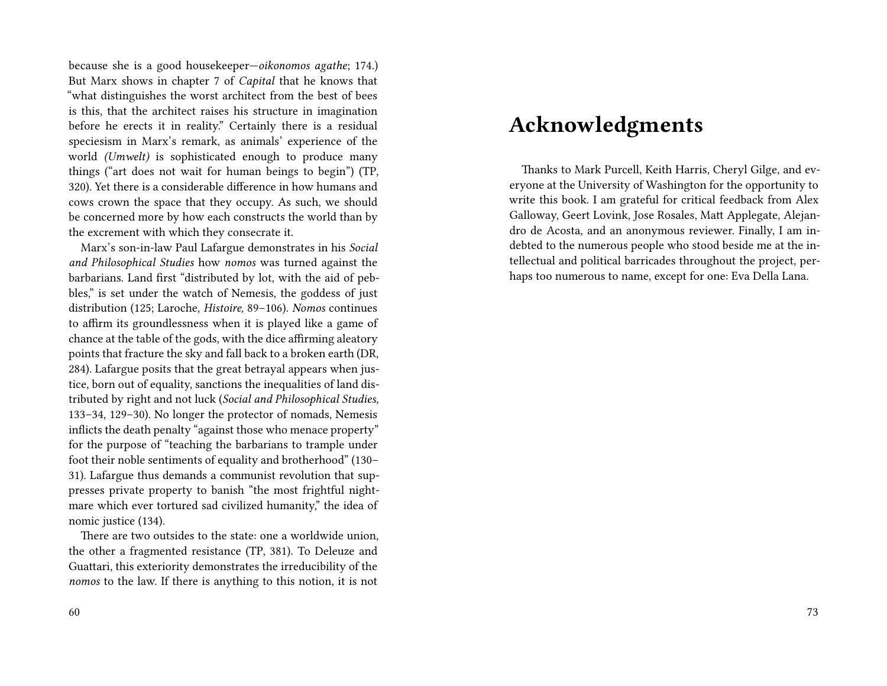because she is a good housekeeper—*oikonomos agathe*; 174.) But Marx shows in chapter 7 of *Capital* that he knows that "what distinguishes the worst architect from the best of bees is this, that the architect raises his structure in imagination before he erects it in reality." Certainly there is a residual speciesism in Marx's remark, as animals' experience of the world *(Umwelt)* is sophisticated enough to produce many things ("art does not wait for human beings to begin") (TP, 320). Yet there is a considerable difference in how humans and cows crown the space that they occupy. As such, we should be concerned more by how each constructs the world than by the excrement with which they consecrate it.

Marx's son-in-law Paul Lafargue demonstrates in his *Social and Philosophical Studies* how *nomos* was turned against the barbarians. Land first "distributed by lot, with the aid of pebbles," is set under the watch of Nemesis, the goddess of just distribution (125; Laroche, *Histoire,* 89–106). *Nomos* continues to affirm its groundlessness when it is played like a game of chance at the table of the gods, with the dice affirming aleatory points that fracture the sky and fall back to a broken earth (DR, 284). Lafargue posits that the great betrayal appears when justice, born out of equality, sanctions the inequalities of land distributed by right and not luck (*Social and Philosophical Studies,* 133–34, 129–30). No longer the protector of nomads, Nemesis inflicts the death penalty "against those who menace property" for the purpose of "teaching the barbarians to trample under foot their noble sentiments of equality and brotherhood" (130–31). Lafargue thus demands a communist revolution that suppresses private property to banish "the most frightful nightmare which ever tortured sad civilized humanity," the idea of nomic justice (134).

There are two outsides to the state: one a worldwide union, the other a fragmented resistance (TP, 381). To Deleuze and Guattari, this exteriority demonstrates the irreducibility of the *nomos* to the law. If there is anything to this notion, it is not

# Acknowledgments

Thanks to Mark Purcell, Keith Harris, Cheryl Gilge, and everyone at the University of Washington for the opportunity to write this book. I am grateful for critical feedback from Alex Galloway, Geert Lovink, Jose Rosales, Matt Applegate, Alejandro de Acosta, and an anonymous reviewer. Finally, I am indebted to the numerous people who stood beside me at the intellectual and political barricades throughout the project, perhaps too numerous to name, except for one: Eva Della Lana.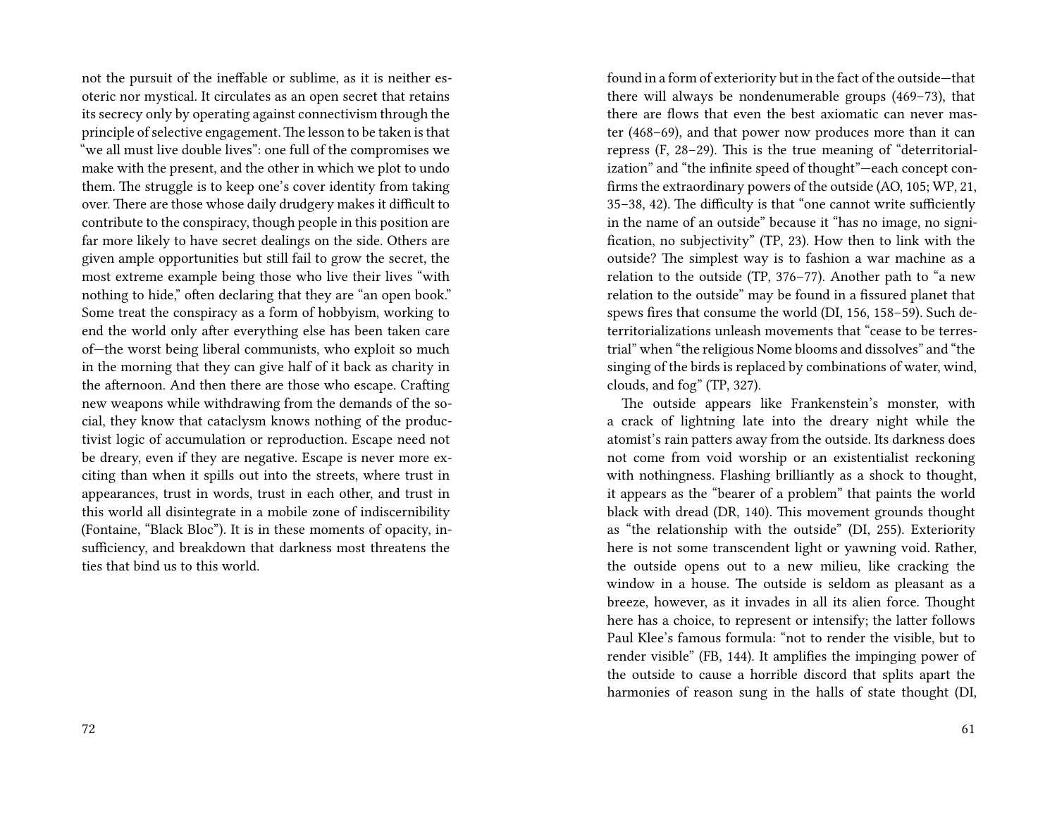not the pursuit of the ineffable or sublime, as it is neither esoteric nor mystical. It circulates as an open secret that retains its secrecy only by operating against connectivism through the principle of selective engagement. The lesson to be taken is that "we all must live double lives": one full of the compromises we make with the present, and the other in which we plot to undo them. The struggle is to keep one's cover identity from taking over. There are those whose daily drudgery makes it difficult to contribute to the conspiracy, though people in this position are far more likely to have secret dealings on the side. Others are given ample opportunities but still fail to grow the secret, the most extreme example being those who live their lives "with nothing to hide," often declaring that they are "an open book." Some treat the conspiracy as a form of hobbyism, working to end the world only after everything else has been taken care of—the worst being liberal communists, who exploit so much in the morning that they can give half of it back as charity in the afternoon. And then there are those who escape. Crafting new weapons while withdrawing from the demands of the social, they know that cataclysm knows nothing of the productivist logic of accumulation or reproduction. Escape need not be dreary, even if they are negative. Escape is never more exciting than when it spills out into the streets, where trust in appearances, trust in words, trust in each other, and trust in this world all disintegrate in a mobile zone of indiscernibility (Fontaine, "Black Bloc"). It is in these moments of opacity, insufficiency, and breakdown that darkness most threatens the ties that bind us to this world.

found in a form of exteriority but in the fact of the outside—that there will always be nondenumerable groups (469–73), that there are flows that even the best axiomatic can never master (468–69), and that power now produces more than it can repress (F, 28–29). This is the true meaning of "deterritorialization" and "the infinite speed of thought"—each concept confirms the extraordinary powers of the outside (AO, 105; WP, 21, 35–38, 42). The difficulty is that "one cannot write sufficiently in the name of an outside" because it "has no image, no signification, no subjectivity" (TP, 23). How then to link with the outside? The simplest way is to fashion a war machine as a relation to the outside (TP, 376–77). Another path to "a new relation to the outside" may be found in a fissured planet that spews fires that consume the world (DI, 156, 158–59). Such deterritorializations unleash movements that "cease to be terrestrial" when "the religious Nome blooms and dissolves" and "the singing of the birds is replaced by combinations of water, wind, clouds, and fog" (TP, 327).

The outside appears like Frankenstein's monster, with a crack of lightning late into the dreary night while the atomist's rain patters away from the outside. Its darkness does not come from void worship or an existentialist reckoning with nothingness. Flashing brilliantly as a shock to thought, it appears as the "bearer of a problem" that paints the world black with dread (DR, 140). This movement grounds thought as "the relationship with the outside" (DI, 255). Exteriority here is not some transcendent light or yawning void. Rather, the outside opens out to a new milieu, like cracking the window in a house. The outside is seldom as pleasant as a breeze, however, as it invades in all its alien force. Thought here has a choice, to represent or intensify; the latter follows Paul Klee's famous formula: "not to render the visible, but to render visible" (FB, 144). It amplifies the impinging power of the outside to cause a horrible discord that splits apart the harmonies of reason sung in the halls of state thought (DI,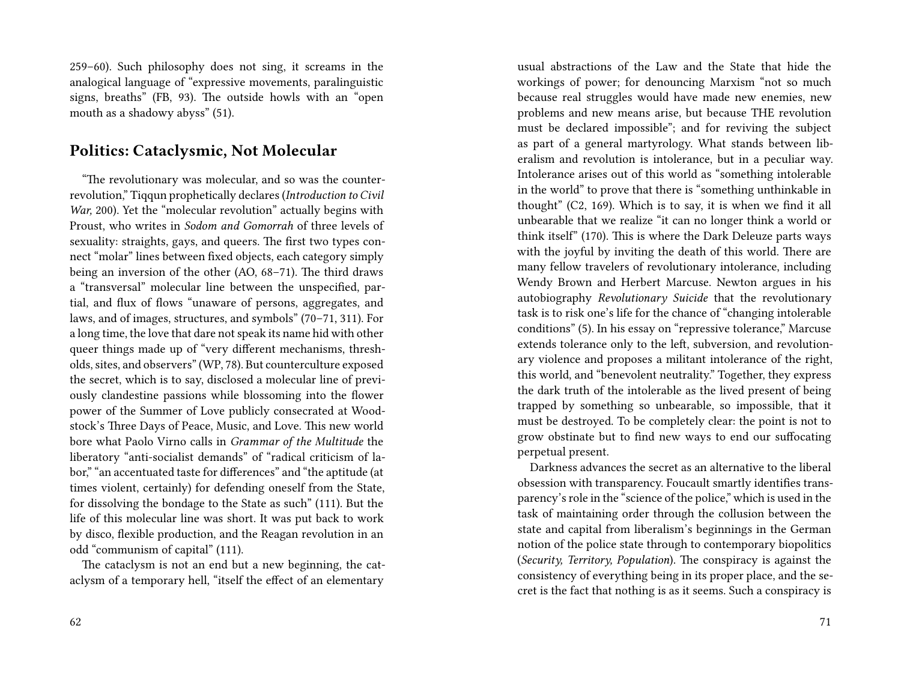259–60). Such philosophy does not sing, it screams in the analogical language of "expressive movements, paralinguistic signs, breaths" (FB, 93). The outside howls with an "open mouth as a shadowy abyss" (51).

## Politics: Cataclysmic, Not Molecular

"The revolutionary was molecular, and so was the counter-revolution," Tiqqun prophetically declares (*Introduction to Civil War,* 200). Yet the "molecular revolution" actually begins with Proust, who writes in *Sodom and Gomorrah* of three levels of sexuality: straights, gays, and queers. The first two types connect "molar" lines between fixed objects, each category simply being an inversion of the other (AO, 68–71). The third draws a "transversal" molecular line between the unspecified, partial, and flux of flows "unaware of persons, aggregates, and laws, and of images, structures, and symbols" (70–71, 311). For a long time, the love that dare not speak its name hid with other queer things made up of "very different mechanisms, thresholds, sites, and observers" (WP, 78). But counterculture exposed the secret, which is to say, disclosed a molecular line of previously clandestine passions while blossoming into the flower power of the Summer of Love publicly consecrated at Woodstock's Three Days of Peace, Music, and Love. This new world bore what Paolo Virno calls in *Grammar of the Multitude* the liberatory "anti-socialist demands" of "radical criticism of labor," "an accentuated taste for differences" and "the aptitude (at times violent, certainly) for defending oneself from the State, for dissolving the bondage to the State as such" (111). But the life of this molecular line was short. It was put back to work by disco, flexible production, and the Reagan revolution in an odd "communism of capital" (111).

The cataclysm is not an end but a new beginning, the cataclysm of a temporary hell, "itself the effect of an elementary

usual abstractions of the Law and the State that hide the workings of power; for denouncing Marxism "not so much because real struggles would have made new enemies, new problems and new means arise, but because THE revolution must be declared impossible"; and for reviving the subject as part of a general martyrology. What stands between liberalism and revolution is intolerance, but in a peculiar way. Intolerance arises out of this world as "something intolerable in the world" to prove that there is "something unthinkable in thought" (C2, 169). Which is to say, it is when we find it all unbearable that we realize "it can no longer think a world or think itself" (170). This is where the Dark Deleuze parts ways with the joyful by inviting the death of this world. There are many fellow travelers of revolutionary intolerance, including Wendy Brown and Herbert Marcuse. Newton argues in his autobiography *Revolutionary Suicide* that the revolutionary task is to risk one's life for the chance of "changing intolerable conditions" (5). In his essay on "repressive tolerance," Marcuse extends tolerance only to the left, subversion, and revolutionary violence and proposes a militant intolerance of the right, this world, and "benevolent neutrality." Together, they express the dark truth of the intolerable as the lived present of being trapped by something so unbearable, so impossible, that it must be destroyed. To be completely clear: the point is not to grow obstinate but to find new ways to end our suffocating perpetual present.

Darkness advances the secret as an alternative to the liberal obsession with transparency. Foucault smartly identifies transparency's role in the "science of the police," which is used in the task of maintaining order through the collusion between the state and capital from liberalism's beginnings in the German notion of the police state through to contemporary biopolitics (*Security, Territory, Population*). The conspiracy is against the consistency of everything being in its proper place, and the secret is the fact that nothing is as it seems. Such a conspiracy is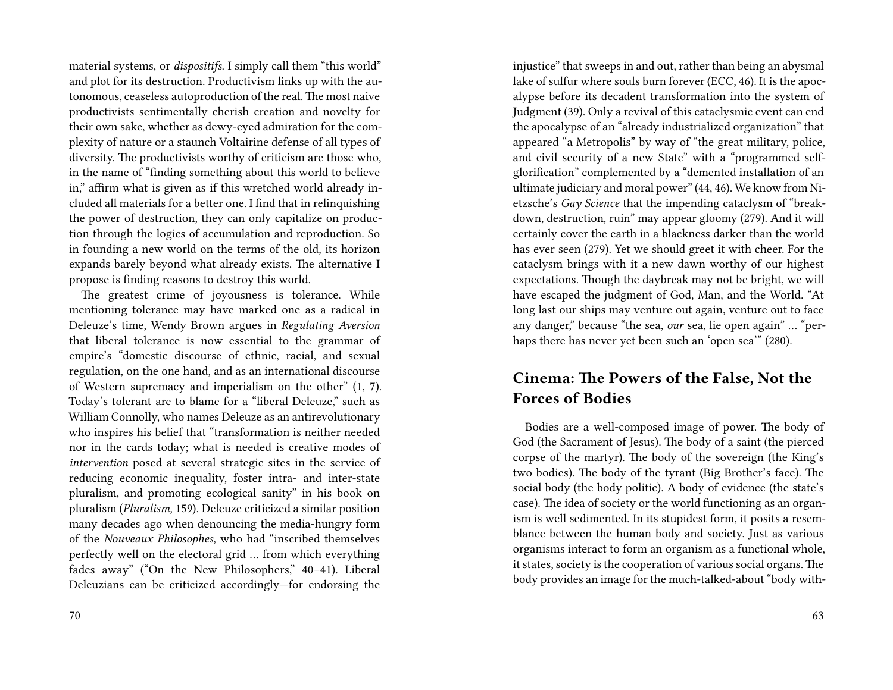material systems, or *dispositifs*. I simply call them "this world" and plot for its destruction. Productivism links up with the autonomous, ceaseless autoproduction of the real. The most naive productivists sentimentally cherish creation and novelty for their own sake, whether as dewy-eyed admiration for the complexity of nature or a staunch Voltairine defense of all types of diversity. The productivists worthy of criticism are those who, in the name of "finding something about this world to believe in," affirm what is given as if this wretched world already included all materials for a better one. I find that in relinquishing the power of destruction, they can only capitalize on production through the logics of accumulation and reproduction. So in founding a new world on the terms of the old, its horizon expands barely beyond what already exists. The alternative I propose is finding reasons to destroy this world.

The greatest crime of joyousness is tolerance. While mentioning tolerance may have marked one as a radical in Deleuze's time, Wendy Brown argues in *Regulating Aversion* that liberal tolerance is now essential to the grammar of empire's "domestic discourse of ethnic, racial, and sexual regulation, on the one hand, and as an international discourse of Western supremacy and imperialism on the other" (1, 7). Today's tolerant are to blame for a "liberal Deleuze," such as William Connolly, who names Deleuze as an antirevolutionary who inspires his belief that "transformation is neither needed nor in the cards today; what is needed is creative modes of *intervention* posed at several strategic sites in the service of reducing economic inequality, foster intra- and inter-state pluralism, and promoting ecological sanity" in his book on pluralism (*Pluralism,* 159). Deleuze criticized a similar position many decades ago when denouncing the media-hungry form of the *Nouveaux Philosophes,* who had "inscribed themselves perfectly well on the electoral grid … from which everything fades away" ("On the New Philosophers," 40–41). Liberal Deleuzians can be criticized accordingly—for endorsing the

injustice" that sweeps in and out, rather than being an abysmal lake of sulfur where souls burn forever (ECC, 46). It is the apocalypse before its decadent transformation into the system of Judgment (39). Only a revival of this cataclysmic event can end the apocalypse of an "already industrialized organization" that appeared "a Metropolis" by way of "the great military, police, and civil security of a new State" with a "programmed self-glorification" complemented by a "demented installation of an ultimate judiciary and moral power" (44, 46). We know from Nietzsche's *Gay Science* that the impending cataclysm of "breakdown, destruction, ruin" may appear gloomy (279). And it will certainly cover the earth in a blackness darker than the world has ever seen (279). Yet we should greet it with cheer. For the cataclysm brings with it a new dawn worthy of our highest expectations. Though the daybreak may not be bright, we will have escaped the judgment of God, Man, and the World. "At long last our ships may venture out again, venture out to face any danger," because "the sea, *our* sea, lie open again" … "perhaps there has never yet been such an 'open sea'" (280).

## Cinema: The Powers of the False, Not the Forces of Bodies

Bodies are a well-composed image of power. The body of God (the Sacrament of Jesus). The body of a saint (the pierced corpse of the martyr). The body of the sovereign (the King's two bodies). The body of the tyrant (Big Brother's face). The social body (the body politic). A body of evidence (the state's case). The idea of society or the world functioning as an organism is well sedimented. In its stupidest form, it posits a resemblance between the human body and society. Just as various organisms interact to form an organism as a functional whole, it states, society is the cooperation of various social organs. The body provides an image for the much-talked-about "body with-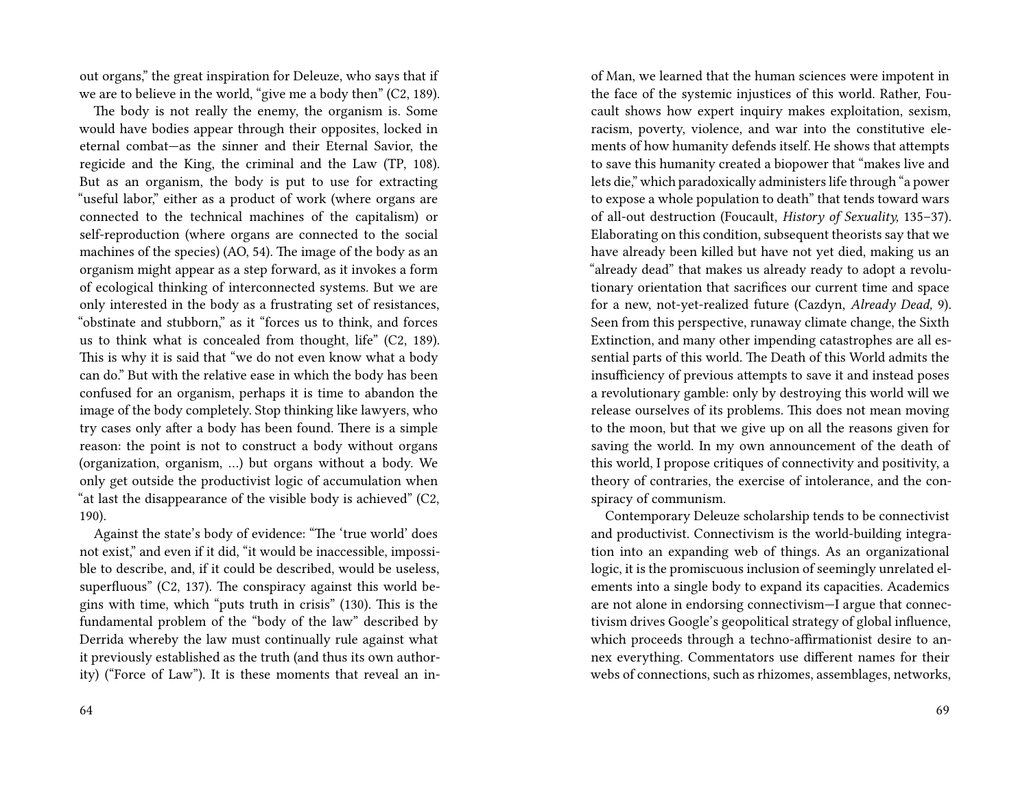out organs," the great inspiration for Deleuze, who says that if we are to believe in the world, "give me a body then" (C2, 189).

The body is not really the enemy, the organism is. Some would have bodies appear through their opposites, locked in eternal combat—as the sinner and their Eternal Savior, the regicide and the King, the criminal and the Law (TP, 108). But as an organism, the body is put to use for extracting "useful labor," either as a product of work (where organs are connected to the technical machines of the capitalism) or self-reproduction (where organs are connected to the social machines of the species) (AO, 54). The image of the body as an organism might appear as a step forward, as it invokes a form of ecological thinking of interconnected systems. But we are only interested in the body as a frustrating set of resistances, "obstinate and stubborn," as it "forces us to think, and forces us to think what is concealed from thought, life" (C2, 189). This is why it is said that "we do not even know what a body can do." But with the relative ease in which the body has been confused for an organism, perhaps it is time to abandon the image of the body completely. Stop thinking like lawyers, who try cases only after a body has been found. There is a simple reason: the point is not to construct a body without organs (organization, organism, …) but organs without a body. We only get outside the productivist logic of accumulation when "at last the disappearance of the visible body is achieved" (C2, 190).

Against the state's body of evidence: "The 'true world' does not exist," and even if it did, "it would be inaccessible, impossible to describe, and, if it could be described, would be useless, superfluous" (C2, 137). The conspiracy against this world begins with time, which "puts truth in crisis" (130). This is the fundamental problem of the "body of the law" described by Derrida whereby the law must continually rule against what it previously established as the truth (and thus its own authority) ("Force of Law"). It is these moments that reveal an in-

of Man, we learned that the human sciences were impotent in the face of the systemic injustices of this world. Rather, Foucault shows how expert inquiry makes exploitation, sexism, racism, poverty, violence, and war into the constitutive elements of how humanity defends itself. He shows that attempts to save this humanity created a biopower that "makes live and lets die," which paradoxically administers life through "a power to expose a whole population to death" that tends toward wars of all-out destruction (Foucault, *History of Sexuality,* 135–37). Elaborating on this condition, subsequent theorists say that we have already been killed but have not yet died, making us an "already dead" that makes us already ready to adopt a revolutionary orientation that sacrifices our current time and space for a new, not-yet-realized future (Cazdyn, *Already Dead,* 9). Seen from this perspective, runaway climate change, the Sixth Extinction, and many other impending catastrophes are all essential parts of this world. The Death of this World admits the insufficiency of previous attempts to save it and instead poses a revolutionary gamble: only by destroying this world will we release ourselves of its problems. This does not mean moving to the moon, but that we give up on all the reasons given for saving the world. In my own announcement of the death of this world, I propose critiques of connectivity and positivity, a theory of contraries, the exercise of intolerance, and the conspiracy of communism.

Contemporary Deleuze scholarship tends to be connectivist and productivist. Connectivism is the world-building integration into an expanding web of things. As an organizational logic, it is the promiscuous inclusion of seemingly unrelated elements into a single body to expand its capacities. Academics are not alone in endorsing connectivism—I argue that connectivism drives Google's geopolitical strategy of global influence, which proceeds through a techno-affirmationist desire to annex everything. Commentators use different names for their webs of connections, such as rhizomes, assemblages, networks,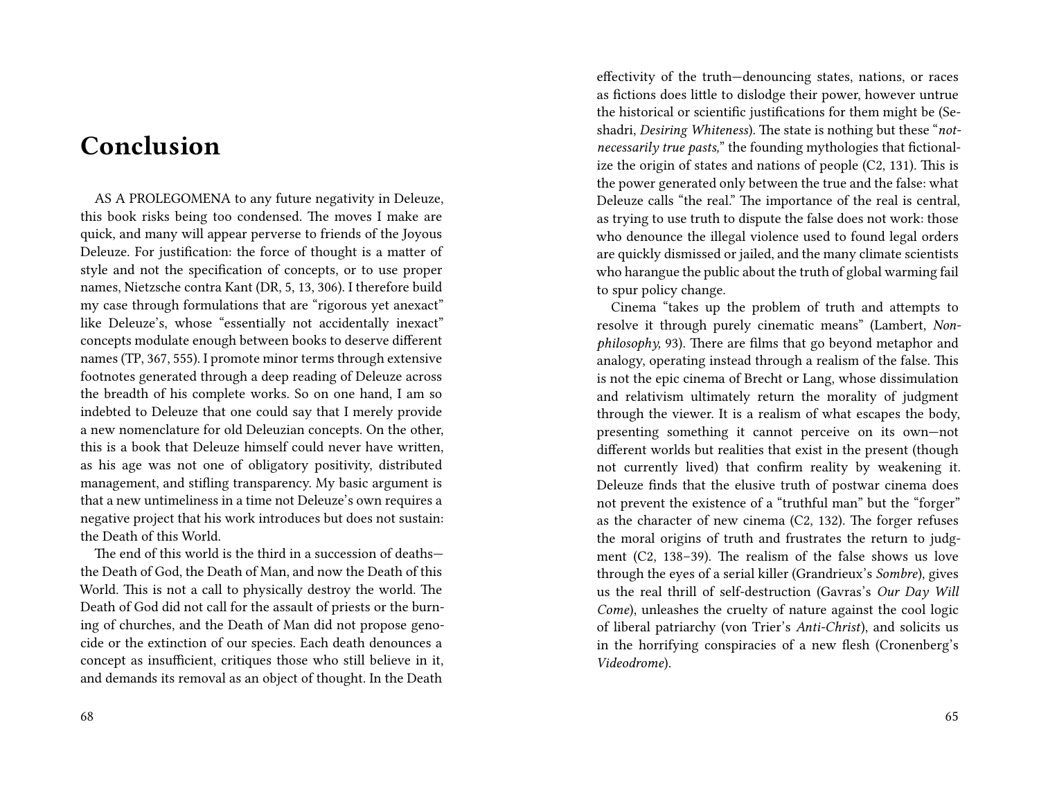# Conclusion

AS A PROLEGOMENA to any future negativity in Deleuze, this book risks being too condensed. The moves I make are quick, and many will appear perverse to friends of the Joyous Deleuze. For justification: the force of thought is a matter of style and not the specification of concepts, or to use proper names, Nietzsche contra Kant (DR, 5, 13, 306). I therefore build my case through formulations that are "rigorous yet anexact" like Deleuze's, whose "essentially not accidentally inexact" concepts modulate enough between books to deserve different names (TP, 367, 555). I promote minor terms through extensive footnotes generated through a deep reading of Deleuze across the breadth of his complete works. So on one hand, I am so indebted to Deleuze that one could say that I merely provide a new nomenclature for old Deleuzian concepts. On the other, this is a book that Deleuze himself could never have written, as his age was not one of obligatory positivity, distributed management, and stifling transparency. My basic argument is that a new untimeliness in a time not Deleuze's own requires a negative project that his work introduces but does not sustain: the Death of this World.

The end of this world is the third in a succession of deaths—the Death of God, the Death of Man, and now the Death of this World. This is not a call to physically destroy the world. The Death of God did not call for the assault of priests or the burning of churches, and the Death of Man did not propose genocide or the extinction of our species. Each death denounces a concept as insufficient, critiques those who still believe in it, and demands its removal as an object of thought. In the Death

effectivity of the truth—denouncing states, nations, or races as fictions does little to dislodge their power, however untrue the historical or scientific justifications for them might be (Seshadri, *Desiring Whiteness*). The state is nothing but these "*not-necessarily true pasts,*" the founding mythologies that fictionalize the origin of states and nations of people (C2, 131). This is the power generated only between the true and the false: what Deleuze calls "the real." The importance of the real is central, as trying to use truth to dispute the false does not work: those who denounce the illegal violence used to found legal orders are quickly dismissed or jailed, and the many climate scientists who harangue the public about the truth of global warming fail to spur policy change.

Cinema "takes up the problem of truth and attempts to resolve it through purely cinematic means" (Lambert, *Non-philosophy,* 93). There are films that go beyond metaphor and analogy, operating instead through a realism of the false. This is not the epic cinema of Brecht or Lang, whose dissimulation and relativism ultimately return the morality of judgment through the viewer. It is a realism of what escapes the body, presenting something it cannot perceive on its own—not different worlds but realities that exist in the present (though not currently lived) that confirm reality by weakening it. Deleuze finds that the elusive truth of postwar cinema does not prevent the existence of a "truthful man" but the "forger" as the character of new cinema (C2, 132). The forger refuses the moral origins of truth and frustrates the return to judgment (C2, 138–39). The realism of the false shows us love through the eyes of a serial killer (Grandrieux's *Sombre*), gives us the real thrill of self-destruction (Gavras's *Our Day Will Come*), unleashes the cruelty of nature against the cool logic of liberal patriarchy (von Trier's *Anti-Christ*), and solicits us in the horrifying conspiracies of a new flesh (Cronenberg's *Videodrome*).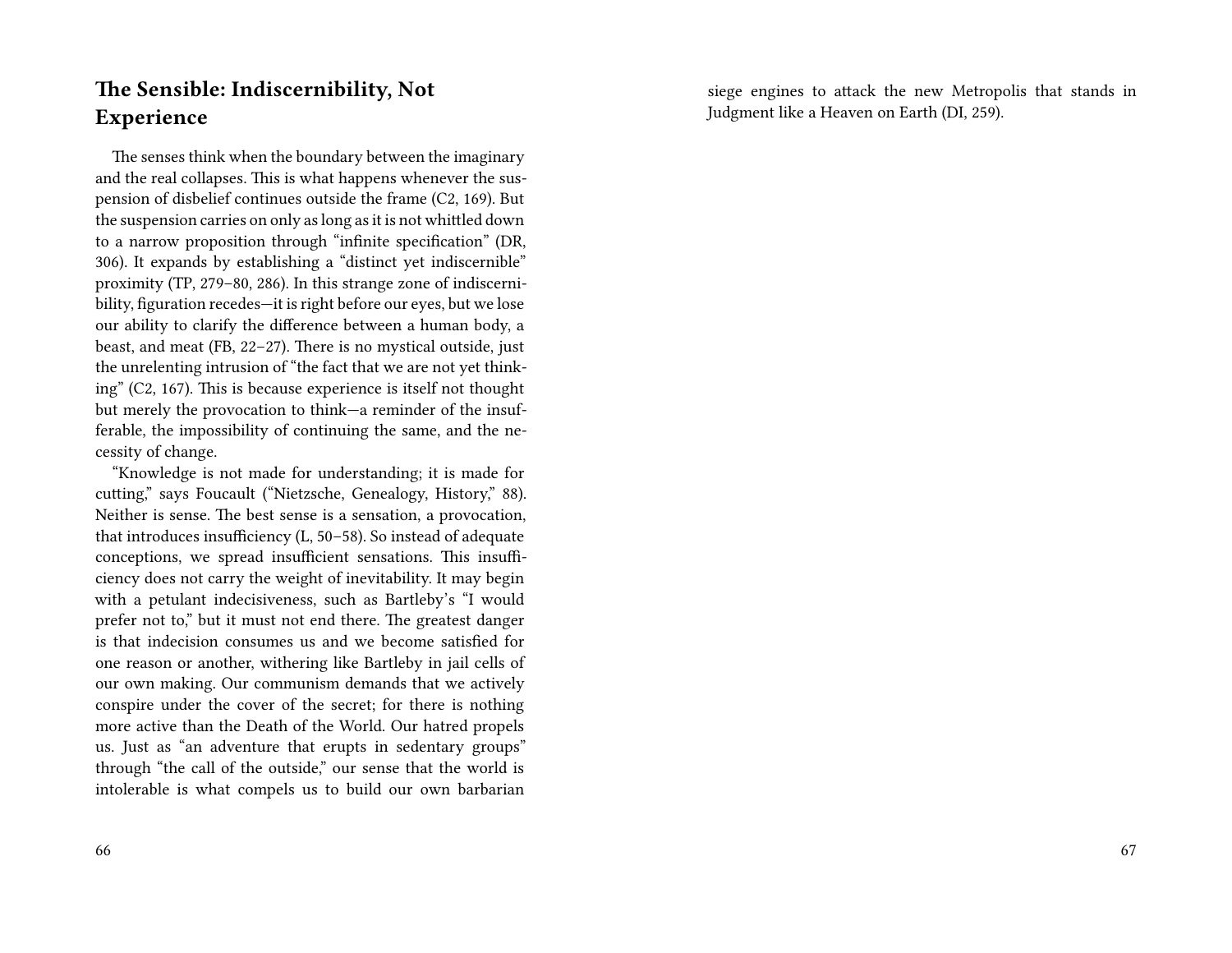## The Sensible: Indiscernibility, Not Experience

The senses think when the boundary between the imaginary and the real collapses. This is what happens whenever the suspension of disbelief continues outside the frame (C2, 169). But the suspension carries on only as long as it is not whittled down to a narrow proposition through "infinite specification" (DR, 306). It expands by establishing a "distinct yet indiscernible" proximity (TP, 279–80, 286). In this strange zone of indiscernibility, figuration recedes—it is right before our eyes, but we lose our ability to clarify the difference between a human body, a beast, and meat (FB, 22–27). There is no mystical outside, just the unrelenting intrusion of "the fact that we are not yet thinking" (C2, 167). This is because experience is itself not thought but merely the provocation to think—a reminder of the insufferable, the impossibility of continuing the same, and the necessity of change.

"Knowledge is not made for understanding; it is made for cutting," says Foucault ("Nietzsche, Genealogy, History," 88). Neither is sense. The best sense is a sensation, a provocation, that introduces insufficiency (L, 50–58). So instead of adequate conceptions, we spread insufficient sensations. This insufficiency does not carry the weight of inevitability. It may begin with a petulant indecisiveness, such as Bartleby's "I would prefer not to," but it must not end there. The greatest danger is that indecision consumes us and we become satisfied for one reason or another, withering like Bartleby in jail cells of our own making. Our communism demands that we actively conspire under the cover of the secret; for there is nothing more active than the Death of the World. Our hatred propels us. Just as "an adventure that erupts in sedentary groups" through "the call of the outside," our sense that the world is intolerable is what compels us to build our own barbarian siege engines to attack the new Metropolis that stands in Judgment like a Heaven on Earth (DI, 259).